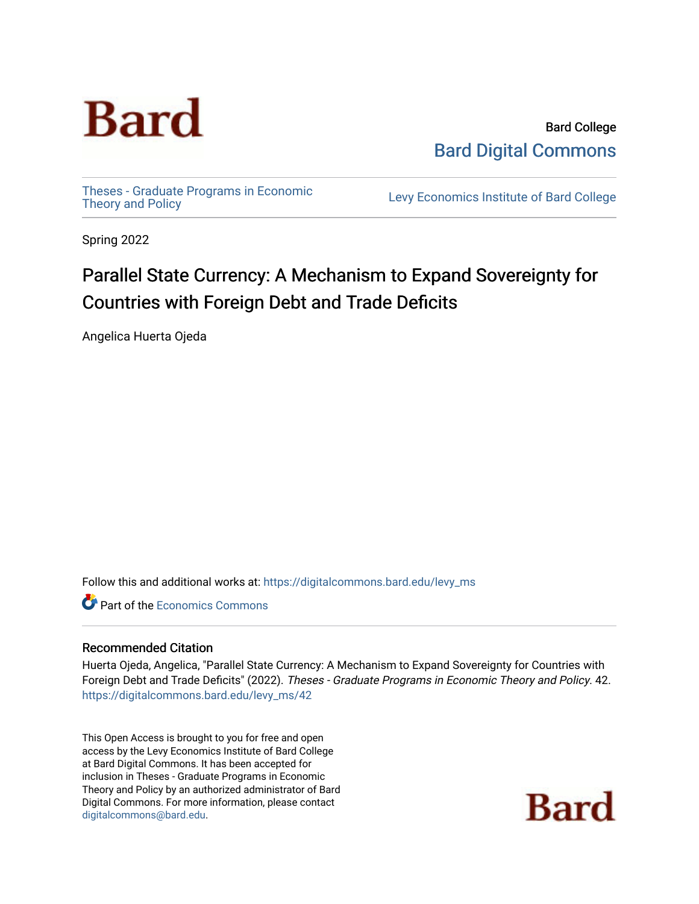Bard

Bard College
Bard Digital Commons

Theses - Graduate Programs in Economic Theory and Policy

Levy Economics Institute of Bard College

Spring 2022

# Parallel State Currency: A Mechanism to Expand Sovereignty for Countries with Foreign Debt and Trade Deficits

Angelica Huerta Ojeda

Follow this and additional works at: https://digitalcommons.bard.edu/levy_ms

Part of the Economics Commons

## Recommended Citation

Huerta Ojeda, Angelica, "Parallel State Currency: A Mechanism to Expand Sovereignty for Countries with Foreign Debt and Trade Deficits" (2022). *Theses - Graduate Programs in Economic Theory and Policy*. 42. https://digitalcommons.bard.edu/levy_ms/42

This Open Access is brought to you for free and open access by the Levy Economics Institute of Bard College at Bard Digital Commons. It has been accepted for inclusion in Theses - Graduate Programs in Economic Theory and Policy by an authorized administrator of Bard Digital Commons. For more information, please contact digitalcommons@bard.edu.

Bard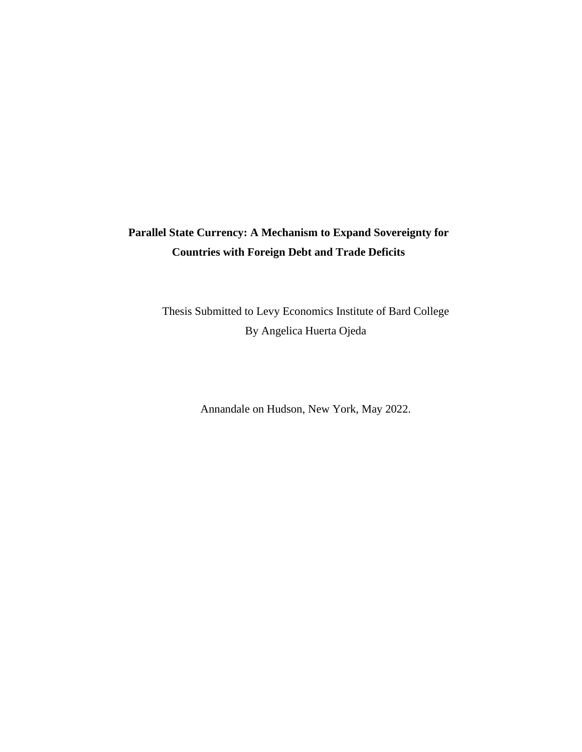**Parallel State Currency: A Mechanism to Expand Sovereignty for Countries with Foreign Debt and Trade Deficits**

Thesis Submitted to Levy Economics Institute of Bard College

By Angelica Huerta Ojeda

Annandale on Hudson, New York, May 2022.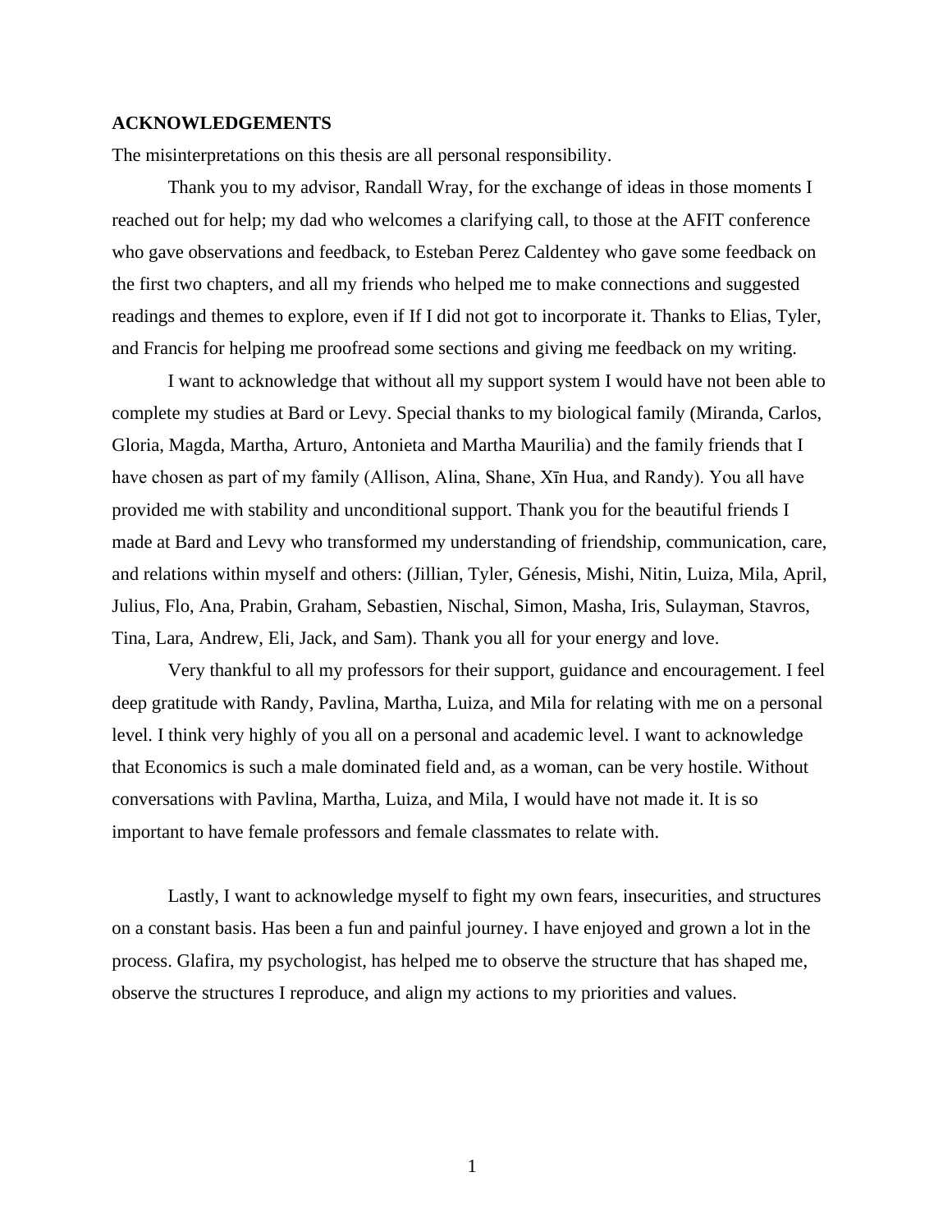## ACKNOWLEDGEMENTS

The misinterpretations on this thesis are all personal responsibility.

Thank you to my advisor, Randall Wray, for the exchange of ideas in those moments I reached out for help; my dad who welcomes a clarifying call, to those at the AFIT conference who gave observations and feedback, to Esteban Perez Caldentey who gave some feedback on the first two chapters, and all my friends who helped me to make connections and suggested readings and themes to explore, even if If I did not got to incorporate it. Thanks to Elias, Tyler, and Francis for helping me proofread some sections and giving me feedback on my writing.

I want to acknowledge that without all my support system I would have not been able to complete my studies at Bard or Levy. Special thanks to my biological family (Miranda, Carlos, Gloria, Magda, Martha, Arturo, Antonieta and Martha Maurilia) and the family friends that I have chosen as part of my family (Allison, Alina, Shane, Xīn Hua, and Randy). You all have provided me with stability and unconditional support. Thank you for the beautiful friends I made at Bard and Levy who transformed my understanding of friendship, communication, care, and relations within myself and others: (Jillian, Tyler, Génesis, Mishi, Nitin, Luiza, Mila, April, Julius, Flo, Ana, Prabin, Graham, Sebastien, Nischal, Simon, Masha, Iris, Sulayman, Stavros, Tina, Lara, Andrew, Eli, Jack, and Sam). Thank you all for your energy and love.

Very thankful to all my professors for their support, guidance and encouragement. I feel deep gratitude with Randy, Pavlina, Martha, Luiza, and Mila for relating with me on a personal level. I think very highly of you all on a personal and academic level. I want to acknowledge that Economics is such a male dominated field and, as a woman, can be very hostile. Without conversations with Pavlina, Martha, Luiza, and Mila, I would have not made it. It is so important to have female professors and female classmates to relate with.

Lastly, I want to acknowledge myself to fight my own fears, insecurities, and structures on a constant basis. Has been a fun and painful journey. I have enjoyed and grown a lot in the process. Glafira, my psychologist, has helped me to observe the structure that has shaped me, observe the structures I reproduce, and align my actions to my priorities and values.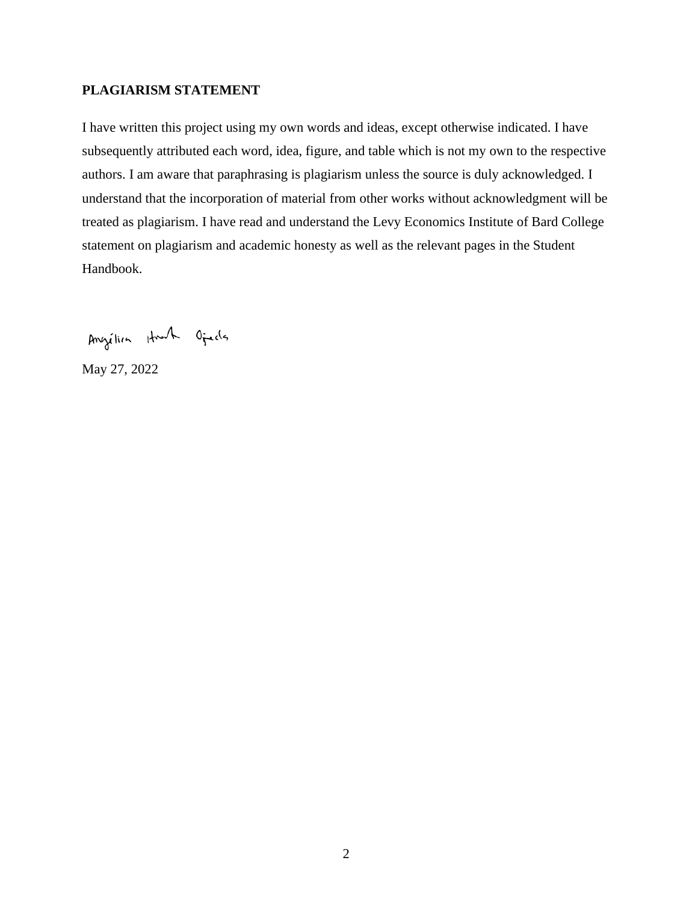**PLAGIARISM STATEMENT**

I have written this project using my own words and ideas, except otherwise indicated. I have subsequently attributed each word, idea, figure, and table which is not my own to the respective authors. I am aware that paraphrasing is plagiarism unless the source is duly acknowledged. I understand that the incorporation of material from other works without acknowledgment will be treated as plagiarism. I have read and understand the Levy Economics Institute of Bard College statement on plagiarism and academic honesty as well as the relevant pages in the Student Handbook.

Angélica Hrash Ojeda

May 27, 2022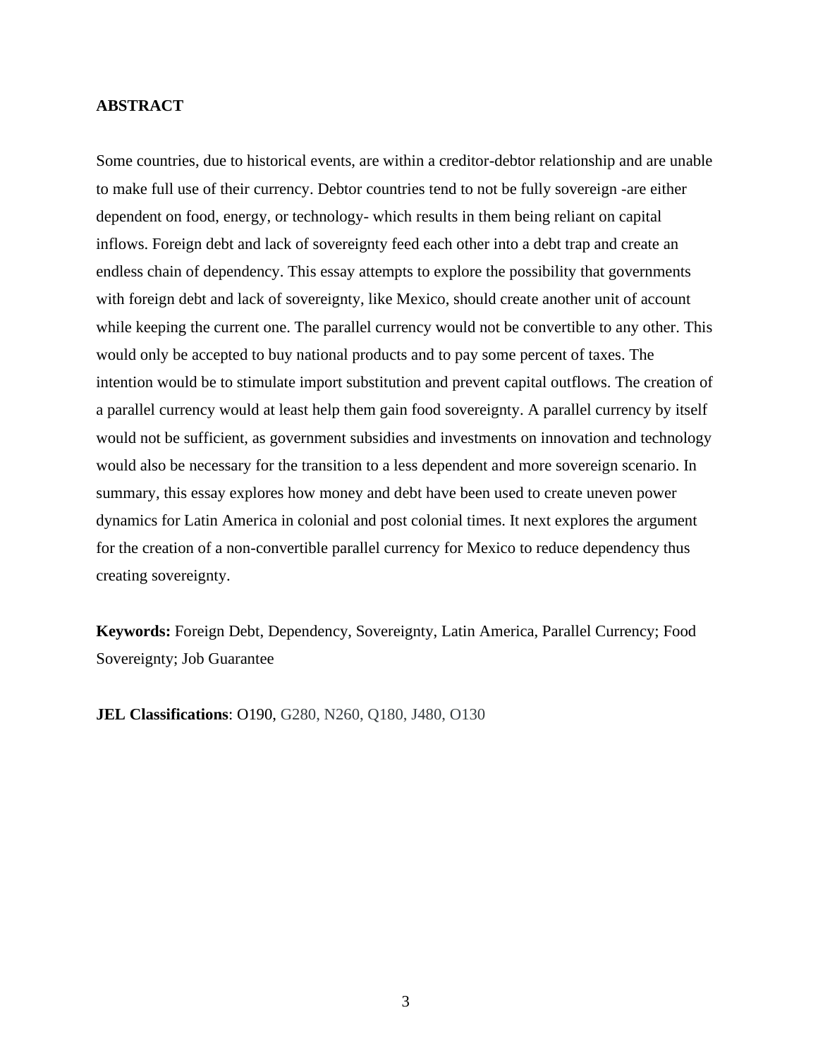## ABSTRACT

Some countries, due to historical events, are within a creditor-debtor relationship and are unable to make full use of their currency. Debtor countries tend to not be fully sovereign -are either dependent on food, energy, or technology- which results in them being reliant on capital inflows. Foreign debt and lack of sovereignty feed each other into a debt trap and create an endless chain of dependency. This essay attempts to explore the possibility that governments with foreign debt and lack of sovereignty, like Mexico, should create another unit of account while keeping the current one. The parallel currency would not be convertible to any other. This would only be accepted to buy national products and to pay some percent of taxes. The intention would be to stimulate import substitution and prevent capital outflows. The creation of a parallel currency would at least help them gain food sovereignty. A parallel currency by itself would not be sufficient, as government subsidies and investments on innovation and technology would also be necessary for the transition to a less dependent and more sovereign scenario. In summary, this essay explores how money and debt have been used to create uneven power dynamics for Latin America in colonial and post colonial times. It next explores the argument for the creation of a non-convertible parallel currency for Mexico to reduce dependency thus creating sovereignty.

**Keywords:** Foreign Debt, Dependency, Sovereignty, Latin America, Parallel Currency; Food Sovereignty; Job Guarantee

**JEL Classifications**: O190, G280, N260, Q180, J480, O130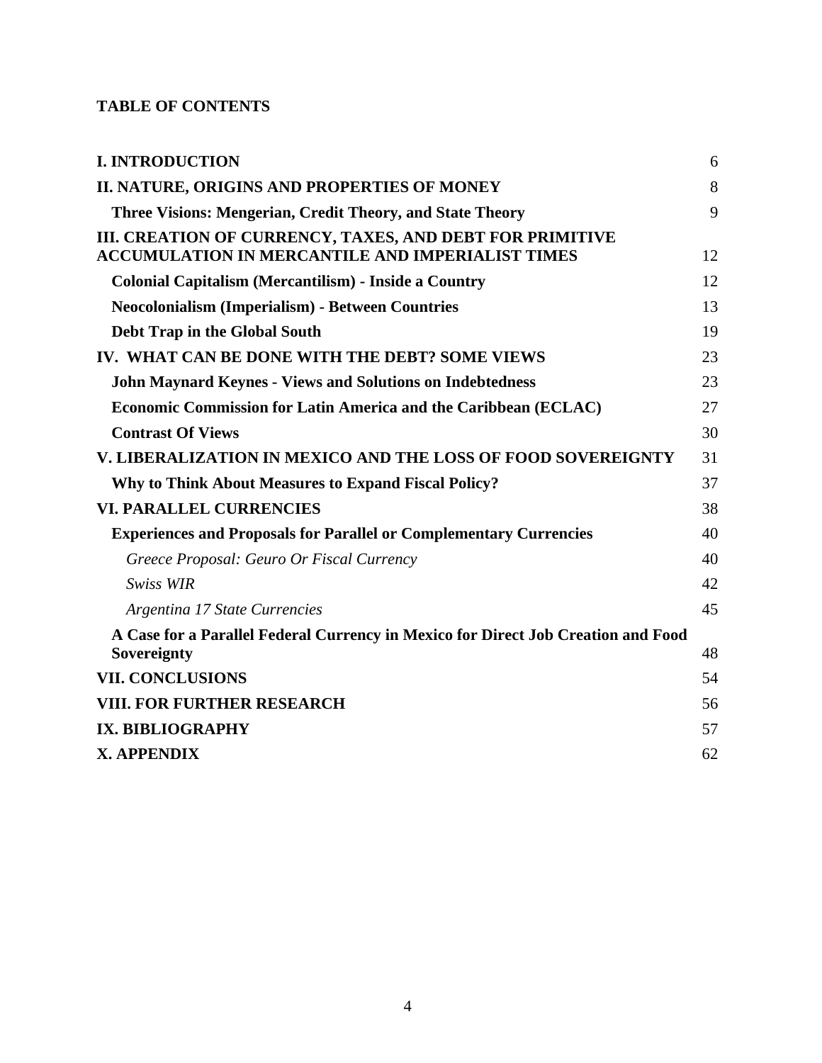**TABLE OF CONTENTS**

| | |
|---|---|
| **I. INTRODUCTION** | 6 |
| **II. NATURE, ORIGINS AND PROPERTIES OF MONEY** | 8 |
| **Three Visions: Mengerian, Credit Theory, and State Theory** | 9 |
| **III. CREATION OF CURRENCY, TAXES, AND DEBT FOR PRIMITIVE ACCUMULATION IN MERCANTILE AND IMPERIALIST TIMES** | 12 |
| **Colonial Capitalism (Mercantilism) - Inside a Country** | 12 |
| **Neocolonialism (Imperialism) - Between Countries** | 13 |
| **Debt Trap in the Global South** | 19 |
| **IV. WHAT CAN BE DONE WITH THE DEBT? SOME VIEWS** | 23 |
| **John Maynard Keynes - Views and Solutions on Indebtedness** | 23 |
| **Economic Commission for Latin America and the Caribbean (ECLAC)** | 27 |
| **Contrast Of Views** | 30 |
| **V. LIBERALIZATION IN MEXICO AND THE LOSS OF FOOD SOVEREIGNTY** | 31 |
| **Why to Think About Measures to Expand Fiscal Policy?** | 37 |
| **VI. PARALLEL CURRENCIES** | 38 |
| **Experiences and Proposals for Parallel or Complementary Currencies** | 40 |
| *Greece Proposal: Geuro Or Fiscal Currency* | 40 |
| *Swiss WIR* | 42 |
| *Argentina 17 State Currencies* | 45 |
| **A Case for a Parallel Federal Currency in Mexico for Direct Job Creation and Food Sovereignty** | 48 |
| **VII. CONCLUSIONS** | 54 |
| **VIII. FOR FURTHER RESEARCH** | 56 |
| **IX. BIBLIOGRAPHY** | 57 |
| **X. APPENDIX** | 62 |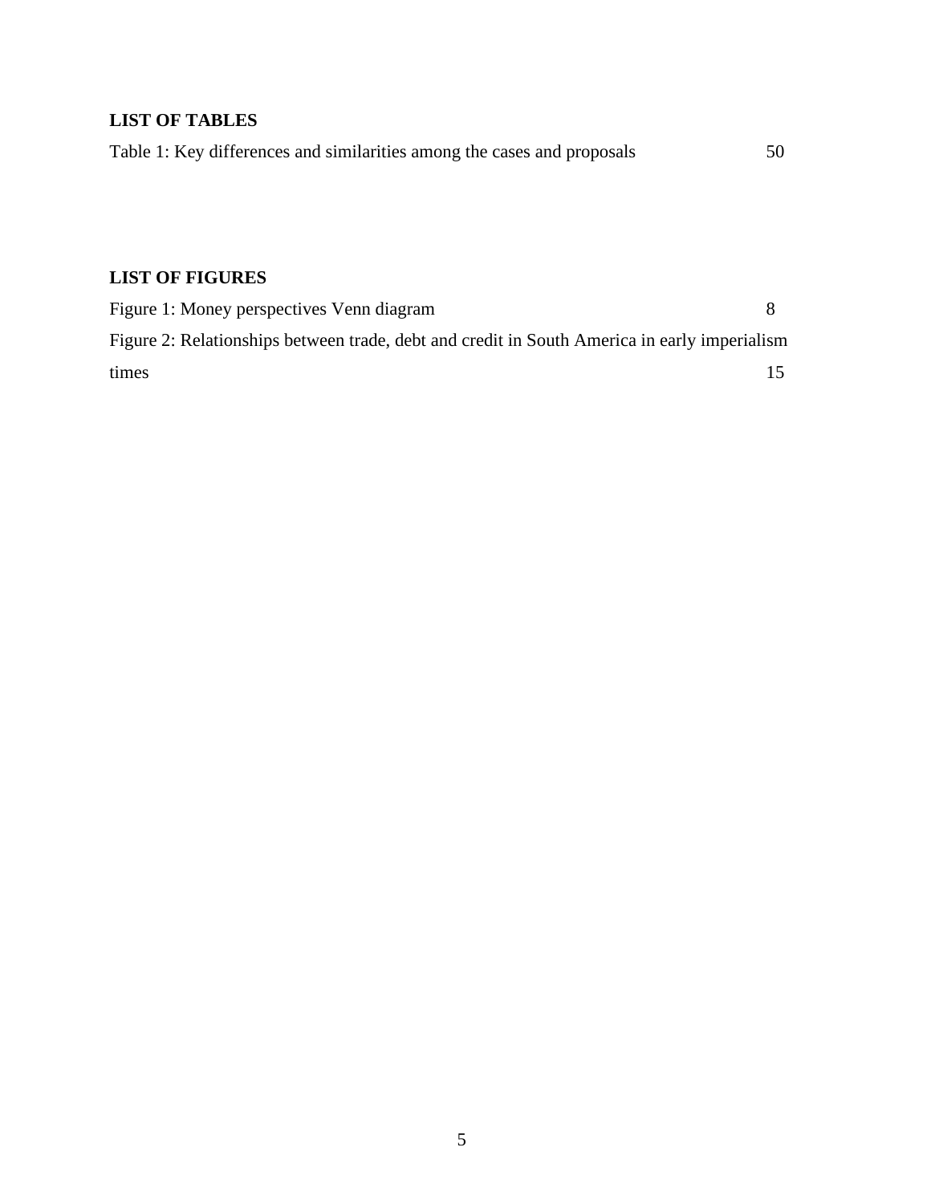## LIST OF TABLES

Table 1: Key differences and similarities among the cases and proposals 50

## LIST OF FIGURES

Figure 1: Money perspectives Venn diagram 8

Figure 2: Relationships between trade, debt and credit in South America in early imperialism times 15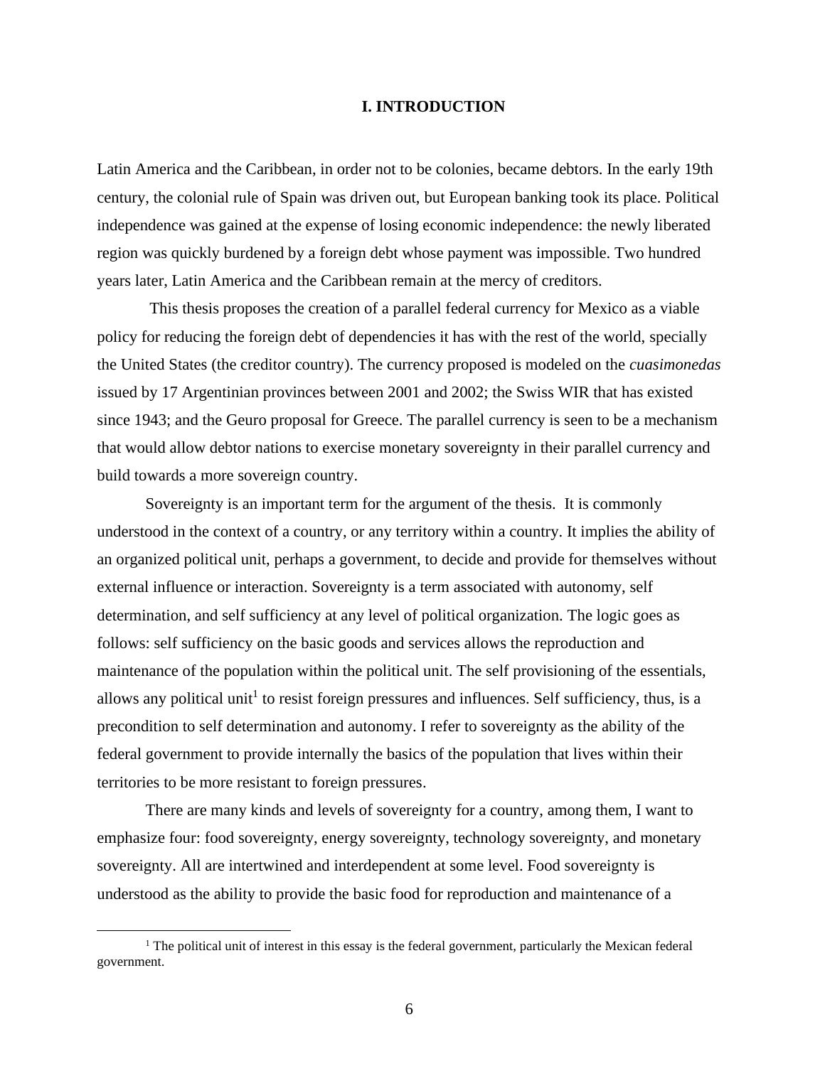# I. INTRODUCTION

Latin America and the Caribbean, in order not to be colonies, became debtors. In the early 19th century, the colonial rule of Spain was driven out, but European banking took its place. Political independence was gained at the expense of losing economic independence: the newly liberated region was quickly burdened by a foreign debt whose payment was impossible. Two hundred years later, Latin America and the Caribbean remain at the mercy of creditors.

This thesis proposes the creation of a parallel federal currency for Mexico as a viable policy for reducing the foreign debt of dependencies it has with the rest of the world, specially the United States (the creditor country). The currency proposed is modeled on the *cuasimonedas* issued by 17 Argentinian provinces between 2001 and 2002; the Swiss WIR that has existed since 1943; and the Geuro proposal for Greece. The parallel currency is seen to be a mechanism that would allow debtor nations to exercise monetary sovereignty in their parallel currency and build towards a more sovereign country.

Sovereignty is an important term for the argument of the thesis. It is commonly understood in the context of a country, or any territory within a country. It implies the ability of an organized political unit, perhaps a government, to decide and provide for themselves without external influence or interaction. Sovereignty is a term associated with autonomy, self determination, and self sufficiency at any level of political organization. The logic goes as follows: self sufficiency on the basic goods and services allows the reproduction and maintenance of the population within the political unit. The self provisioning of the essentials, allows any political unit[1] to resist foreign pressures and influences. Self sufficiency, thus, is a precondition to self determination and autonomy. I refer to sovereignty as the ability of the federal government to provide internally the basics of the population that lives within their territories to be more resistant to foreign pressures.

There are many kinds and levels of sovereignty for a country, among them, I want to emphasize four: food sovereignty, energy sovereignty, technology sovereignty, and monetary sovereignty. All are intertwined and interdependent at some level. Food sovereignty is understood as the ability to provide the basic food for reproduction and maintenance of a

[1] The political unit of interest in this essay is the federal government, particularly the Mexican federal government.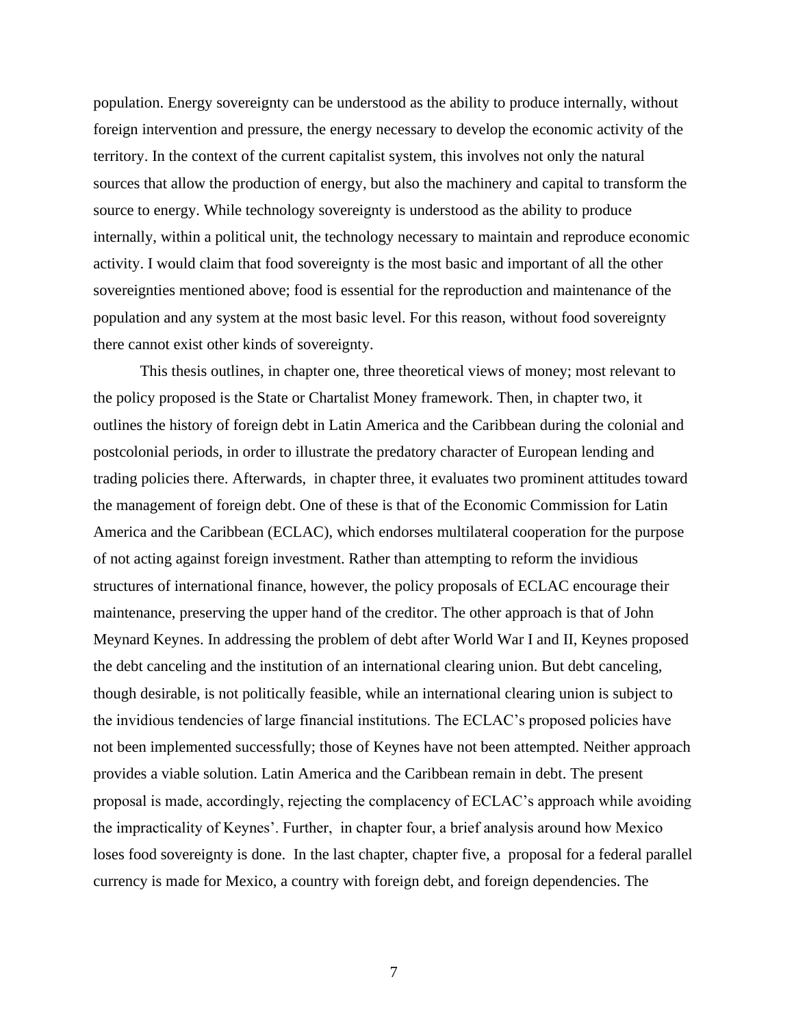population. Energy sovereignty can be understood as the ability to produce internally, without foreign intervention and pressure, the energy necessary to develop the economic activity of the territory. In the context of the current capitalist system, this involves not only the natural sources that allow the production of energy, but also the machinery and capital to transform the source to energy. While technology sovereignty is understood as the ability to produce internally, within a political unit, the technology necessary to maintain and reproduce economic activity. I would claim that food sovereignty is the most basic and important of all the other sovereignties mentioned above; food is essential for the reproduction and maintenance of the population and any system at the most basic level. For this reason, without food sovereignty there cannot exist other kinds of sovereignty.

This thesis outlines, in chapter one, three theoretical views of money; most relevant to the policy proposed is the State or Chartalist Money framework. Then, in chapter two, it outlines the history of foreign debt in Latin America and the Caribbean during the colonial and postcolonial periods, in order to illustrate the predatory character of European lending and trading policies there. Afterwards, in chapter three, it evaluates two prominent attitudes toward the management of foreign debt. One of these is that of the Economic Commission for Latin America and the Caribbean (ECLAC), which endorses multilateral cooperation for the purpose of not acting against foreign investment. Rather than attempting to reform the invidious structures of international finance, however, the policy proposals of ECLAC encourage their maintenance, preserving the upper hand of the creditor. The other approach is that of John Meynard Keynes. In addressing the problem of debt after World War I and II, Keynes proposed the debt canceling and the institution of an international clearing union. But debt canceling, though desirable, is not politically feasible, while an international clearing union is subject to the invidious tendencies of large financial institutions. The ECLAC's proposed policies have not been implemented successfully; those of Keynes have not been attempted. Neither approach provides a viable solution. Latin America and the Caribbean remain in debt. The present proposal is made, accordingly, rejecting the complacency of ECLAC's approach while avoiding the impracticality of Keynes'. Further, in chapter four, a brief analysis around how Mexico loses food sovereignty is done. In the last chapter, chapter five, a proposal for a federal parallel currency is made for Mexico, a country with foreign debt, and foreign dependencies. The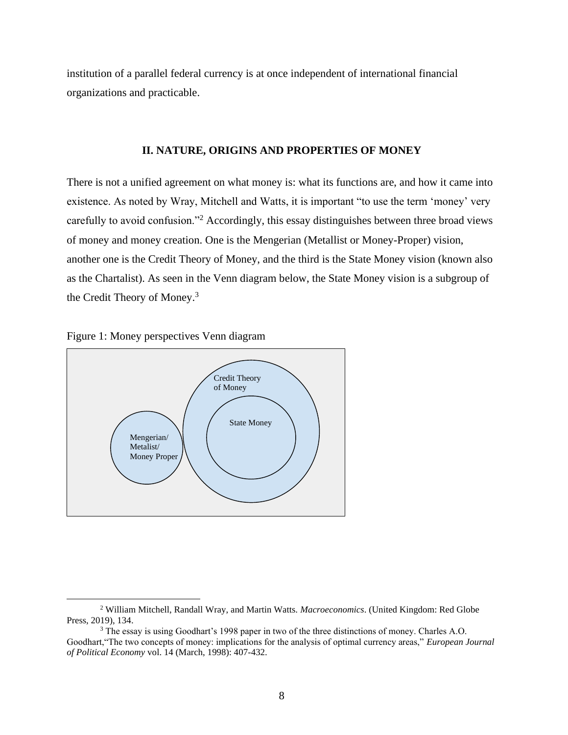institution of a parallel federal currency is at once independent of international financial organizations and practicable.

## II. NATURE, ORIGINS AND PROPERTIES OF MONEY

There is not a unified agreement on what money is: what its functions are, and how it came into existence. As noted by Wray, Mitchell and Watts, it is important "to use the term 'money' very carefully to avoid confusion."[2] Accordingly, this essay distinguishes between three broad views of money and money creation. One is the Mengerian (Metallist or Money-Proper) vision, another one is the Credit Theory of Money, and the third is the State Money vision (known also as the Chartalist). As seen in the Venn diagram below, the State Money vision is a subgroup of the Credit Theory of Money.[3]

Figure 1: Money perspectives Venn diagram

Mengerian/
Metalist/
Money Proper

Credit Theory
of Money

State Money

---

[2] William Mitchell, Randall Wray, and Martin Watts. *Macroeconomics*. (United Kingdom: Red Globe Press, 2019), 134.

[3] The essay is using Goodhart's 1998 paper in two of the three distinctions of money. Charles A.O. Goodhart,"The two concepts of money: implications for the analysis of optimal currency areas," *European Journal of Political Economy* vol. 14 (March, 1998): 407-432.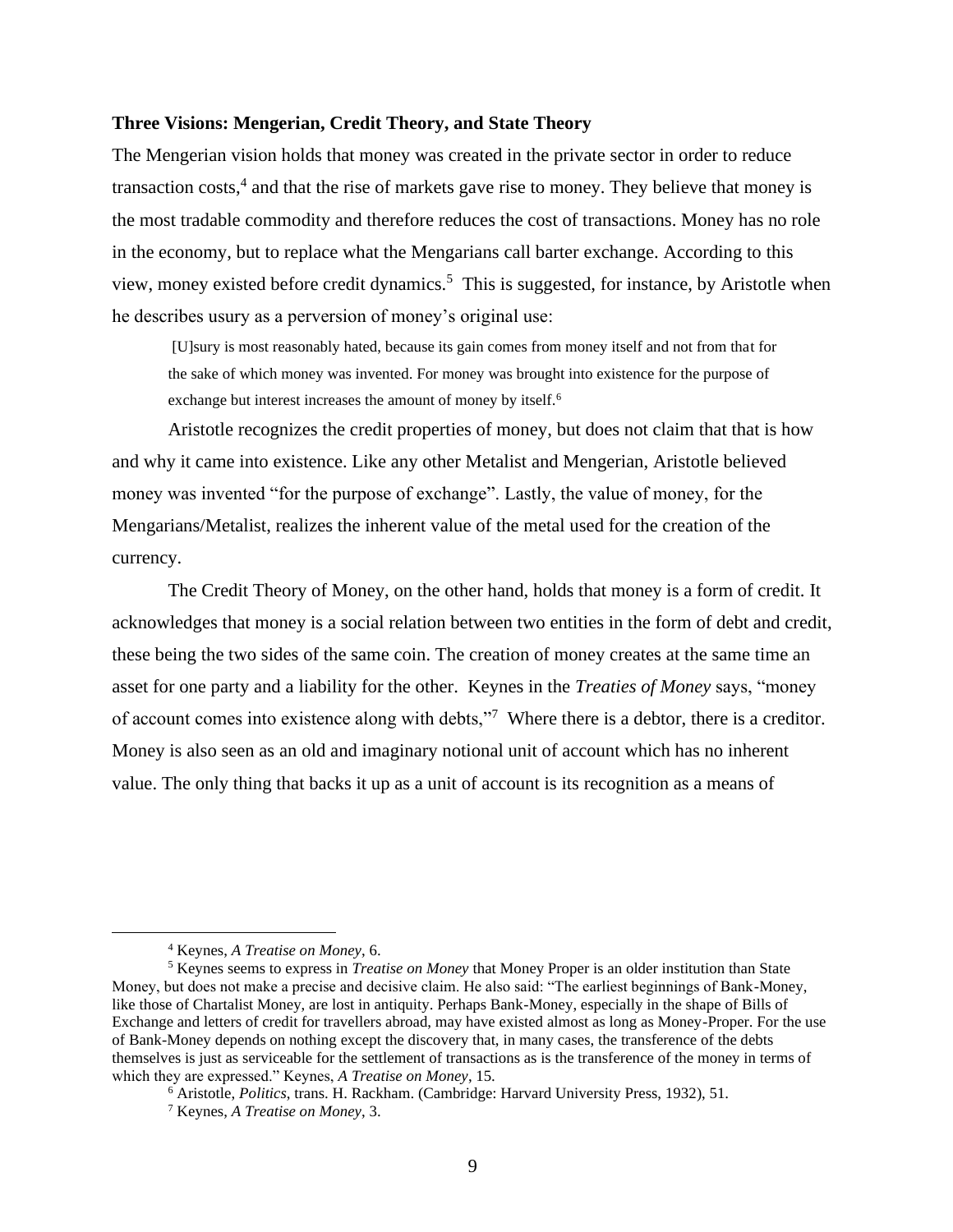**Three Visions: Mengerian, Credit Theory, and State Theory**

The Mengerian vision holds that money was created in the private sector in order to reduce transaction costs,[4] and that the rise of markets gave rise to money. They believe that money is the most tradable commodity and therefore reduces the cost of transactions. Money has no role in the economy, but to replace what the Mengarians call barter exchange. According to this view, money existed before credit dynamics.[5] This is suggested, for instance, by Aristotle when he describes usury as a perversion of money's original use:

> [U]sury is most reasonably hated, because its gain comes from money itself and not from that for the sake of which money was invented. For money was brought into existence for the purpose of exchange but interest increases the amount of money by itself.[6]

Aristotle recognizes the credit properties of money, but does not claim that that is how and why it came into existence. Like any other Metalist and Mengerian, Aristotle believed money was invented "for the purpose of exchange". Lastly, the value of money, for the Mengarians/Metalist, realizes the inherent value of the metal used for the creation of the currency.

The Credit Theory of Money, on the other hand, holds that money is a form of credit. It acknowledges that money is a social relation between two entities in the form of debt and credit, these being the two sides of the same coin. The creation of money creates at the same time an asset for one party and a liability for the other. Keynes in the *Treaties of Money* says, "money of account comes into existence along with debts,"[7] Where there is a debtor, there is a creditor. Money is also seen as an old and imaginary notional unit of account which has no inherent value. The only thing that backs it up as a unit of account is its recognition as a means of

---

[4] Keynes, *A Treatise on Money*, 6.

[5] Keynes seems to express in *Treatise on Money* that Money Proper is an older institution than State Money, but does not make a precise and decisive claim. He also said: "The earliest beginnings of Bank-Money, like those of Chartalist Money, are lost in antiquity. Perhaps Bank-Money, especially in the shape of Bills of Exchange and letters of credit for travellers abroad, may have existed almost as long as Money-Proper. For the use of Bank-Money depends on nothing except the discovery that, in many cases, the transference of the debts themselves is just as serviceable for the settlement of transactions as is the transference of the money in terms of which they are expressed." Keynes, *A Treatise on Money*, 15.

[6] Aristotle, *Politics*, trans. H. Rackham. (Cambridge: Harvard University Press, 1932), 51.

[7] Keynes, *A Treatise on Money*, 3.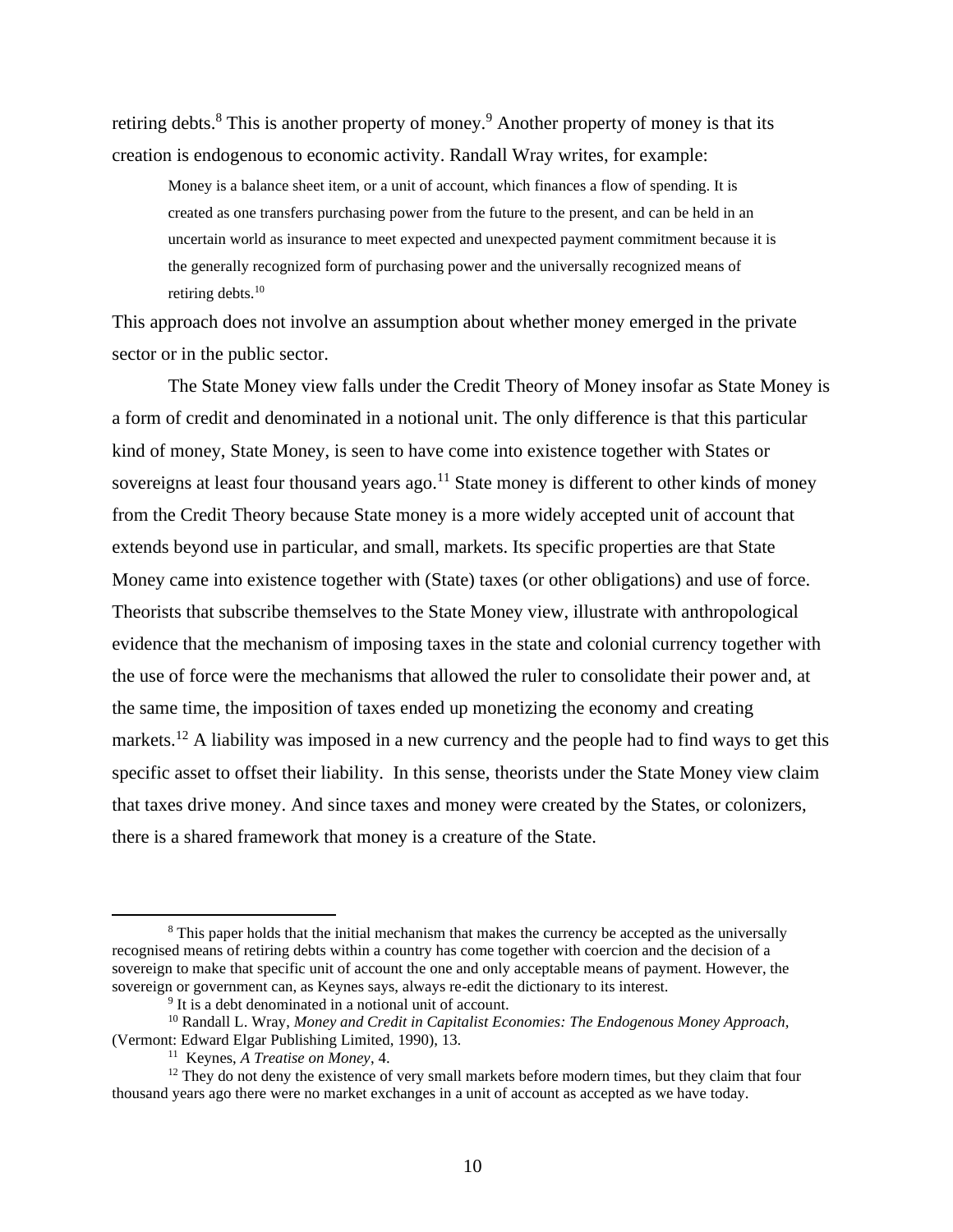retiring debts.[8] This is another property of money.[9] Another property of money is that its creation is endogenous to economic activity. Randall Wray writes, for example:

> Money is a balance sheet item, or a unit of account, which finances a flow of spending. It is created as one transfers purchasing power from the future to the present, and can be held in an uncertain world as insurance to meet expected and unexpected payment commitment because it is the generally recognized form of purchasing power and the universally recognized means of retiring debts.[10]

This approach does not involve an assumption about whether money emerged in the private sector or in the public sector.

The State Money view falls under the Credit Theory of Money insofar as State Money is a form of credit and denominated in a notional unit. The only difference is that this particular kind of money, State Money, is seen to have come into existence together with States or sovereigns at least four thousand years ago.[11] State money is different to other kinds of money from the Credit Theory because State money is a more widely accepted unit of account that extends beyond use in particular, and small, markets. Its specific properties are that State Money came into existence together with (State) taxes (or other obligations) and use of force. Theorists that subscribe themselves to the State Money view, illustrate with anthropological evidence that the mechanism of imposing taxes in the state and colonial currency together with the use of force were the mechanisms that allowed the ruler to consolidate their power and, at the same time, the imposition of taxes ended up monetizing the economy and creating markets.[12] A liability was imposed in a new currency and the people had to find ways to get this specific asset to offset their liability. In this sense, theorists under the State Money view claim that taxes drive money. And since taxes and money were created by the States, or colonizers, there is a shared framework that money is a creature of the State.

---

[8] This paper holds that the initial mechanism that makes the currency be accepted as the universally recognised means of retiring debts within a country has come together with coercion and the decision of a sovereign to make that specific unit of account the one and only acceptable means of payment. However, the sovereign or government can, as Keynes says, always re-edit the dictionary to its interest.

[9] It is a debt denominated in a notional unit of account.

[10] Randall L. Wray, *Money and Credit in Capitalist Economies: The Endogenous Money Approach,* (Vermont: Edward Elgar Publishing Limited, 1990), 13.

[11] Keynes, *A Treatise on Money*, 4.

[12] They do not deny the existence of very small markets before modern times, but they claim that four thousand years ago there were no market exchanges in a unit of account as accepted as we have today.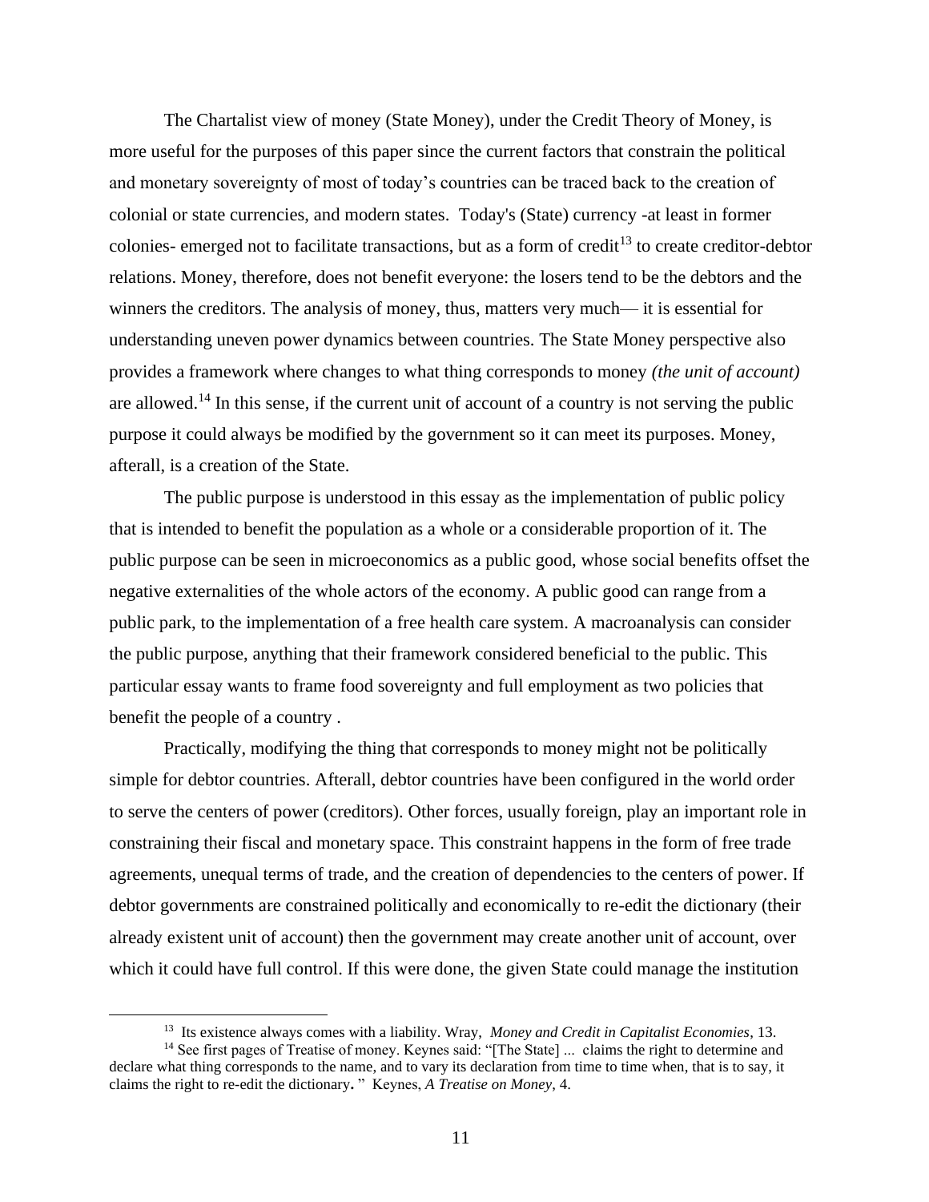The Chartalist view of money (State Money), under the Credit Theory of Money, is more useful for the purposes of this paper since the current factors that constrain the political and monetary sovereignty of most of today's countries can be traced back to the creation of colonial or state currencies, and modern states. Today's (State) currency -at least in former colonies- emerged not to facilitate transactions, but as a form of credit[13] to create creditor-debtor relations. Money, therefore, does not benefit everyone: the losers tend to be the debtors and the winners the creditors. The analysis of money, thus, matters very much— it is essential for understanding uneven power dynamics between countries. The State Money perspective also provides a framework where changes to what thing corresponds to money *(the unit of account)* are allowed.[14] In this sense, if the current unit of account of a country is not serving the public purpose it could always be modified by the government so it can meet its purposes. Money, afterall, is a creation of the State.

The public purpose is understood in this essay as the implementation of public policy that is intended to benefit the population as a whole or a considerable proportion of it. The public purpose can be seen in microeconomics as a public good, whose social benefits offset the negative externalities of the whole actors of the economy. A public good can range from a public park, to the implementation of a free health care system. A macroanalysis can consider the public purpose, anything that their framework considered beneficial to the public. This particular essay wants to frame food sovereignty and full employment as two policies that benefit the people of a country .

Practically, modifying the thing that corresponds to money might not be politically simple for debtor countries. Afterall, debtor countries have been configured in the world order to serve the centers of power (creditors). Other forces, usually foreign, play an important role in constraining their fiscal and monetary space. This constraint happens in the form of free trade agreements, unequal terms of trade, and the creation of dependencies to the centers of power. If debtor governments are constrained politically and economically to re-edit the dictionary (their already existent unit of account) then the government may create another unit of account, over which it could have full control. If this were done, the given State could manage the institution

---

[13] Its existence always comes with a liability. Wray, *Money and Credit in Capitalist Economies*, 13.

[14] See first pages of Treatise of money. Keynes said: "[The State] ... claims the right to determine and declare what thing corresponds to the name, and to vary its declaration from time to time when, that is to say, it claims the right to re-edit the dictionary**.** " Keynes, *A Treatise on Money*, 4.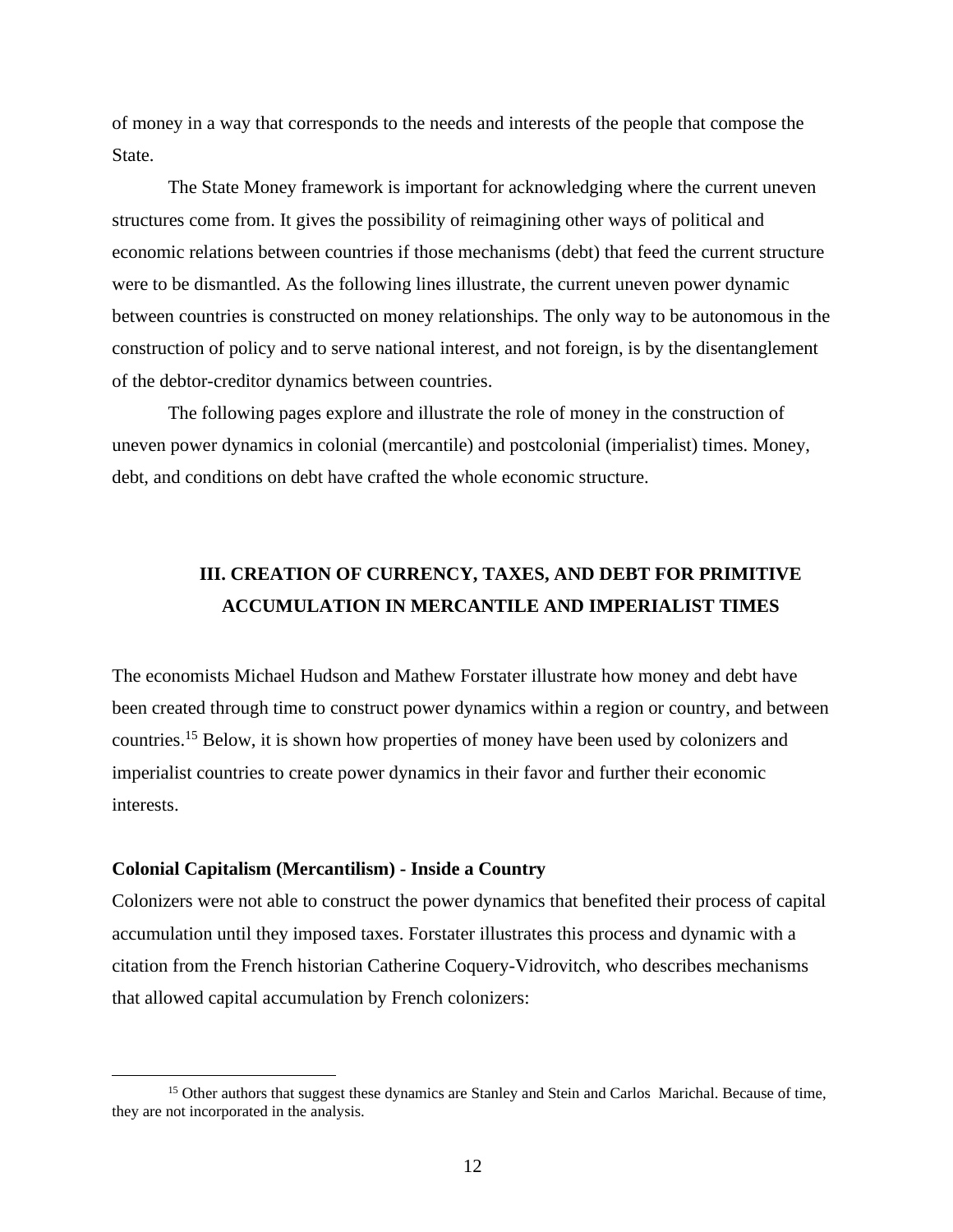of money in a way that corresponds to the needs and interests of the people that compose the State.

The State Money framework is important for acknowledging where the current uneven structures come from. It gives the possibility of reimagining other ways of political and economic relations between countries if those mechanisms (debt) that feed the current structure were to be dismantled. As the following lines illustrate, the current uneven power dynamic between countries is constructed on money relationships. The only way to be autonomous in the construction of policy and to serve national interest, and not foreign, is by the disentanglement of the debtor-creditor dynamics between countries.

The following pages explore and illustrate the role of money in the construction of uneven power dynamics in colonial (mercantile) and postcolonial (imperialist) times. Money, debt, and conditions on debt have crafted the whole economic structure.

## III. CREATION OF CURRENCY, TAXES, AND DEBT FOR PRIMITIVE ACCUMULATION IN MERCANTILE AND IMPERIALIST TIMES

The economists Michael Hudson and Mathew Forstater illustrate how money and debt have been created through time to construct power dynamics within a region or country, and between countries.[15] Below, it is shown how properties of money have been used by colonizers and imperialist countries to create power dynamics in their favor and further their economic interests.

### Colonial Capitalism (Mercantilism) - Inside a Country

Colonizers were not able to construct the power dynamics that benefited their process of capital accumulation until they imposed taxes. Forstater illustrates this process and dynamic with a citation from the French historian Catherine Coquery-Vidrovitch, who describes mechanisms that allowed capital accumulation by French colonizers:

[15] Other authors that suggest these dynamics are Stanley and Stein and Carlos Marichal. Because of time, they are not incorporated in the analysis.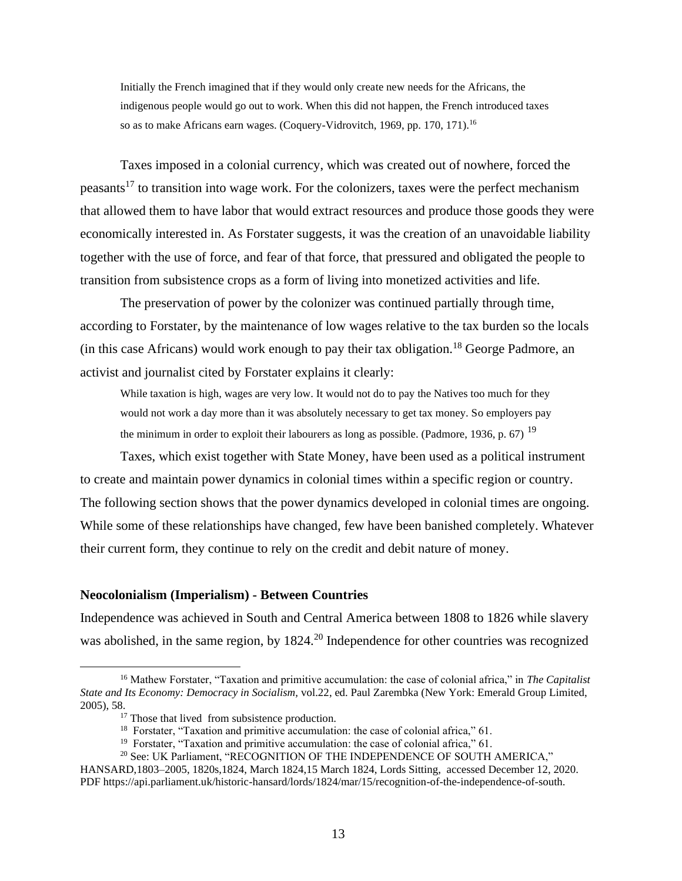> Initially the French imagined that if they would only create new needs for the Africans, the indigenous people would go out to work. When this did not happen, the French introduced taxes so as to make Africans earn wages. (Coquery-Vidrovitch, 1969, pp. 170, 171).[16]

Taxes imposed in a colonial currency, which was created out of nowhere, forced the peasants[17] to transition into wage work. For the colonizers, taxes were the perfect mechanism that allowed them to have labor that would extract resources and produce those goods they were economically interested in. As Forstater suggests, it was the creation of an unavoidable liability together with the use of force, and fear of that force, that pressured and obligated the people to transition from subsistence crops as a form of living into monetized activities and life.

The preservation of power by the colonizer was continued partially through time, according to Forstater, by the maintenance of low wages relative to the tax burden so the locals (in this case Africans) would work enough to pay their tax obligation.[18] George Padmore, an activist and journalist cited by Forstater explains it clearly:

> While taxation is high, wages are very low. It would not do to pay the Natives too much for they would not work a day more than it was absolutely necessary to get tax money. So employers pay the minimum in order to exploit their labourers as long as possible. (Padmore, 1936, p. 67) [19]

Taxes, which exist together with State Money, have been used as a political instrument to create and maintain power dynamics in colonial times within a specific region or country. The following section shows that the power dynamics developed in colonial times are ongoing. While some of these relationships have changed, few have been banished completely. Whatever their current form, they continue to rely on the credit and debit nature of money.

**Neocolonialism (Imperialism) - Between Countries**

Independence was achieved in South and Central America between 1808 to 1826 while slavery was abolished, in the same region, by 1824.[20] Independence for other countries was recognized

---

[16] Mathew Forstater, "Taxation and primitive accumulation: the case of colonial africa," in *The Capitalist State and Its Economy: Democracy in Socialism*, vol.22, ed. Paul Zarembka (New York: Emerald Group Limited, 2005), 58.

[17] Those that lived from subsistence production.

[18] Forstater, "Taxation and primitive accumulation: the case of colonial africa," 61.

[19] Forstater, "Taxation and primitive accumulation: the case of colonial africa," 61.

[20] See: UK Parliament, "RECOGNITION OF THE INDEPENDENCE OF SOUTH AMERICA," HANSARD,1803–2005, 1820s,1824, March 1824,15 March 1824, Lords Sitting, accessed December 12, 2020. PDF https://api.parliament.uk/historic-hansard/lords/1824/mar/15/recognition-of-the-independence-of-south.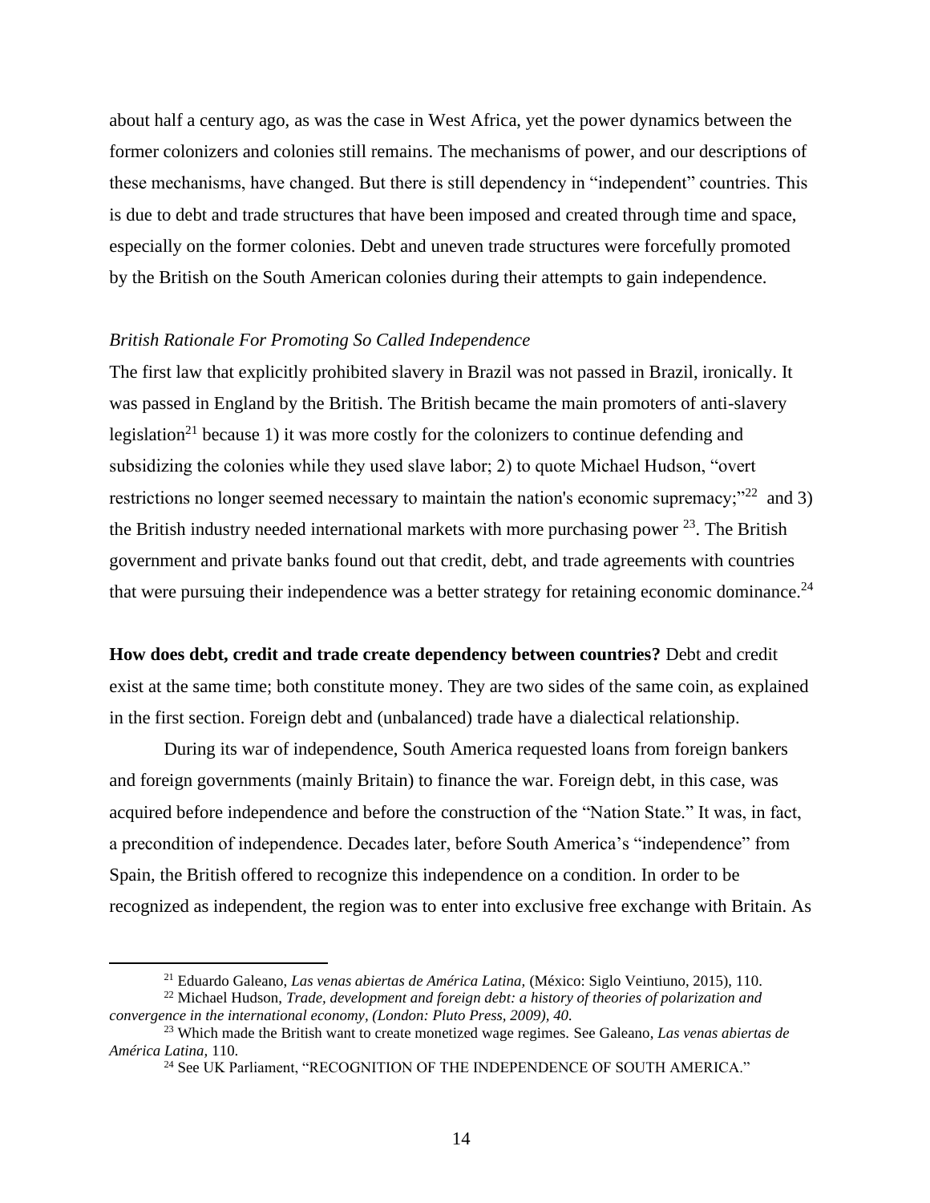about half a century ago, as was the case in West Africa, yet the power dynamics between the former colonizers and colonies still remains. The mechanisms of power, and our descriptions of these mechanisms, have changed. But there is still dependency in "independent" countries. This is due to debt and trade structures that have been imposed and created through time and space, especially on the former colonies. Debt and uneven trade structures were forcefully promoted by the British on the South American colonies during their attempts to gain independence.

*British Rationale For Promoting So Called Independence*

The first law that explicitly prohibited slavery in Brazil was not passed in Brazil, ironically. It was passed in England by the British. The British became the main promoters of anti-slavery legislation[21] because 1) it was more costly for the colonizers to continue defending and subsidizing the colonies while they used slave labor; 2) to quote Michael Hudson, "overt restrictions no longer seemed necessary to maintain the nation's economic supremacy;"[22] and 3) the British industry needed international markets with more purchasing power [23]. The British government and private banks found out that credit, debt, and trade agreements with countries that were pursuing their independence was a better strategy for retaining economic dominance.[24]

**How does debt, credit and trade create dependency between countries?** Debt and credit exist at the same time; both constitute money. They are two sides of the same coin, as explained in the first section. Foreign debt and (unbalanced) trade have a dialectical relationship.

During its war of independence, South America requested loans from foreign bankers and foreign governments (mainly Britain) to finance the war. Foreign debt, in this case, was acquired before independence and before the construction of the "Nation State." It was, in fact, a precondition of independence. Decades later, before South America's "independence" from Spain, the British offered to recognize this independence on a condition. In order to be recognized as independent, the region was to enter into exclusive free exchange with Britain. As

---

[21] Eduardo Galeano, *Las venas abiertas de América Latina,* (México: Siglo Veintiuno, 2015), 110.

[22] Michael Hudson, *Trade, development and foreign debt: a history of theories of polarization and convergence in the international economy, (London: Pluto Press, 2009), 40.*

[23] Which made the British want to create monetized wage regimes. See Galeano, *Las venas abiertas de América Latina,* 110.

[24] See UK Parliament, "RECOGNITION OF THE INDEPENDENCE OF SOUTH AMERICA."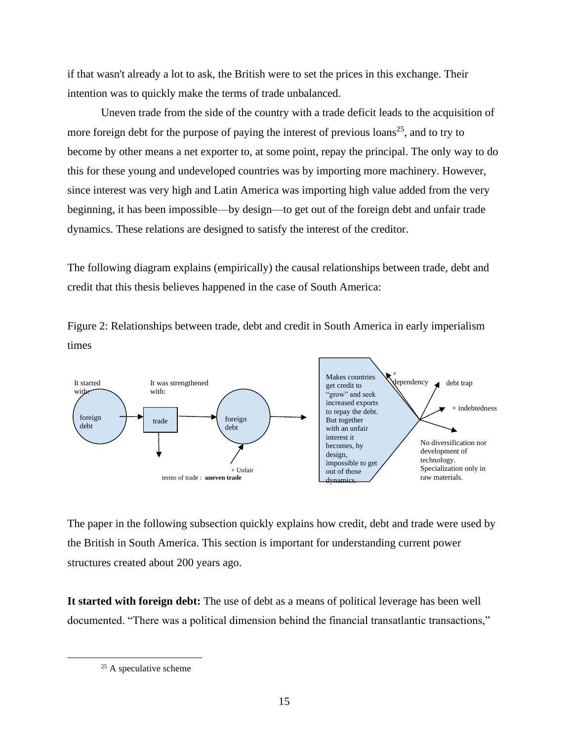if that wasn't already a lot to ask, the British were to set the prices in this exchange. Their intention was to quickly make the terms of trade unbalanced.

Uneven trade from the side of the country with a trade deficit leads to the acquisition of more foreign debt for the purpose of paying the interest of previous loans[25], and to try to become by other means a net exporter to, at some point, repay the principal. The only way to do this for these young and undeveloped countries was by importing more machinery. However, since interest was very high and Latin America was importing high value added from the very beginning, it has been impossible—by design—to get out of the foreign debt and unfair trade dynamics. These relations are designed to satisfy the interest of the creditor.

The following diagram explains (empirically) the causal relationships between trade, debt and credit that this thesis believes happened in the case of South America:

Figure 2: Relationships between trade, debt and credit in South America in early imperialism times

It started with: foreign debt → It was strengthened with: trade → foreign debt (+ Unfair terms of trade : **uneven trade**) → Makes countries get credit to "grow" and seek increased exports to repay the debt. But together with an unfair interest it becomes, by design, impossible to get out of those dynamics. → + dependency; debt trap; + indebtedness; No diversification nor development of technology. Specialization only in raw materials.

The paper in the following subsection quickly explains how credit, debt and trade were used by the British in South America. This section is important for understanding current power structures created about 200 years ago.

**It started with foreign debt:** The use of debt as a means of political leverage has been well documented. "There was a political dimension behind the financial transatlantic transactions,"

[25] A speculative scheme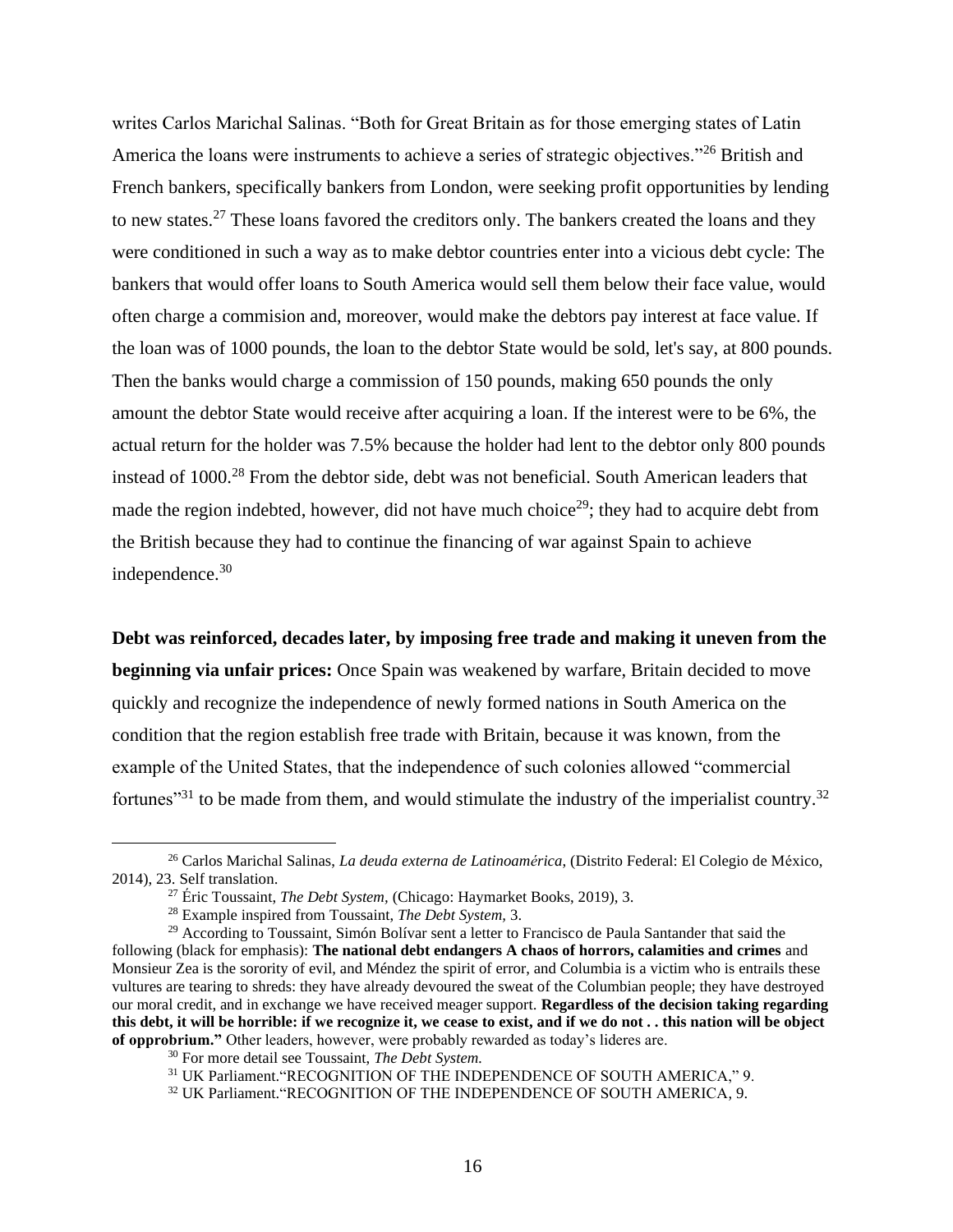writes Carlos Marichal Salinas. "Both for Great Britain as for those emerging states of Latin America the loans were instruments to achieve a series of strategic objectives."[26] British and French bankers, specifically bankers from London, were seeking profit opportunities by lending to new states.[27] These loans favored the creditors only. The bankers created the loans and they were conditioned in such a way as to make debtor countries enter into a vicious debt cycle: The bankers that would offer loans to South America would sell them below their face value, would often charge a commision and, moreover, would make the debtors pay interest at face value. If the loan was of 1000 pounds, the loan to the debtor State would be sold, let's say, at 800 pounds. Then the banks would charge a commission of 150 pounds, making 650 pounds the only amount the debtor State would receive after acquiring a loan. If the interest were to be 6%, the actual return for the holder was 7.5% because the holder had lent to the debtor only 800 pounds instead of 1000.[28] From the debtor side, debt was not beneficial. South American leaders that made the region indebted, however, did not have much choice[29]; they had to acquire debt from the British because they had to continue the financing of war against Spain to achieve independence.[30]

**Debt was reinforced, decades later, by imposing free trade and making it uneven from the beginning via unfair prices:** Once Spain was weakened by warfare, Britain decided to move quickly and recognize the independence of newly formed nations in South America on the condition that the region establish free trade with Britain, because it was known, from the example of the United States, that the independence of such colonies allowed "commercial fortunes"[31] to be made from them, and would stimulate the industry of the imperialist country.[32]

---

[26] Carlos Marichal Salinas, *La deuda externa de Latinoamérica*, (Distrito Federal: El Colegio de México, 2014), 23. Self translation.

[27] Éric Toussaint, *The Debt System,* (Chicago: Haymarket Books, 2019), 3.

[28] Example inspired from Toussaint, *The Debt System*, 3.

[29] According to Toussaint, Simón Bolívar sent a letter to Francisco de Paula Santander that said the following (black for emphasis): **The national debt endangers A chaos of horrors, calamities and crimes** and Monsieur Zea is the sorority of evil, and Méndez the spirit of error, and Columbia is a victim who is entrails these vultures are tearing to shreds: they have already devoured the sweat of the Columbian people; they have destroyed our moral credit, and in exchange we have received meager support. **Regardless of the decision taking regarding this debt, it will be horrible: if we recognize it, we cease to exist, and if we do not . . this nation will be object of opprobrium."** Other leaders, however, were probably rewarded as today's lideres are.

[30] For more detail see Toussaint, *The Debt System.*

[31] UK Parliament."RECOGNITION OF THE INDEPENDENCE OF SOUTH AMERICA," 9.

[32] UK Parliament."RECOGNITION OF THE INDEPENDENCE OF SOUTH AMERICA, 9.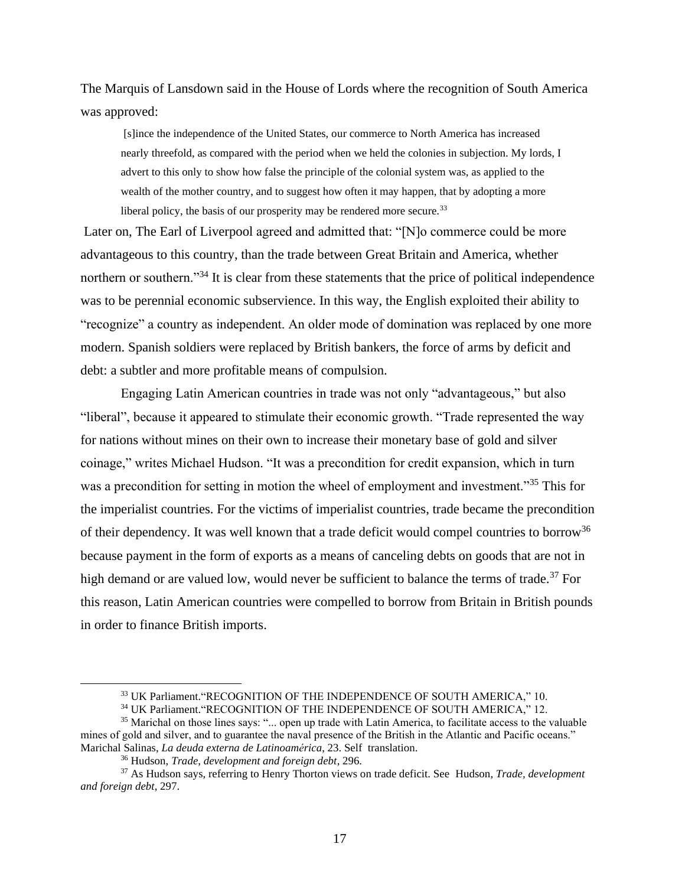The Marquis of Lansdown said in the House of Lords where the recognition of South America was approved:

> [s]ince the independence of the United States, our commerce to North America has increased nearly threefold, as compared with the period when we held the colonies in subjection. My lords, I advert to this only to show how false the principle of the colonial system was, as applied to the wealth of the mother country, and to suggest how often it may happen, that by adopting a more liberal policy, the basis of our prosperity may be rendered more secure.[33]

Later on, The Earl of Liverpool agreed and admitted that: "[N]o commerce could be more advantageous to this country, than the trade between Great Britain and America, whether northern or southern."[34] It is clear from these statements that the price of political independence was to be perennial economic subservience. In this way, the English exploited their ability to "recognize" a country as independent. An older mode of domination was replaced by one more modern. Spanish soldiers were replaced by British bankers, the force of arms by deficit and debt: a subtler and more profitable means of compulsion.

Engaging Latin American countries in trade was not only "advantageous," but also "liberal", because it appeared to stimulate their economic growth. "Trade represented the way for nations without mines on their own to increase their monetary base of gold and silver coinage," writes Michael Hudson. "It was a precondition for credit expansion, which in turn was a precondition for setting in motion the wheel of employment and investment."[35] This for the imperialist countries. For the victims of imperialist countries, trade became the precondition of their dependency. It was well known that a trade deficit would compel countries to borrow[36] because payment in the form of exports as a means of canceling debts on goods that are not in high demand or are valued low, would never be sufficient to balance the terms of trade.[37] For this reason, Latin American countries were compelled to borrow from Britain in British pounds in order to finance British imports.

---

[33] UK Parliament."RECOGNITION OF THE INDEPENDENCE OF SOUTH AMERICA," 10.

[34] UK Parliament."RECOGNITION OF THE INDEPENDENCE OF SOUTH AMERICA," 12.

[35] Marichal on those lines says: "... open up trade with Latin America, to facilitate access to the valuable mines of gold and silver, and to guarantee the naval presence of the British in the Atlantic and Pacific oceans." Marichal Salinas, *La deuda externa de Latinoamérica*, 23. Self translation.

[36] Hudson, *Trade, development and foreign debt*, 296.

[37] As Hudson says, referring to Henry Thorton views on trade deficit. See Hudson, *Trade, development and foreign debt*, 297.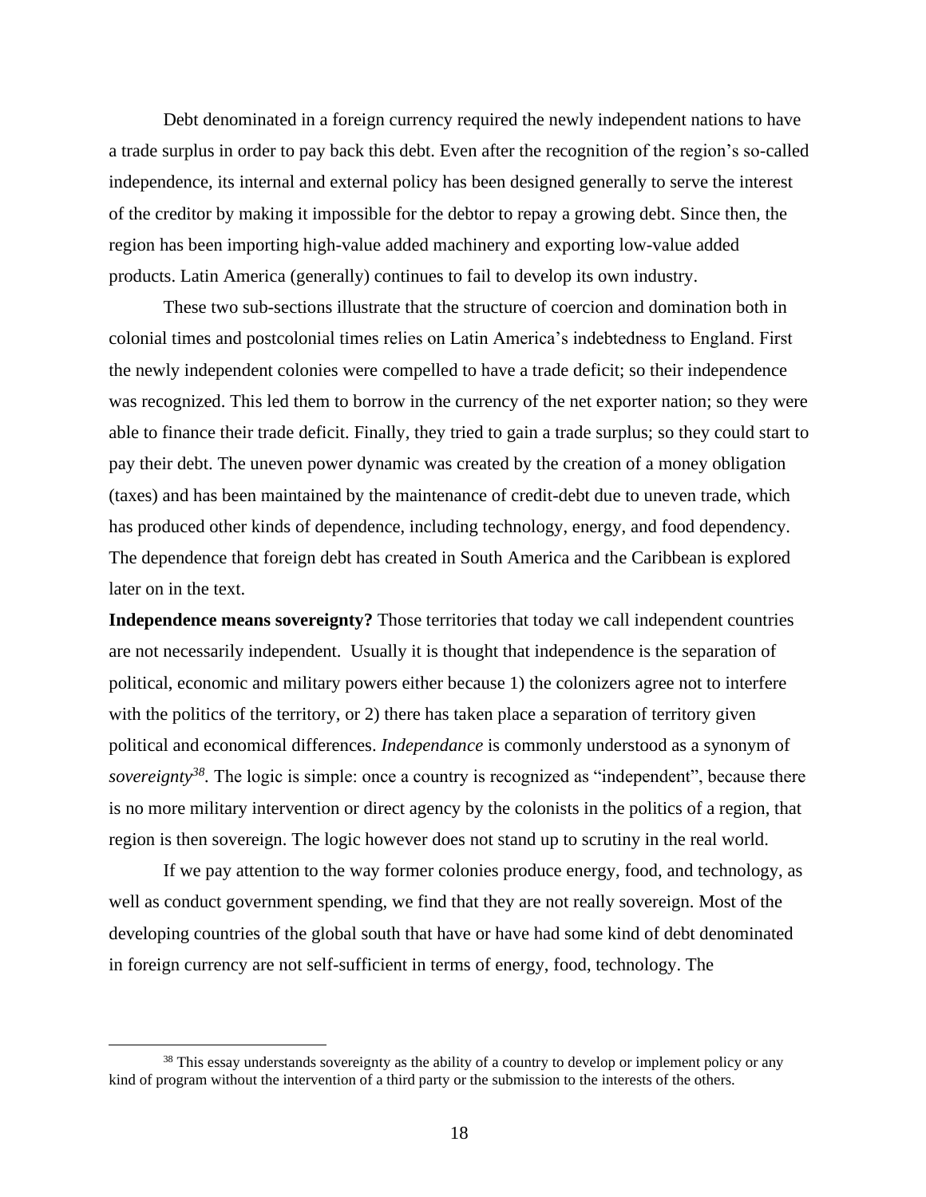Debt denominated in a foreign currency required the newly independent nations to have a trade surplus in order to pay back this debt. Even after the recognition of the region's so-called independence, its internal and external policy has been designed generally to serve the interest of the creditor by making it impossible for the debtor to repay a growing debt. Since then, the region has been importing high-value added machinery and exporting low-value added products. Latin America (generally) continues to fail to develop its own industry.

These two sub-sections illustrate that the structure of coercion and domination both in colonial times and postcolonial times relies on Latin America's indebtedness to England. First the newly independent colonies were compelled to have a trade deficit; so their independence was recognized. This led them to borrow in the currency of the net exporter nation; so they were able to finance their trade deficit. Finally, they tried to gain a trade surplus; so they could start to pay their debt. The uneven power dynamic was created by the creation of a money obligation (taxes) and has been maintained by the maintenance of credit-debt due to uneven trade, which has produced other kinds of dependence, including technology, energy, and food dependency. The dependence that foreign debt has created in South America and the Caribbean is explored later on in the text.

**Independence means sovereignty?** Those territories that today we call independent countries are not necessarily independent. Usually it is thought that independence is the separation of political, economic and military powers either because 1) the colonizers agree not to interfere with the politics of the territory, or 2) there has taken place a separation of territory given political and economical differences. *Independance* is commonly understood as a synonym of *sovereignty*[38]. The logic is simple: once a country is recognized as "independent", because there is no more military intervention or direct agency by the colonists in the politics of a region, that region is then sovereign. The logic however does not stand up to scrutiny in the real world.

If we pay attention to the way former colonies produce energy, food, and technology, as well as conduct government spending, we find that they are not really sovereign. Most of the developing countries of the global south that have or have had some kind of debt denominated in foreign currency are not self-sufficient in terms of energy, food, technology. The

[38] This essay understands sovereignty as the ability of a country to develop or implement policy or any kind of program without the intervention of a third party or the submission to the interests of the others.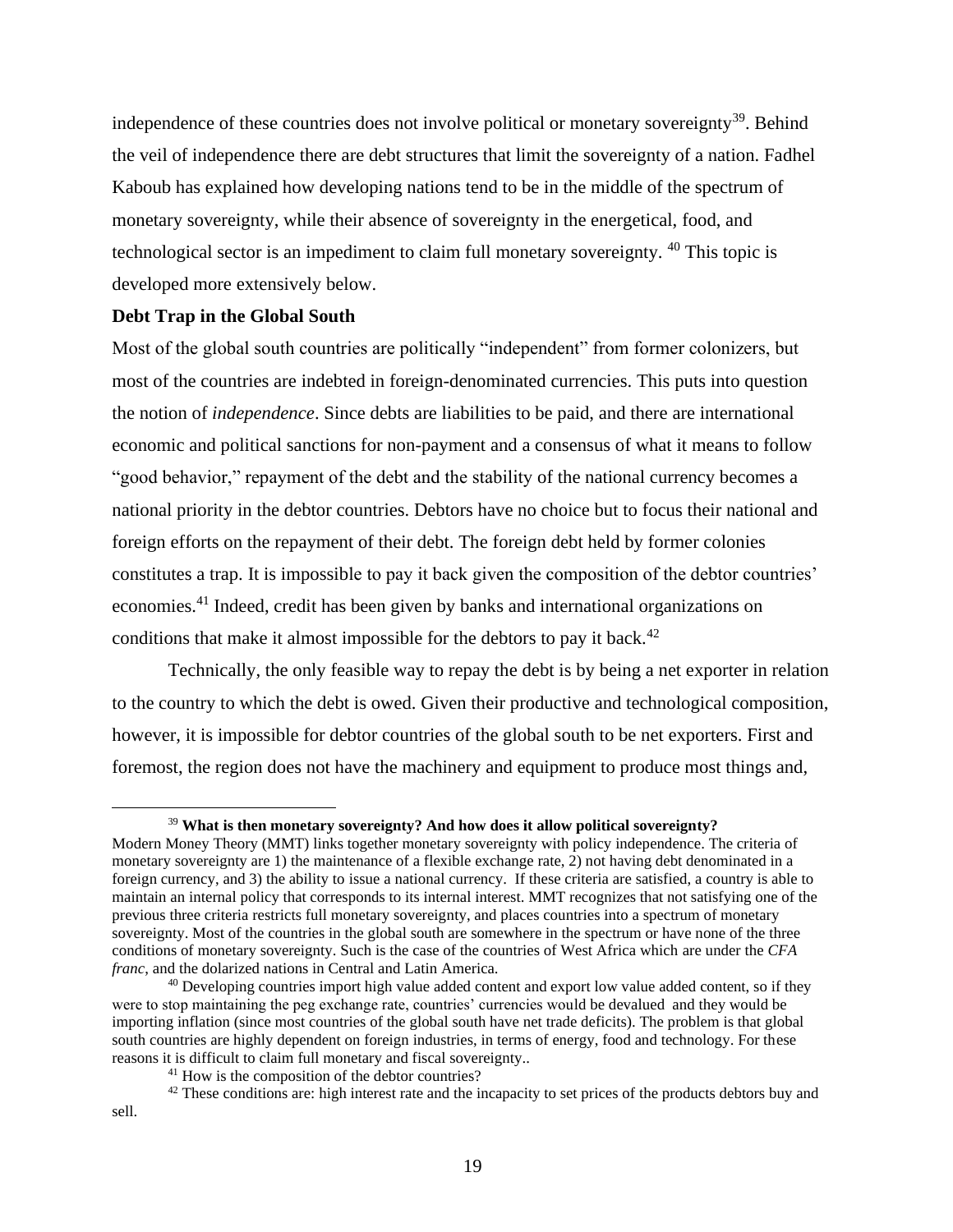independence of these countries does not involve political or monetary sovereignty[39]. Behind the veil of independence there are debt structures that limit the sovereignty of a nation. Fadhel Kaboub has explained how developing nations tend to be in the middle of the spectrum of monetary sovereignty, while their absence of sovereignty in the energetical, food, and technological sector is an impediment to claim full monetary sovereignty. [40] This topic is developed more extensively below.

**Debt Trap in the Global South**

Most of the global south countries are politically "independent" from former colonizers, but most of the countries are indebted in foreign-denominated currencies. This puts into question the notion of *independence*. Since debts are liabilities to be paid, and there are international economic and political sanctions for non-payment and a consensus of what it means to follow "good behavior," repayment of the debt and the stability of the national currency becomes a national priority in the debtor countries. Debtors have no choice but to focus their national and foreign efforts on the repayment of their debt. The foreign debt held by former colonies constitutes a trap. It is impossible to pay it back given the composition of the debtor countries' economies.[41] Indeed, credit has been given by banks and international organizations on conditions that make it almost impossible for the debtors to pay it back.[42]

Technically, the only feasible way to repay the debt is by being a net exporter in relation to the country to which the debt is owed. Given their productive and technological composition, however, it is impossible for debtor countries of the global south to be net exporters. First and foremost, the region does not have the machinery and equipment to produce most things and,

---

[39] **What is then monetary sovereignty? And how does it allow political sovereignty?** Modern Money Theory (MMT) links together monetary sovereignty with policy independence. The criteria of monetary sovereignty are 1) the maintenance of a flexible exchange rate, 2) not having debt denominated in a foreign currency, and 3) the ability to issue a national currency. If these criteria are satisfied, a country is able to maintain an internal policy that corresponds to its internal interest. MMT recognizes that not satisfying one of the previous three criteria restricts full monetary sovereignty, and places countries into a spectrum of monetary sovereignty. Most of the countries in the global south are somewhere in the spectrum or have none of the three conditions of monetary sovereignty. Such is the case of the countries of West Africa which are under the *CFA franc*, and the dolarized nations in Central and Latin America.

[40] Developing countries import high value added content and export low value added content, so if they were to stop maintaining the peg exchange rate, countries' currencies would be devalued and they would be importing inflation (since most countries of the global south have net trade deficits). The problem is that global south countries are highly dependent on foreign industries, in terms of energy, food and technology. For these reasons it is difficult to claim full monetary and fiscal sovereignty..

[41] How is the composition of the debtor countries?

[42] These conditions are: high interest rate and the incapacity to set prices of the products debtors buy and sell.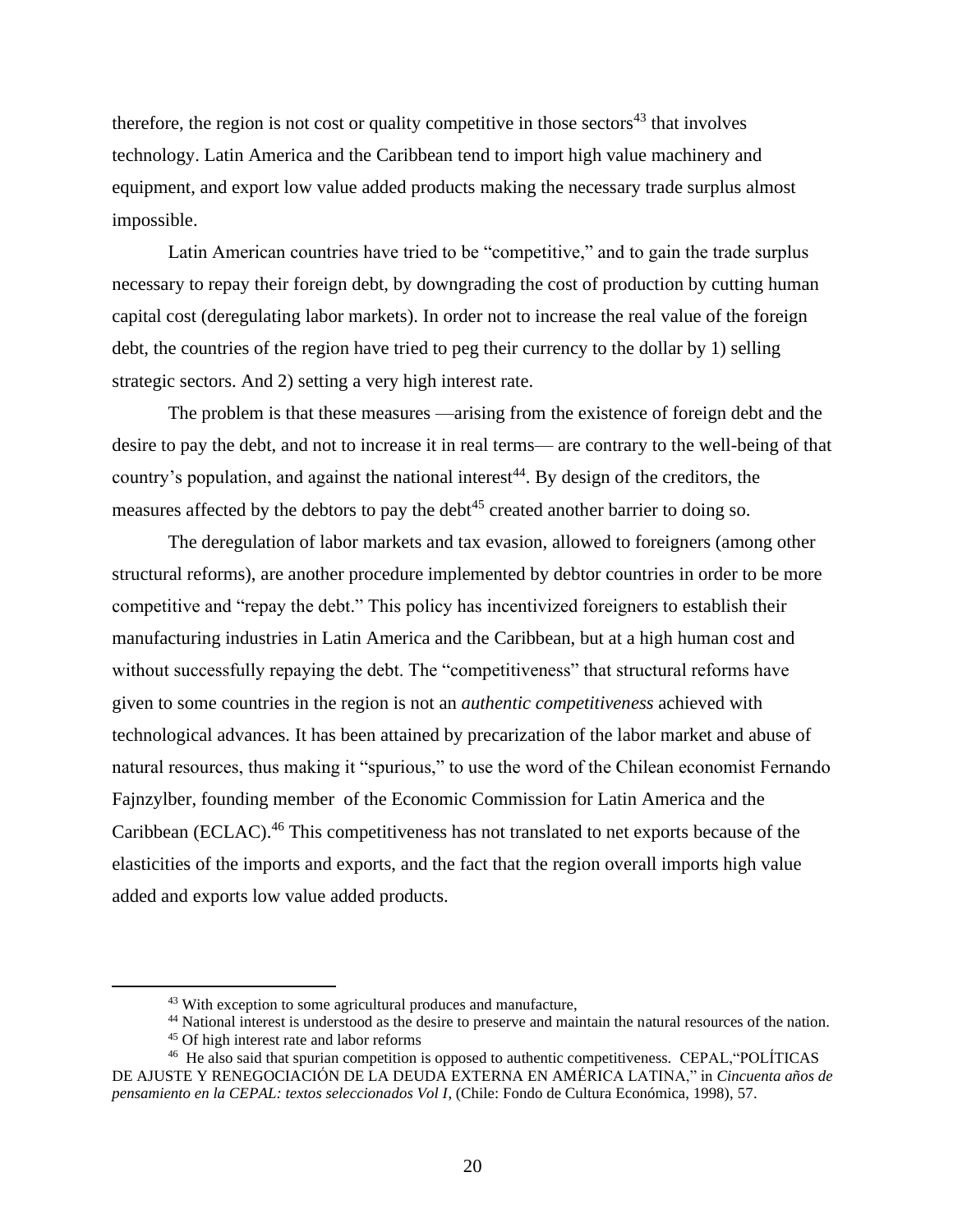therefore, the region is not cost or quality competitive in those sectors[43] that involves technology. Latin America and the Caribbean tend to import high value machinery and equipment, and export low value added products making the necessary trade surplus almost impossible.

Latin American countries have tried to be "competitive," and to gain the trade surplus necessary to repay their foreign debt, by downgrading the cost of production by cutting human capital cost (deregulating labor markets). In order not to increase the real value of the foreign debt, the countries of the region have tried to peg their currency to the dollar by 1) selling strategic sectors. And 2) setting a very high interest rate.

The problem is that these measures —arising from the existence of foreign debt and the desire to pay the debt, and not to increase it in real terms— are contrary to the well-being of that country's population, and against the national interest[44]. By design of the creditors, the measures affected by the debtors to pay the debt[45] created another barrier to doing so.

The deregulation of labor markets and tax evasion, allowed to foreigners (among other structural reforms), are another procedure implemented by debtor countries in order to be more competitive and "repay the debt." This policy has incentivized foreigners to establish their manufacturing industries in Latin America and the Caribbean, but at a high human cost and without successfully repaying the debt. The "competitiveness" that structural reforms have given to some countries in the region is not an *authentic competitiveness* achieved with technological advances. It has been attained by precarization of the labor market and abuse of natural resources, thus making it "spurious," to use the word of the Chilean economist Fernando Fajnzylber, founding member of the Economic Commission for Latin America and the Caribbean (ECLAC).[46] This competitiveness has not translated to net exports because of the elasticities of the imports and exports, and the fact that the region overall imports high value added and exports low value added products.

---

[43] With exception to some agricultural produces and manufacture,

[44] National interest is understood as the desire to preserve and maintain the natural resources of the nation.

[45] Of high interest rate and labor reforms

[46] He also said that spurian competition is opposed to authentic competitiveness. CEPAL,"POLÍTICAS DE AJUSTE Y RENEGOCIACIÓN DE LA DEUDA EXTERNA EN AMÉRICA LATINA," in *Cincuenta años de pensamiento en la CEPAL: textos seleccionados Vol I*, (Chile: Fondo de Cultura Económica, 1998), 57.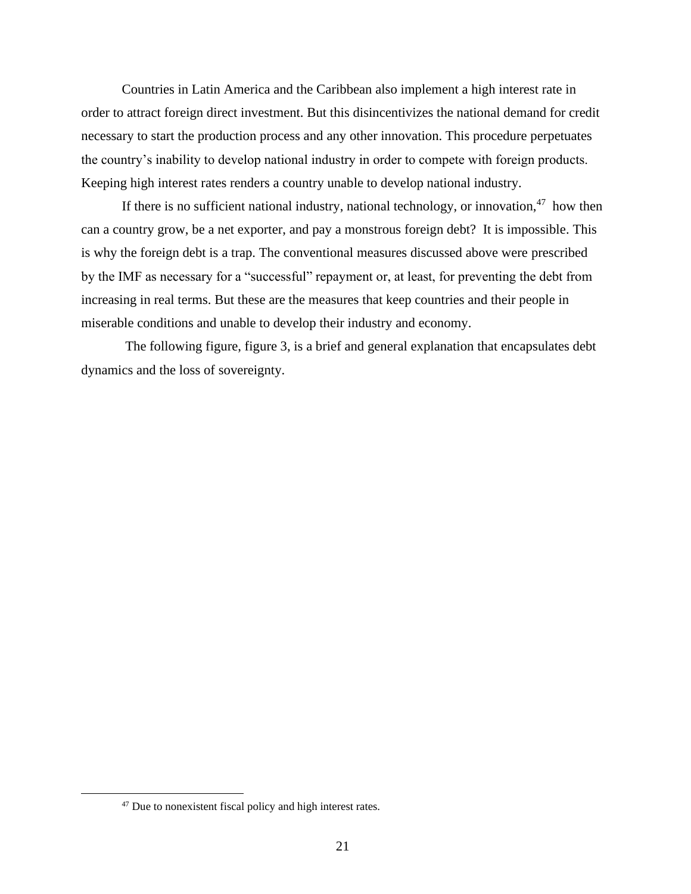Countries in Latin America and the Caribbean also implement a high interest rate in order to attract foreign direct investment. But this disincentivizes the national demand for credit necessary to start the production process and any other innovation. This procedure perpetuates the country's inability to develop national industry in order to compete with foreign products. Keeping high interest rates renders a country unable to develop national industry.

If there is no sufficient national industry, national technology, or innovation,[47] how then can a country grow, be a net exporter, and pay a monstrous foreign debt? It is impossible. This is why the foreign debt is a trap. The conventional measures discussed above were prescribed by the IMF as necessary for a "successful" repayment or, at least, for preventing the debt from increasing in real terms. But these are the measures that keep countries and their people in miserable conditions and unable to develop their industry and economy.

The following figure, figure 3, is a brief and general explanation that encapsulates debt dynamics and the loss of sovereignty.

[47] Due to nonexistent fiscal policy and high interest rates.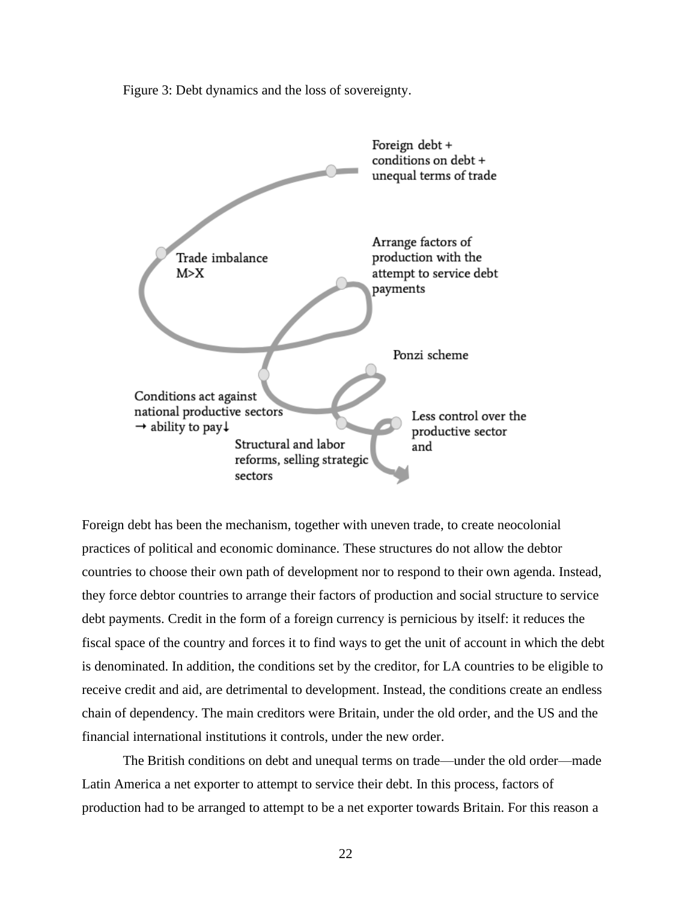Figure 3: Debt dynamics and the loss of sovereignty.

Foreign debt +
conditions on debt +
unequal terms of trade

Trade imbalance
M>X

Arrange factors of
production with the
attempt to service debt
payments

Ponzi scheme

Conditions act against
national productive sectors
→ ability to pay↓

Structural and labor
reforms, selling strategic
sectors

Less control over the
productive sector
and

Foreign debt has been the mechanism, together with uneven trade, to create neocolonial practices of political and economic dominance. These structures do not allow the debtor countries to choose their own path of development nor to respond to their own agenda. Instead, they force debtor countries to arrange their factors of production and social structure to service debt payments. Credit in the form of a foreign currency is pernicious by itself: it reduces the fiscal space of the country and forces it to find ways to get the unit of account in which the debt is denominated. In addition, the conditions set by the creditor, for LA countries to be eligible to receive credit and aid, are detrimental to development. Instead, the conditions create an endless chain of dependency. The main creditors were Britain, under the old order, and the US and the financial international institutions it controls, under the new order.

The British conditions on debt and unequal terms on trade—under the old order—made Latin America a net exporter to attempt to service their debt. In this process, factors of production had to be arranged to attempt to be a net exporter towards Britain. For this reason a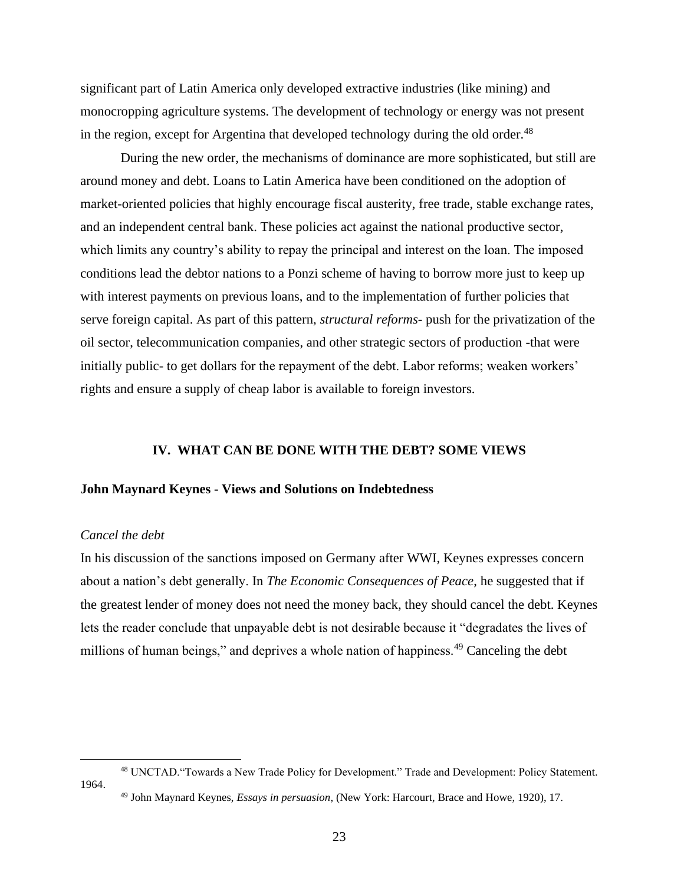significant part of Latin America only developed extractive industries (like mining) and monocropping agriculture systems. The development of technology or energy was not present in the region, except for Argentina that developed technology during the old order.[48]

During the new order, the mechanisms of dominance are more sophisticated, but still are around money and debt. Loans to Latin America have been conditioned on the adoption of market-oriented policies that highly encourage fiscal austerity, free trade, stable exchange rates, and an independent central bank. These policies act against the national productive sector, which limits any country's ability to repay the principal and interest on the loan. The imposed conditions lead the debtor nations to a Ponzi scheme of having to borrow more just to keep up with interest payments on previous loans, and to the implementation of further policies that serve foreign capital. As part of this pattern, *structural reforms*- push for the privatization of the oil sector, telecommunication companies, and other strategic sectors of production -that were initially public- to get dollars for the repayment of the debt. Labor reforms; weaken workers' rights and ensure a supply of cheap labor is available to foreign investors.

## IV. WHAT CAN BE DONE WITH THE DEBT? SOME VIEWS

### John Maynard Keynes - Views and Solutions on Indebtedness

*Cancel the debt*

In his discussion of the sanctions imposed on Germany after WWI, Keynes expresses concern about a nation's debt generally. In *The Economic Consequences of Peace*, he suggested that if the greatest lender of money does not need the money back, they should cancel the debt. Keynes lets the reader conclude that unpayable debt is not desirable because it "degradates the lives of millions of human beings," and deprives a whole nation of happiness.[49] Canceling the debt

[48] UNCTAD."Towards a New Trade Policy for Development." Trade and Development: Policy Statement. 1964.

[49] John Maynard Keynes, *Essays in persuasion*, (New York: Harcourt, Brace and Howe, 1920), 17.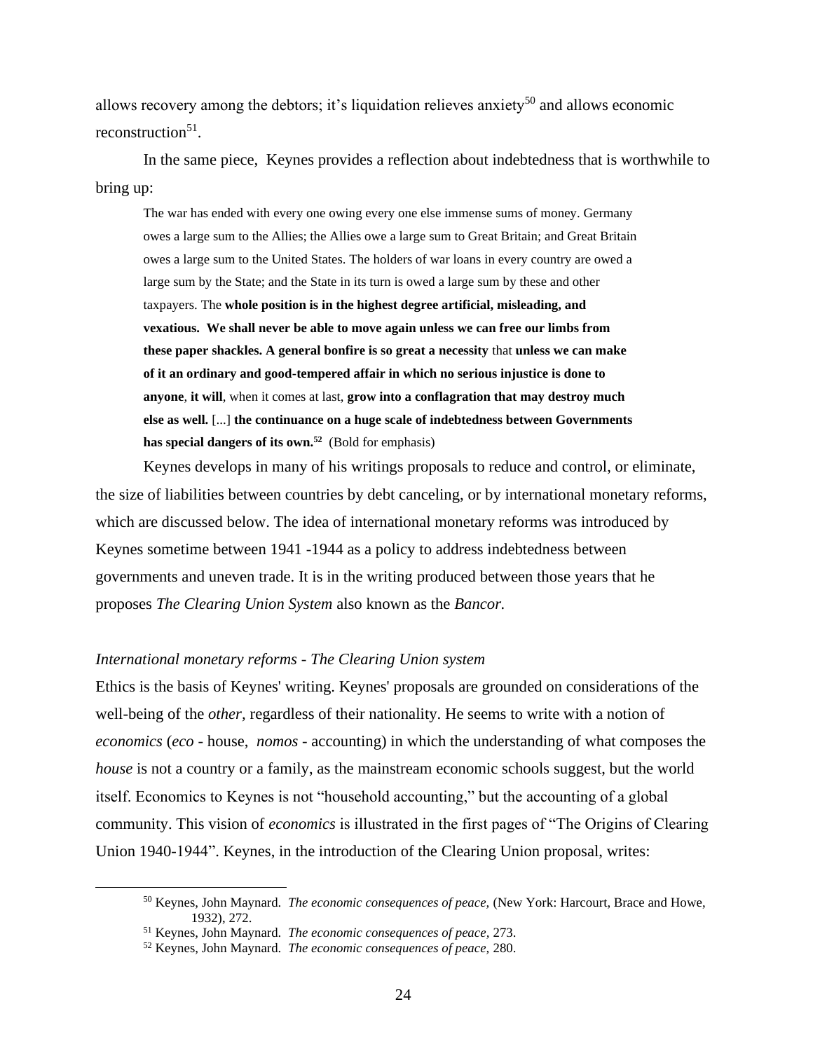allows recovery among the debtors; it's liquidation relieves anxiety[50] and allows economic reconstruction[51].

In the same piece, Keynes provides a reflection about indebtedness that is worthwhile to bring up:

> The war has ended with every one owing every one else immense sums of money. Germany owes a large sum to the Allies; the Allies owe a large sum to Great Britain; and Great Britain owes a large sum to the United States. The holders of war loans in every country are owed a large sum by the State; and the State in its turn is owed a large sum by these and other taxpayers. The **whole position is in the highest degree artificial, misleading, and vexatious. We shall never be able to move again unless we can free our limbs from these paper shackles. A general bonfire is so great a necessity** that **unless we can make of it an ordinary and good-tempered affair in which no serious injustice is done to anyone**, **it will**, when it comes at last, **grow into a conflagration that may destroy much else as well.** [...] **the continuance on a huge scale of indebtedness between Governments has special dangers of its own.**[52] (Bold for emphasis)

Keynes develops in many of his writings proposals to reduce and control, or eliminate, the size of liabilities between countries by debt canceling, or by international monetary reforms, which are discussed below. The idea of international monetary reforms was introduced by Keynes sometime between 1941 -1944 as a policy to address indebtedness between governments and uneven trade. It is in the writing produced between those years that he proposes *The Clearing Union System* also known as the *Bancor.*

*International monetary reforms - The Clearing Union system*

Ethics is the basis of Keynes' writing. Keynes' proposals are grounded on considerations of the well-being of the *other*, regardless of their nationality. He seems to write with a notion of *economics* (*eco* - house, *nomos* - accounting) in which the understanding of what composes the *house* is not a country or a family, as the mainstream economic schools suggest, but the world itself. Economics to Keynes is not "household accounting," but the accounting of a global community. This vision of *economics* is illustrated in the first pages of "The Origins of Clearing Union 1940-1944". Keynes, in the introduction of the Clearing Union proposal, writes:

---

[50] Keynes, John Maynard. *The economic consequences of peace,* (New York: Harcourt, Brace and Howe, 1932), 272.

[51] Keynes, John Maynard. *The economic consequences of peace,* 273.

[52] Keynes, John Maynard. *The economic consequences of peace,* 280.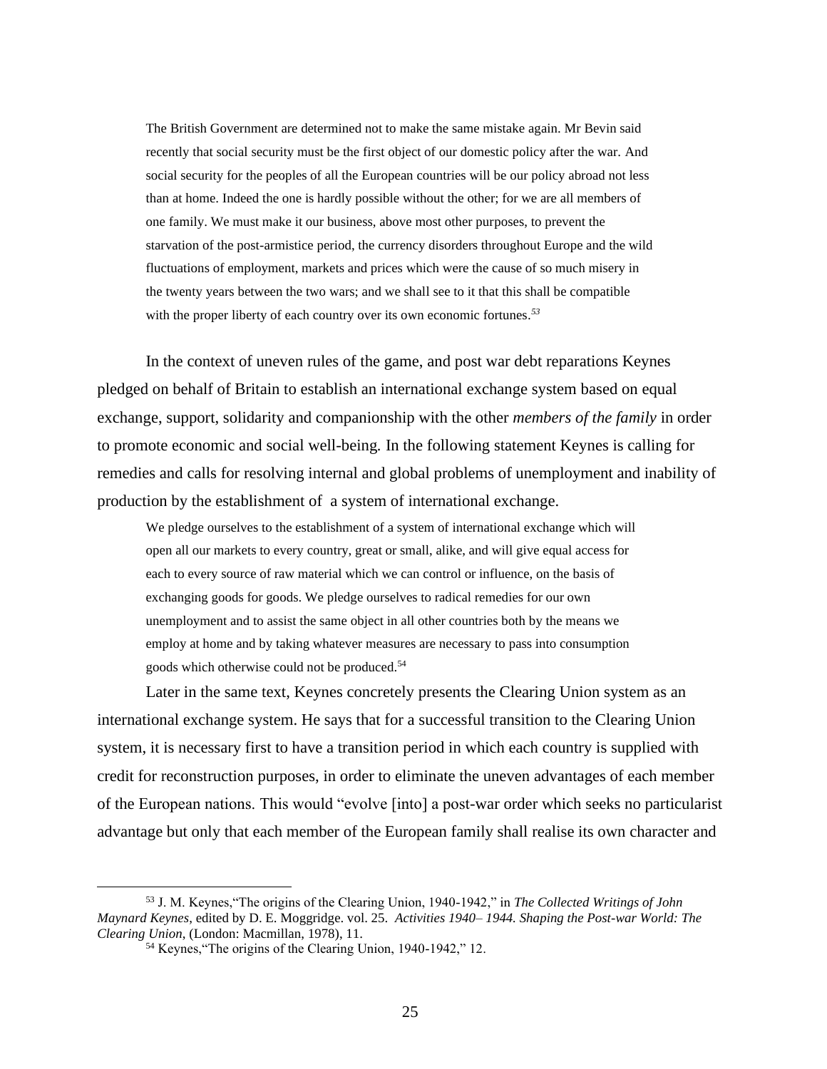> The British Government are determined not to make the same mistake again. Mr Bevin said recently that social security must be the first object of our domestic policy after the war. And social security for the peoples of all the European countries will be our policy abroad not less than at home. Indeed the one is hardly possible without the other; for we are all members of one family. We must make it our business, above most other purposes, to prevent the starvation of the post-armistice period, the currency disorders throughout Europe and the wild fluctuations of employment, markets and prices which were the cause of so much misery in the twenty years between the two wars; and we shall see to it that this shall be compatible with the proper liberty of each country over its own economic fortunes.[53]

In the context of uneven rules of the game, and post war debt reparations Keynes pledged on behalf of Britain to establish an international exchange system based on equal exchange, support, solidarity and companionship with the other *members of the family* in order to promote economic and social well-being. In the following statement Keynes is calling for remedies and calls for resolving internal and global problems of unemployment and inability of production by the establishment of a system of international exchange.

> We pledge ourselves to the establishment of a system of international exchange which will open all our markets to every country, great or small, alike, and will give equal access for each to every source of raw material which we can control or influence, on the basis of exchanging goods for goods. We pledge ourselves to radical remedies for our own unemployment and to assist the same object in all other countries both by the means we employ at home and by taking whatever measures are necessary to pass into consumption goods which otherwise could not be produced.[54]

Later in the same text, Keynes concretely presents the Clearing Union system as an international exchange system. He says that for a successful transition to the Clearing Union system, it is necessary first to have a transition period in which each country is supplied with credit for reconstruction purposes, in order to eliminate the uneven advantages of each member of the European nations. This would "evolve [into] a post-war order which seeks no particularist advantage but only that each member of the European family shall realise its own character and

---

[53] J. M. Keynes,"The origins of the Clearing Union, 1940-1942," in *The Collected Writings of John Maynard Keynes*, edited by D. E. Moggridge. vol. 25. *Activities 1940– 1944. Shaping the Post-war World: The Clearing Union*, (London: Macmillan, 1978), 11.

[54] Keynes,"The origins of the Clearing Union, 1940-1942," 12.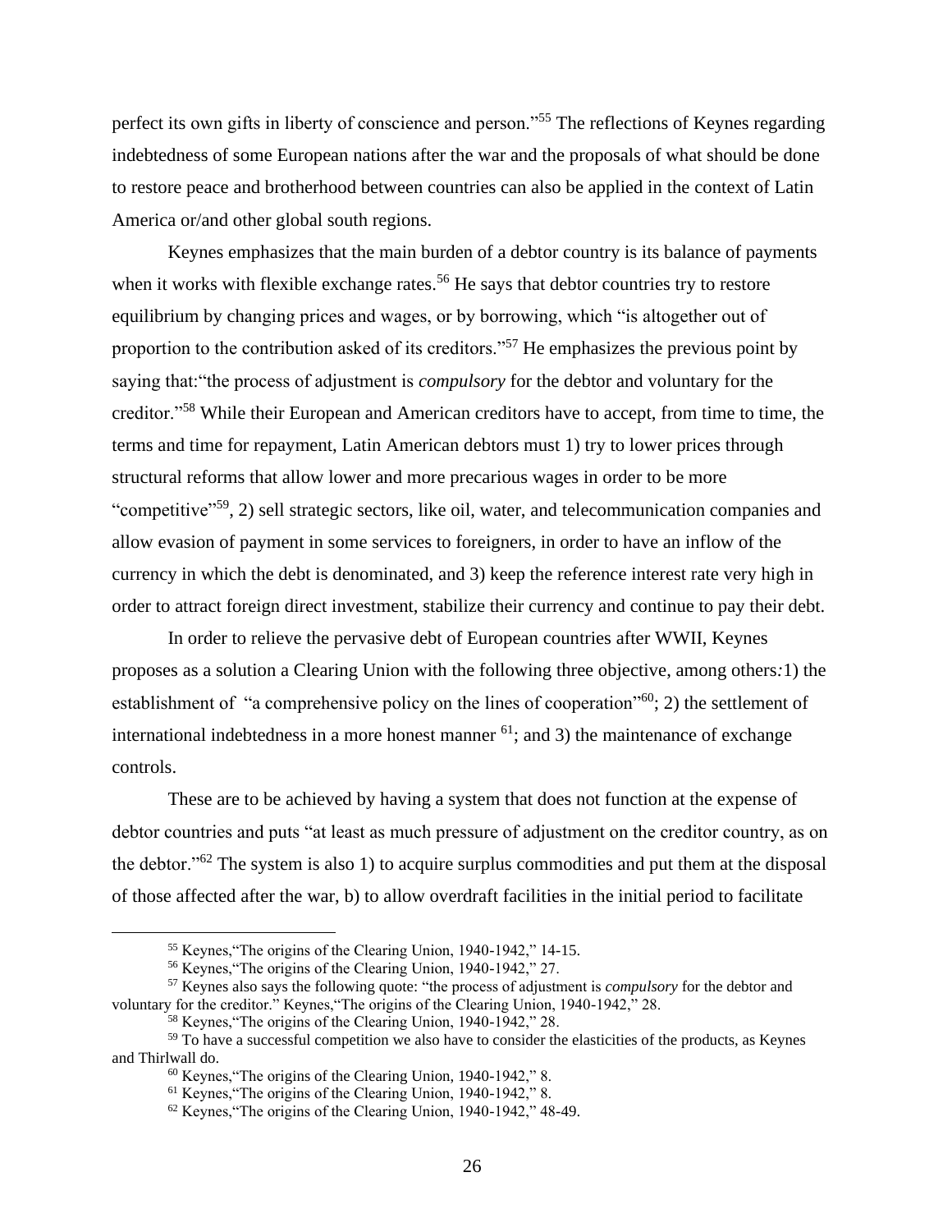perfect its own gifts in liberty of conscience and person."[55] The reflections of Keynes regarding indebtedness of some European nations after the war and the proposals of what should be done to restore peace and brotherhood between countries can also be applied in the context of Latin America or/and other global south regions.

Keynes emphasizes that the main burden of a debtor country is its balance of payments when it works with flexible exchange rates.[56] He says that debtor countries try to restore equilibrium by changing prices and wages, or by borrowing, which "is altogether out of proportion to the contribution asked of its creditors."[57] He emphasizes the previous point by saying that:"the process of adjustment is *compulsory* for the debtor and voluntary for the creditor."[58] While their European and American creditors have to accept, from time to time, the terms and time for repayment, Latin American debtors must 1) try to lower prices through structural reforms that allow lower and more precarious wages in order to be more "competitive"[59], 2) sell strategic sectors, like oil, water, and telecommunication companies and allow evasion of payment in some services to foreigners, in order to have an inflow of the currency in which the debt is denominated, and 3) keep the reference interest rate very high in order to attract foreign direct investment, stabilize their currency and continue to pay their debt.

In order to relieve the pervasive debt of European countries after WWII, Keynes proposes as a solution a Clearing Union with the following three objective, among others*:*1) the establishment of "a comprehensive policy on the lines of cooperation"[60]; 2) the settlement of international indebtedness in a more honest manner [61]; and 3) the maintenance of exchange controls.

These are to be achieved by having a system that does not function at the expense of debtor countries and puts "at least as much pressure of adjustment on the creditor country, as on the debtor."[62] The system is also 1) to acquire surplus commodities and put them at the disposal of those affected after the war, b) to allow overdraft facilities in the initial period to facilitate

---

[55] Keynes,"The origins of the Clearing Union, 1940-1942," 14-15.

[56] Keynes,"The origins of the Clearing Union, 1940-1942," 27.

[57] Keynes also says the following quote: "the process of adjustment is *compulsory* for the debtor and voluntary for the creditor." Keynes,"The origins of the Clearing Union, 1940-1942," 28.

[58] Keynes,"The origins of the Clearing Union, 1940-1942," 28.

[59] To have a successful competition we also have to consider the elasticities of the products, as Keynes and Thirlwall do.

[60] Keynes,"The origins of the Clearing Union, 1940-1942," 8.

[61] Keynes,"The origins of the Clearing Union, 1940-1942," 8.

[62] Keynes,"The origins of the Clearing Union, 1940-1942," 48-49.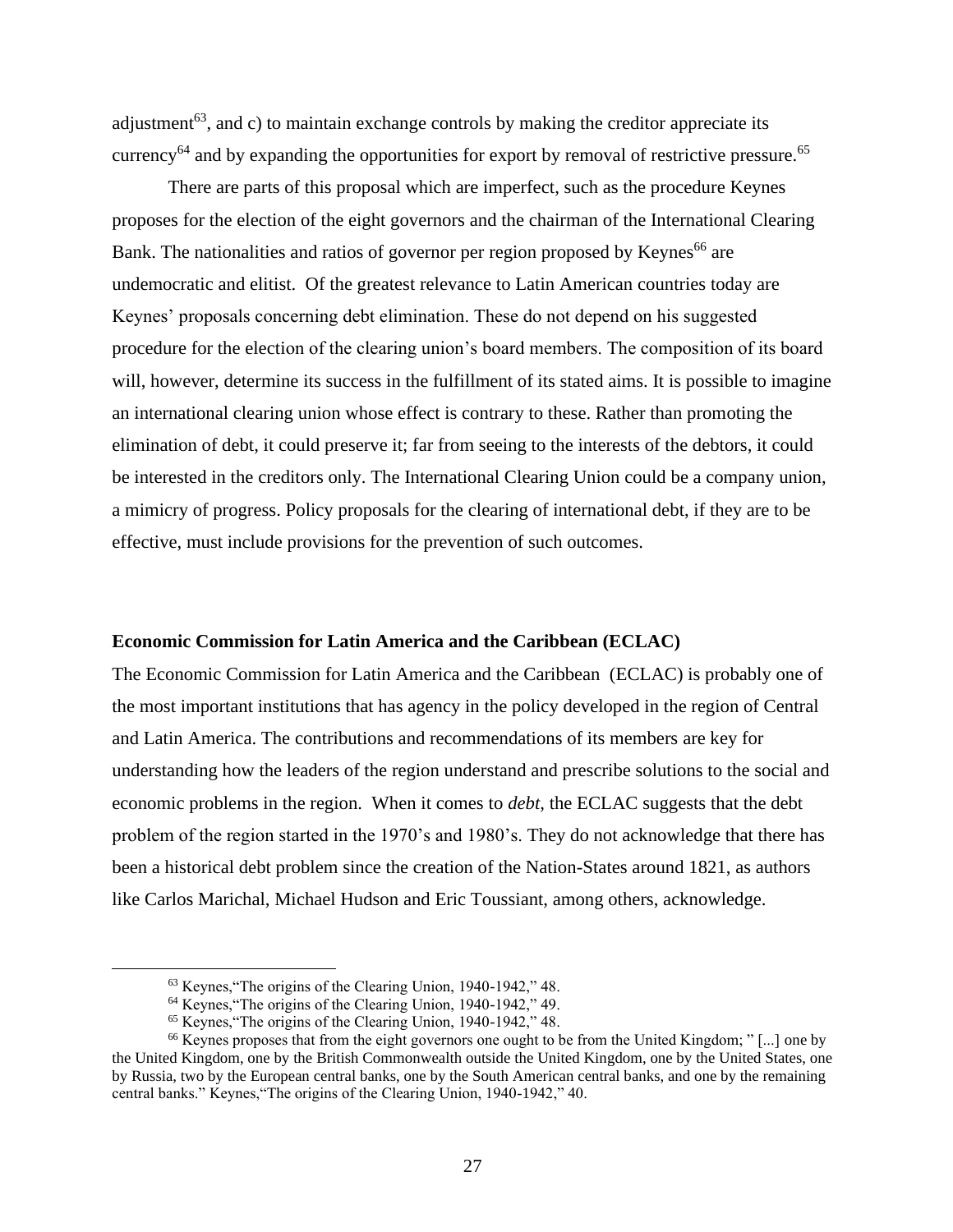adjustment[63], and c) to maintain exchange controls by making the creditor appreciate its currency[64] and by expanding the opportunities for export by removal of restrictive pressure.[65]

There are parts of this proposal which are imperfect, such as the procedure Keynes proposes for the election of the eight governors and the chairman of the International Clearing Bank. The nationalities and ratios of governor per region proposed by Keynes[66] are undemocratic and elitist. Of the greatest relevance to Latin American countries today are Keynes' proposals concerning debt elimination. These do not depend on his suggested procedure for the election of the clearing union's board members. The composition of its board will, however, determine its success in the fulfillment of its stated aims. It is possible to imagine an international clearing union whose effect is contrary to these. Rather than promoting the elimination of debt, it could preserve it; far from seeing to the interests of the debtors, it could be interested in the creditors only. The International Clearing Union could be a company union, a mimicry of progress. Policy proposals for the clearing of international debt, if they are to be effective, must include provisions for the prevention of such outcomes.

**Economic Commission for Latin America and the Caribbean (ECLAC)**

The Economic Commission for Latin America and the Caribbean (ECLAC) is probably one of the most important institutions that has agency in the policy developed in the region of Central and Latin America. The contributions and recommendations of its members are key for understanding how the leaders of the region understand and prescribe solutions to the social and economic problems in the region. When it comes to *debt,* the ECLAC suggests that the debt problem of the region started in the 1970's and 1980's. They do not acknowledge that there has been a historical debt problem since the creation of the Nation-States around 1821, as authors like Carlos Marichal, Michael Hudson and Eric Toussiant, among others, acknowledge.

[63] Keynes,"The origins of the Clearing Union, 1940-1942," 48.

[64] Keynes,"The origins of the Clearing Union, 1940-1942," 49.

[65] Keynes,"The origins of the Clearing Union, 1940-1942," 48.

[66] Keynes proposes that from the eight governors one ought to be from the United Kingdom; " [...] one by the United Kingdom, one by the British Commonwealth outside the United Kingdom, one by the United States, one by Russia, two by the European central banks, one by the South American central banks, and one by the remaining central banks." Keynes,"The origins of the Clearing Union, 1940-1942," 40.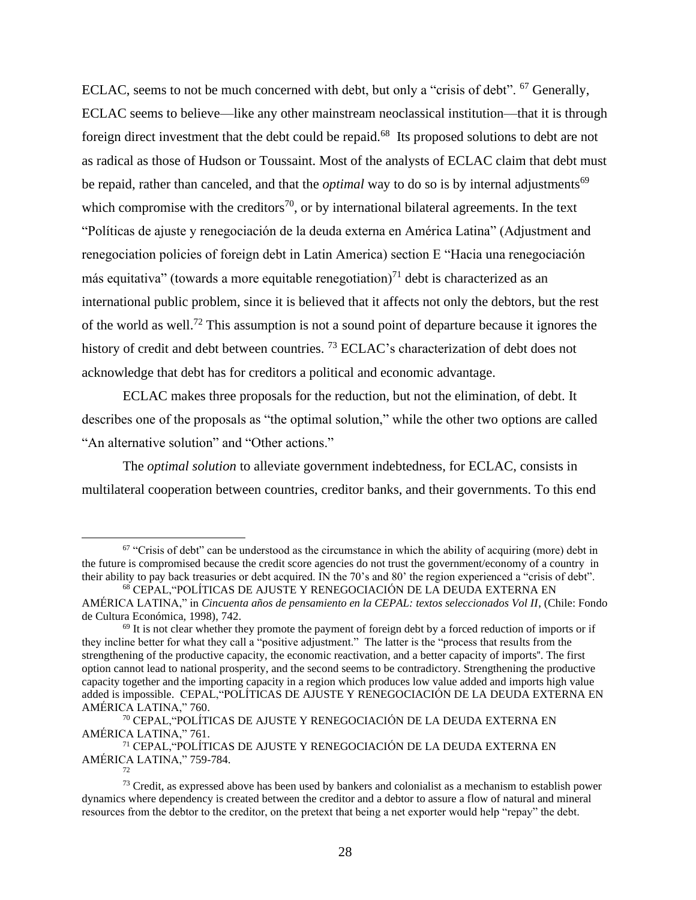ECLAC, seems to not be much concerned with debt, but only a "crisis of debt". [67] Generally, ECLAC seems to believe—like any other mainstream neoclassical institution—that it is through foreign direct investment that the debt could be repaid.[68] Its proposed solutions to debt are not as radical as those of Hudson or Toussaint. Most of the analysts of ECLAC claim that debt must be repaid, rather than canceled, and that the *optimal* way to do so is by internal adjustments[69] which compromise with the creditors[70], or by international bilateral agreements. In the text "Políticas de ajuste y renegociación de la deuda externa en América Latina" (Adjustment and renegociation policies of foreign debt in Latin America) section E "Hacia una renegociación más equitativa" (towards a more equitable renegotiation)[71] debt is characterized as an international public problem, since it is believed that it affects not only the debtors, but the rest of the world as well.[72] This assumption is not a sound point of departure because it ignores the history of credit and debt between countries. [73] ECLAC's characterization of debt does not acknowledge that debt has for creditors a political and economic advantage.

ECLAC makes three proposals for the reduction, but not the elimination, of debt. It describes one of the proposals as "the optimal solution," while the other two options are called "An alternative solution" and "Other actions."

The *optimal solution* to alleviate government indebtedness, for ECLAC, consists in multilateral cooperation between countries, creditor banks, and their governments. To this end

---

[67] "Crisis of debt" can be understood as the circumstance in which the ability of acquiring (more) debt in the future is compromised because the credit score agencies do not trust the government/economy of a country in their ability to pay back treasuries or debt acquired. IN the 70's and 80' the region experienced a "crisis of debt".

[68] CEPAL,"POLÍTICAS DE AJUSTE Y RENEGOCIACIÓN DE LA DEUDA EXTERNA EN AMÉRICA LATINA," in *Cincuenta años de pensamiento en la CEPAL: textos seleccionados Vol II*, (Chile: Fondo de Cultura Económica, 1998), 742.

[69] It is not clear whether they promote the payment of foreign debt by a forced reduction of imports or if they incline better for what they call a "positive adjustment." The latter is the "process that results from the strengthening of the productive capacity, the economic reactivation, and a better capacity of imports". The first option cannot lead to national prosperity, and the second seems to be contradictory. Strengthening the productive capacity together and the importing capacity in a region which produces low value added and imports high value added is impossible. CEPAL,"POLÍTICAS DE AJUSTE Y RENEGOCIACIÓN DE LA DEUDA EXTERNA EN AMÉRICA LATINA," 760.

[70] CEPAL,"POLÍTICAS DE AJUSTE Y RENEGOCIACIÓN DE LA DEUDA EXTERNA EN AMÉRICA LATINA," 761.

[71] CEPAL,"POLÍTICAS DE AJUSTE Y RENEGOCIACIÓN DE LA DEUDA EXTERNA EN AMÉRICA LATINA," 759-784.

[72]

[73] Credit, as expressed above has been used by bankers and colonialist as a mechanism to establish power dynamics where dependency is created between the creditor and a debtor to assure a flow of natural and mineral resources from the debtor to the creditor, on the pretext that being a net exporter would help "repay" the debt.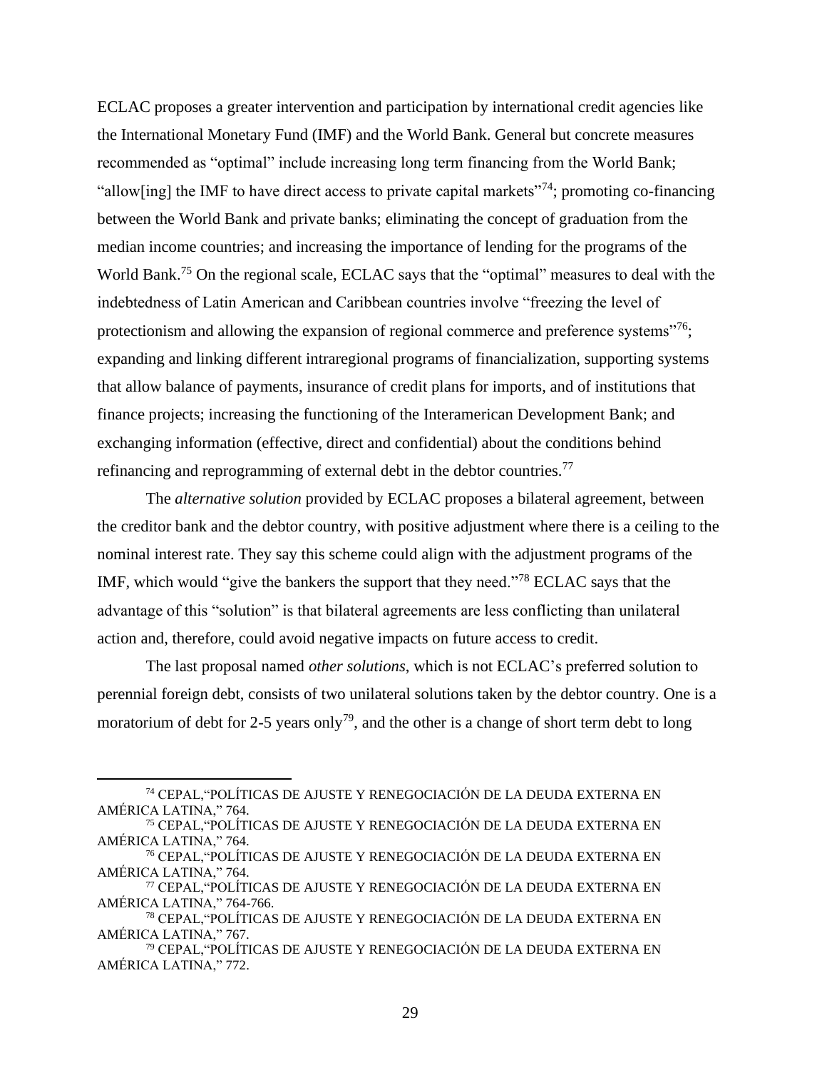ECLAC proposes a greater intervention and participation by international credit agencies like the International Monetary Fund (IMF) and the World Bank. General but concrete measures recommended as "optimal" include increasing long term financing from the World Bank; "allow[ing] the IMF to have direct access to private capital markets"[74]; promoting co-financing between the World Bank and private banks; eliminating the concept of graduation from the median income countries; and increasing the importance of lending for the programs of the World Bank.[75] On the regional scale, ECLAC says that the "optimal" measures to deal with the indebtedness of Latin American and Caribbean countries involve "freezing the level of protectionism and allowing the expansion of regional commerce and preference systems"[76]; expanding and linking different intraregional programs of financialization, supporting systems that allow balance of payments, insurance of credit plans for imports, and of institutions that finance projects; increasing the functioning of the Interamerican Development Bank; and exchanging information (effective, direct and confidential) about the conditions behind refinancing and reprogramming of external debt in the debtor countries.[77]

The *alternative solution* provided by ECLAC proposes a bilateral agreement, between the creditor bank and the debtor country, with positive adjustment where there is a ceiling to the nominal interest rate. They say this scheme could align with the adjustment programs of the IMF, which would "give the bankers the support that they need."[78] ECLAC says that the advantage of this "solution" is that bilateral agreements are less conflicting than unilateral action and, therefore, could avoid negative impacts on future access to credit.

The last proposal named *other solutions*, which is not ECLAC's preferred solution to perennial foreign debt, consists of two unilateral solutions taken by the debtor country. One is a moratorium of debt for 2-5 years only[79], and the other is a change of short term debt to long

---

[74] CEPAL,"POLÍTICAS DE AJUSTE Y RENEGOCIACIÓN DE LA DEUDA EXTERNA EN AMÉRICA LATINA," 764.

[75] CEPAL,"POLÍTICAS DE AJUSTE Y RENEGOCIACIÓN DE LA DEUDA EXTERNA EN AMÉRICA LATINA," 764.

[76] CEPAL,"POLÍTICAS DE AJUSTE Y RENEGOCIACIÓN DE LA DEUDA EXTERNA EN AMÉRICA LATINA," 764.

[77] CEPAL,"POLÍTICAS DE AJUSTE Y RENEGOCIACIÓN DE LA DEUDA EXTERNA EN AMÉRICA LATINA," 764-766.

[78] CEPAL,"POLÍTICAS DE AJUSTE Y RENEGOCIACIÓN DE LA DEUDA EXTERNA EN AMÉRICA LATINA," 767.

[79] CEPAL,"POLÍTICAS DE AJUSTE Y RENEGOCIACIÓN DE LA DEUDA EXTERNA EN AMÉRICA LATINA," 772.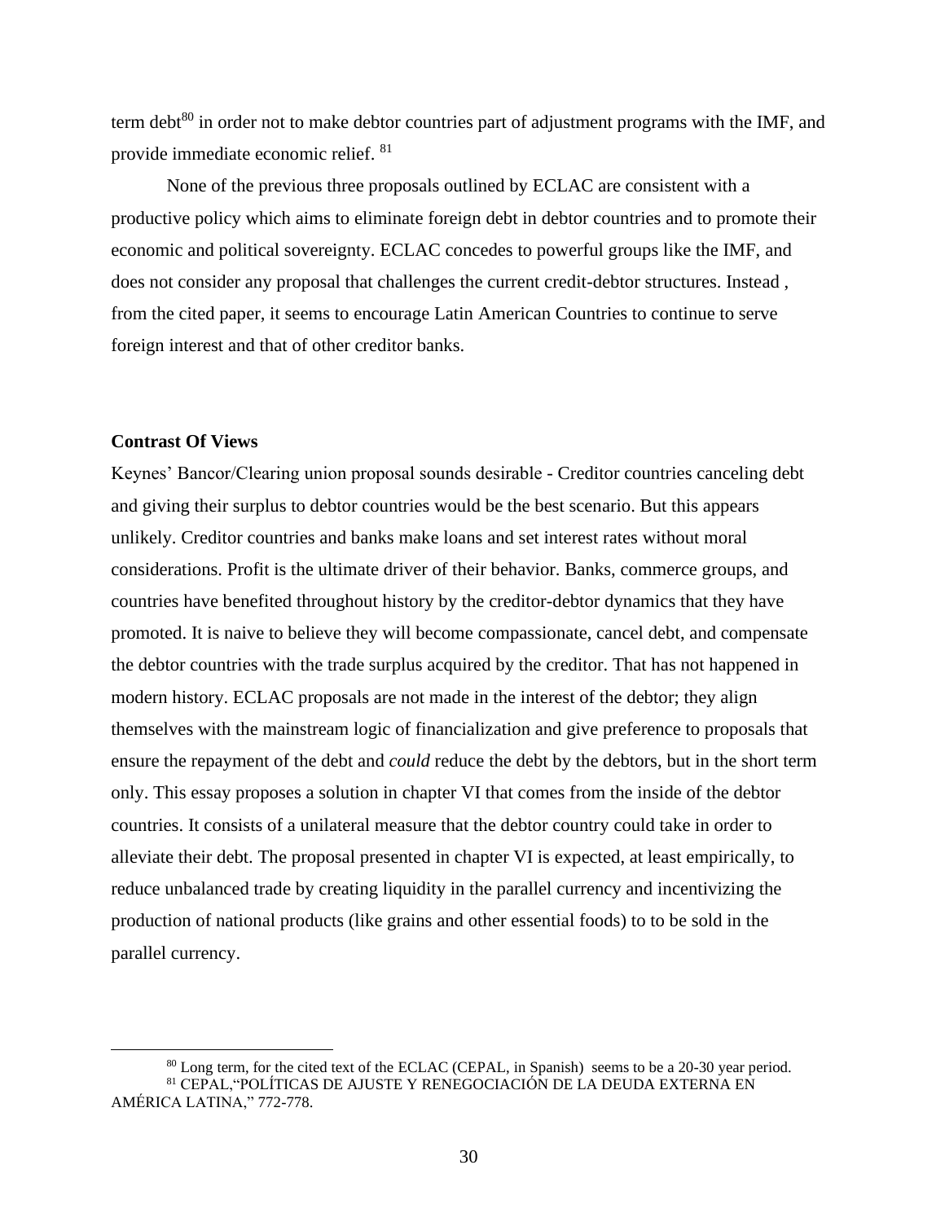term debt[80] in order not to make debtor countries part of adjustment programs with the IMF, and provide immediate economic relief. [81]

None of the previous three proposals outlined by ECLAC are consistent with a productive policy which aims to eliminate foreign debt in debtor countries and to promote their economic and political sovereignty. ECLAC concedes to powerful groups like the IMF, and does not consider any proposal that challenges the current credit-debtor structures. Instead , from the cited paper, it seems to encourage Latin American Countries to continue to serve foreign interest and that of other creditor banks.

**Contrast Of Views**

Keynes' Bancor/Clearing union proposal sounds desirable - Creditor countries canceling debt and giving their surplus to debtor countries would be the best scenario. But this appears unlikely. Creditor countries and banks make loans and set interest rates without moral considerations. Profit is the ultimate driver of their behavior. Banks, commerce groups, and countries have benefited throughout history by the creditor-debtor dynamics that they have promoted. It is naive to believe they will become compassionate, cancel debt, and compensate the debtor countries with the trade surplus acquired by the creditor. That has not happened in modern history. ECLAC proposals are not made in the interest of the debtor; they align themselves with the mainstream logic of financialization and give preference to proposals that ensure the repayment of the debt and *could* reduce the debt by the debtors, but in the short term only. This essay proposes a solution in chapter VI that comes from the inside of the debtor countries. It consists of a unilateral measure that the debtor country could take in order to alleviate their debt. The proposal presented in chapter VI is expected, at least empirically, to reduce unbalanced trade by creating liquidity in the parallel currency and incentivizing the production of national products (like grains and other essential foods) to to be sold in the parallel currency.

[80] Long term, for the cited text of the ECLAC (CEPAL, in Spanish) seems to be a 20-30 year period.

[81] CEPAL,"POLÍTICAS DE AJUSTE Y RENEGOCIACIÓN DE LA DEUDA EXTERNA EN AMÉRICA LATINA," 772-778.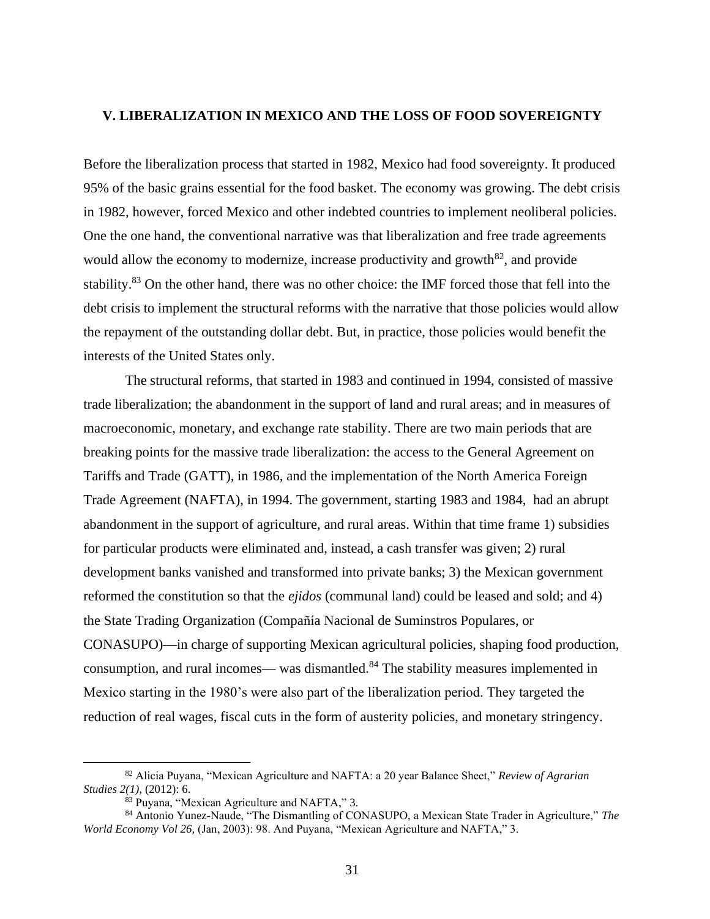## V. LIBERALIZATION IN MEXICO AND THE LOSS OF FOOD SOVEREIGNTY

Before the liberalization process that started in 1982, Mexico had food sovereignty. It produced 95% of the basic grains essential for the food basket. The economy was growing. The debt crisis in 1982, however, forced Mexico and other indebted countries to implement neoliberal policies. One the one hand, the conventional narrative was that liberalization and free trade agreements would allow the economy to modernize, increase productivity and growth[82], and provide stability.[83] On the other hand, there was no other choice: the IMF forced those that fell into the debt crisis to implement the structural reforms with the narrative that those policies would allow the repayment of the outstanding dollar debt. But, in practice, those policies would benefit the interests of the United States only.

The structural reforms, that started in 1983 and continued in 1994, consisted of massive trade liberalization; the abandonment in the support of land and rural areas; and in measures of macroeconomic, monetary, and exchange rate stability. There are two main periods that are breaking points for the massive trade liberalization: the access to the General Agreement on Tariffs and Trade (GATT), in 1986, and the implementation of the North America Foreign Trade Agreement (NAFTA), in 1994. The government, starting 1983 and 1984, had an abrupt abandonment in the support of agriculture, and rural areas. Within that time frame 1) subsidies for particular products were eliminated and, instead, a cash transfer was given; 2) rural development banks vanished and transformed into private banks; 3) the Mexican government reformed the constitution so that the *ejidos* (communal land) could be leased and sold; and 4) the State Trading Organization (Compañía Nacional de Suminstros Populares, or CONASUPO)—in charge of supporting Mexican agricultural policies, shaping food production, consumption, and rural incomes— was dismantled.[84] The stability measures implemented in Mexico starting in the 1980's were also part of the liberalization period. They targeted the reduction of real wages, fiscal cuts in the form of austerity policies, and monetary stringency.

---

[82] Alicia Puyana, "Mexican Agriculture and NAFTA: a 20 year Balance Sheet," *Review of Agrarian Studies 2(1)*, (2012): 6.

[83] Puyana, "Mexican Agriculture and NAFTA," 3.

[84] Antonio Yunez-Naude, "The Dismantling of CONASUPO, a Mexican State Trader in Agriculture," *The World Economy Vol 26,* (Jan, 2003): 98. And Puyana, "Mexican Agriculture and NAFTA," 3.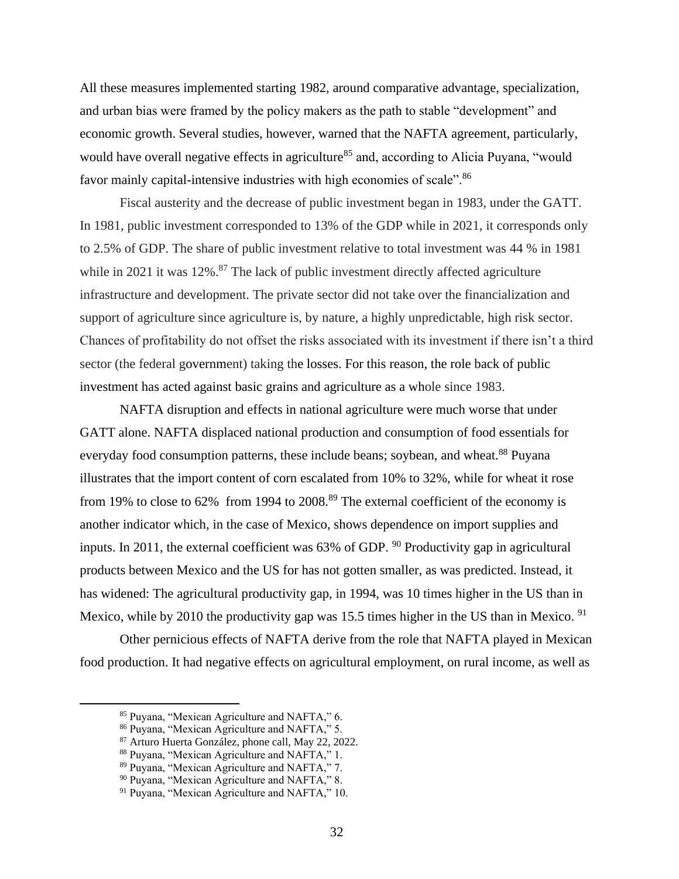All these measures implemented starting 1982, around comparative advantage, specialization, and urban bias were framed by the policy makers as the path to stable "development" and economic growth. Several studies, however, warned that the NAFTA agreement, particularly, would have overall negative effects in agriculture[85] and, according to Alicia Puyana, "would favor mainly capital-intensive industries with high economies of scale".[86]

Fiscal austerity and the decrease of public investment began in 1983, under the GATT. In 1981, public investment corresponded to 13% of the GDP while in 2021, it corresponds only to 2.5% of GDP. The share of public investment relative to total investment was 44 % in 1981 while in 2021 it was 12%.[87] The lack of public investment directly affected agriculture infrastructure and development. The private sector did not take over the financialization and support of agriculture since agriculture is, by nature, a highly unpredictable, high risk sector. Chances of profitability do not offset the risks associated with its investment if there isn't a third sector (the federal government) taking the losses. For this reason, the role back of public investment has acted against basic grains and agriculture as a whole since 1983.

NAFTA disruption and effects in national agriculture were much worse that under GATT alone. NAFTA displaced national production and consumption of food essentials for everyday food consumption patterns, these include beans; soybean, and wheat.[88] Puyana illustrates that the import content of corn escalated from 10% to 32%, while for wheat it rose from 19% to close to 62% from 1994 to 2008.[89] The external coefficient of the economy is another indicator which, in the case of Mexico, shows dependence on import supplies and inputs. In 2011, the external coefficient was 63% of GDP. [90] Productivity gap in agricultural products between Mexico and the US for has not gotten smaller, as was predicted. Instead, it has widened: The agricultural productivity gap, in 1994, was 10 times higher in the US than in Mexico, while by 2010 the productivity gap was 15.5 times higher in the US than in Mexico. [91]

Other pernicious effects of NAFTA derive from the role that NAFTA played in Mexican food production. It had negative effects on agricultural employment, on rural income, as well as

---

[85] Puyana, "Mexican Agriculture and NAFTA," 6.

[86] Puyana, "Mexican Agriculture and NAFTA," 5.

[87] Arturo Huerta González, phone call, May 22, 2022.

[88] Puyana, "Mexican Agriculture and NAFTA," 1.

[89] Puyana, "Mexican Agriculture and NAFTA," 7.

[90] Puyana, "Mexican Agriculture and NAFTA," 8.

[91] Puyana, "Mexican Agriculture and NAFTA," 10.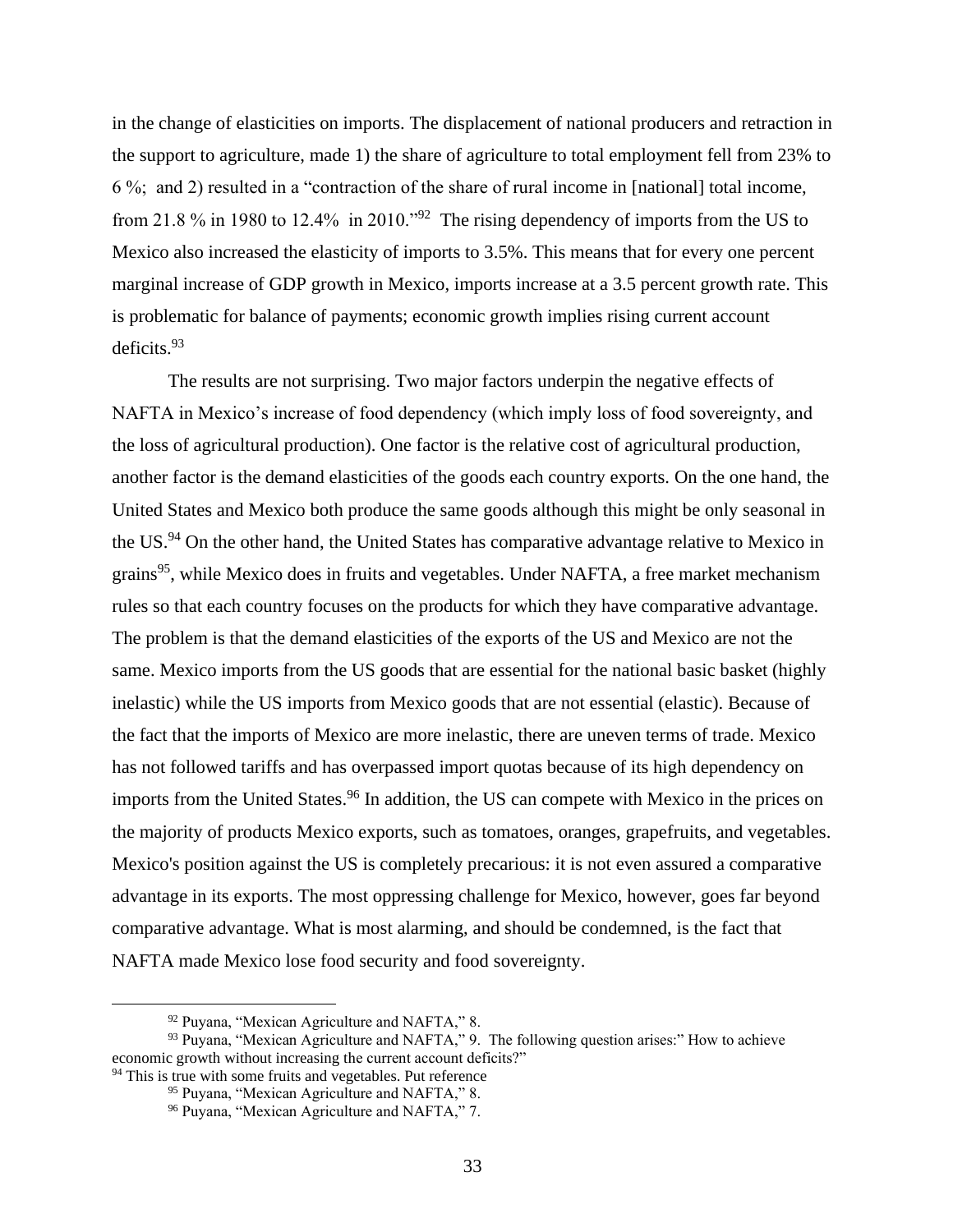in the change of elasticities on imports. The displacement of national producers and retraction in the support to agriculture, made 1) the share of agriculture to total employment fell from 23% to 6 %; and 2) resulted in a "contraction of the share of rural income in [national] total income, from 21.8 % in 1980 to 12.4% in 2010."[92] The rising dependency of imports from the US to Mexico also increased the elasticity of imports to 3.5%. This means that for every one percent marginal increase of GDP growth in Mexico, imports increase at a 3.5 percent growth rate. This is problematic for balance of payments; economic growth implies rising current account deficits.[93]

The results are not surprising. Two major factors underpin the negative effects of NAFTA in Mexico's increase of food dependency (which imply loss of food sovereignty, and the loss of agricultural production). One factor is the relative cost of agricultural production, another factor is the demand elasticities of the goods each country exports. On the one hand, the United States and Mexico both produce the same goods although this might be only seasonal in the US.[94] On the other hand, the United States has comparative advantage relative to Mexico in grains[95], while Mexico does in fruits and vegetables. Under NAFTA, a free market mechanism rules so that each country focuses on the products for which they have comparative advantage. The problem is that the demand elasticities of the exports of the US and Mexico are not the same. Mexico imports from the US goods that are essential for the national basic basket (highly inelastic) while the US imports from Mexico goods that are not essential (elastic). Because of the fact that the imports of Mexico are more inelastic, there are uneven terms of trade. Mexico has not followed tariffs and has overpassed import quotas because of its high dependency on imports from the United States.[96] In addition, the US can compete with Mexico in the prices on the majority of products Mexico exports, such as tomatoes, oranges, grapefruits, and vegetables. Mexico's position against the US is completely precarious: it is not even assured a comparative advantage in its exports. The most oppressing challenge for Mexico, however, goes far beyond comparative advantage. What is most alarming, and should be condemned, is the fact that NAFTA made Mexico lose food security and food sovereignty.

---

[92] Puyana, "Mexican Agriculture and NAFTA," 8.

[93] Puyana, "Mexican Agriculture and NAFTA," 9. The following question arises:" How to achieve economic growth without increasing the current account deficits?"

[94] This is true with some fruits and vegetables. Put reference

[95] Puyana, "Mexican Agriculture and NAFTA," 8.

[96] Puyana, "Mexican Agriculture and NAFTA," 7.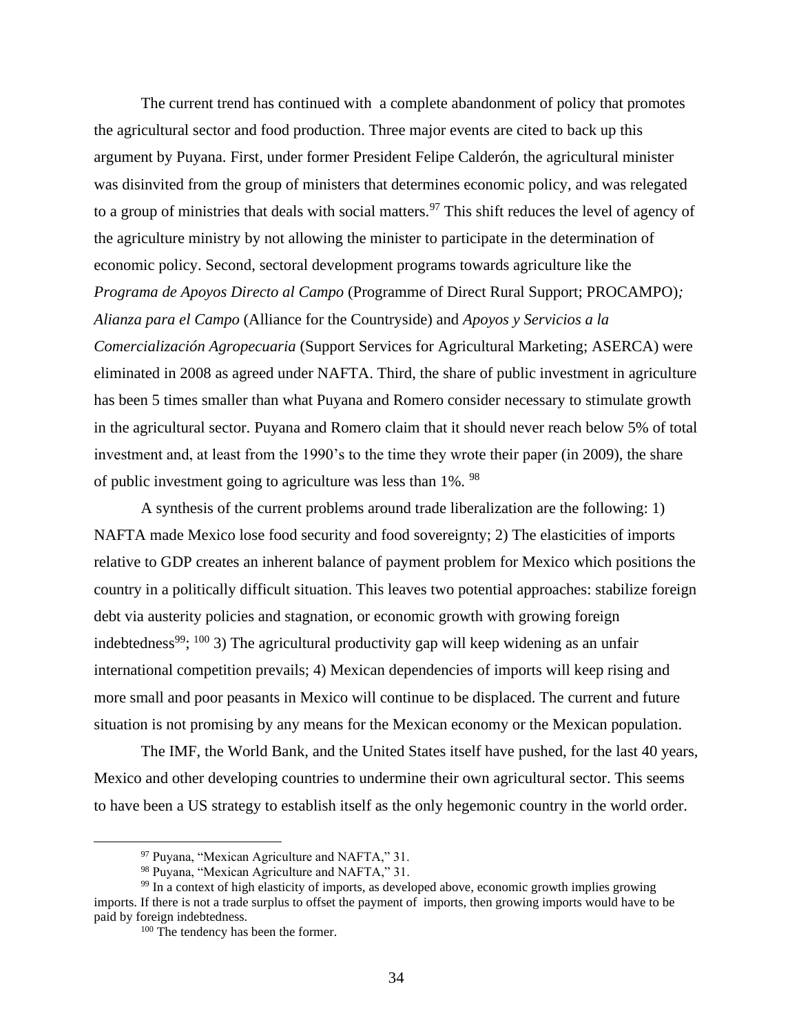The current trend has continued with a complete abandonment of policy that promotes the agricultural sector and food production. Three major events are cited to back up this argument by Puyana. First, under former President Felipe Calderón, the agricultural minister was disinvited from the group of ministers that determines economic policy, and was relegated to a group of ministries that deals with social matters.[97] This shift reduces the level of agency of the agriculture ministry by not allowing the minister to participate in the determination of economic policy. Second, sectoral development programs towards agriculture like the *Programa de Apoyos Directo al Campo* (Programme of Direct Rural Support; PROCAMPO)*;* *Alianza para el Campo* (Alliance for the Countryside) and *Apoyos y Servicios a la Comercialización Agropecuaria* (Support Services for Agricultural Marketing; ASERCA) were eliminated in 2008 as agreed under NAFTA. Third, the share of public investment in agriculture has been 5 times smaller than what Puyana and Romero consider necessary to stimulate growth in the agricultural sector. Puyana and Romero claim that it should never reach below 5% of total investment and, at least from the 1990's to the time they wrote their paper (in 2009), the share of public investment going to agriculture was less than 1%. [98]

A synthesis of the current problems around trade liberalization are the following: 1) NAFTA made Mexico lose food security and food sovereignty; 2) The elasticities of imports relative to GDP creates an inherent balance of payment problem for Mexico which positions the country in a politically difficult situation. This leaves two potential approaches: stabilize foreign debt via austerity policies and stagnation, or economic growth with growing foreign indebtedness[99]; [100] 3) The agricultural productivity gap will keep widening as an unfair international competition prevails; 4) Mexican dependencies of imports will keep rising and more small and poor peasants in Mexico will continue to be displaced. The current and future situation is not promising by any means for the Mexican economy or the Mexican population.

The IMF, the World Bank, and the United States itself have pushed, for the last 40 years, Mexico and other developing countries to undermine their own agricultural sector. This seems to have been a US strategy to establish itself as the only hegemonic country in the world order.

---

[97] Puyana, "Mexican Agriculture and NAFTA," 31.

[98] Puyana, "Mexican Agriculture and NAFTA," 31.

[99] In a context of high elasticity of imports, as developed above, economic growth implies growing imports. If there is not a trade surplus to offset the payment of imports, then growing imports would have to be paid by foreign indebtedness.

[100] The tendency has been the former.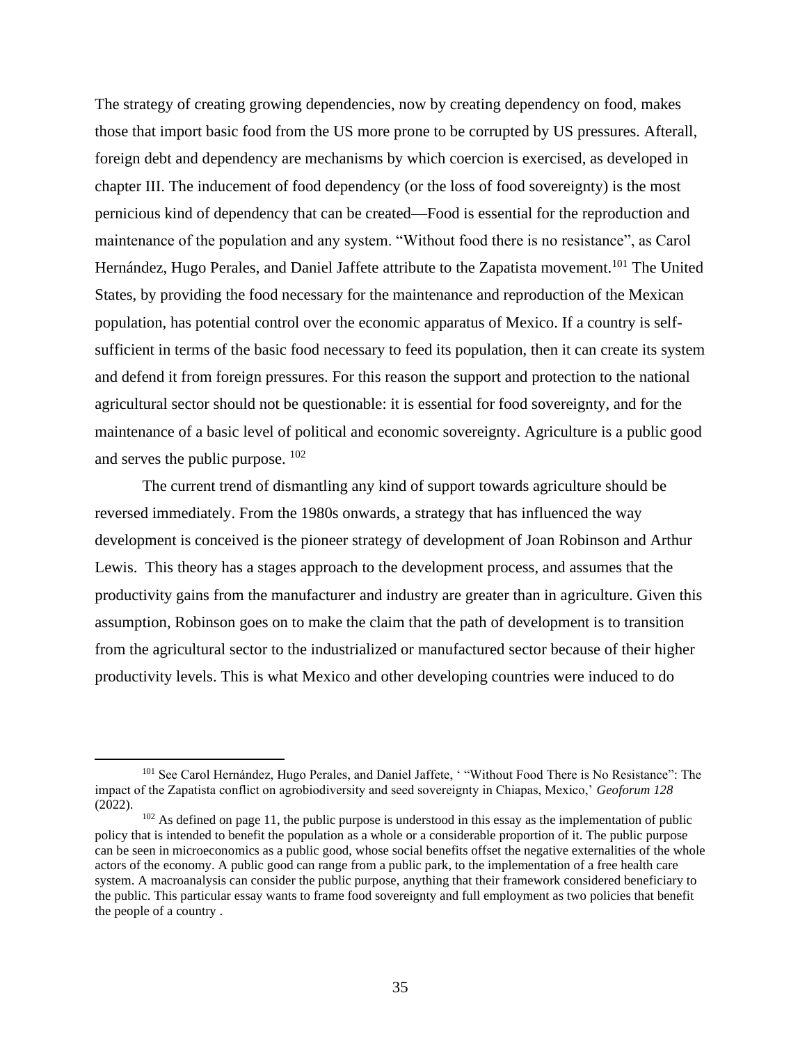The strategy of creating growing dependencies, now by creating dependency on food, makes those that import basic food from the US more prone to be corrupted by US pressures. Afterall, foreign debt and dependency are mechanisms by which coercion is exercised, as developed in chapter III. The inducement of food dependency (or the loss of food sovereignty) is the most pernicious kind of dependency that can be created—Food is essential for the reproduction and maintenance of the population and any system. "Without food there is no resistance", as Carol Hernández, Hugo Perales, and Daniel Jaffete attribute to the Zapatista movement.[101] The United States, by providing the food necessary for the maintenance and reproduction of the Mexican population, has potential control over the economic apparatus of Mexico. If a country is self-sufficient in terms of the basic food necessary to feed its population, then it can create its system and defend it from foreign pressures. For this reason the support and protection to the national agricultural sector should not be questionable: it is essential for food sovereignty, and for the maintenance of a basic level of political and economic sovereignty. Agriculture is a public good and serves the public purpose. [102]

The current trend of dismantling any kind of support towards agriculture should be reversed immediately. From the 1980s onwards, a strategy that has influenced the way development is conceived is the pioneer strategy of development of Joan Robinson and Arthur Lewis. This theory has a stages approach to the development process, and assumes that the productivity gains from the manufacturer and industry are greater than in agriculture. Given this assumption, Robinson goes on to make the claim that the path of development is to transition from the agricultural sector to the industrialized or manufactured sector because of their higher productivity levels. This is what Mexico and other developing countries were induced to do

---

[101] See Carol Hernández, Hugo Perales, and Daniel Jaffete, ' "Without Food There is No Resistance": The impact of the Zapatista conflict on agrobiodiversity and seed sovereignty in Chiapas, Mexico,' *Geoforum 128* (2022).

[102] As defined on page 11, the public purpose is understood in this essay as the implementation of public policy that is intended to benefit the population as a whole or a considerable proportion of it. The public purpose can be seen in microeconomics as a public good, whose social benefits offset the negative externalities of the whole actors of the economy. A public good can range from a public park, to the implementation of a free health care system. A macroanalysis can consider the public purpose, anything that their framework considered beneficiary to the public. This particular essay wants to frame food sovereignty and full employment as two policies that benefit the people of a country .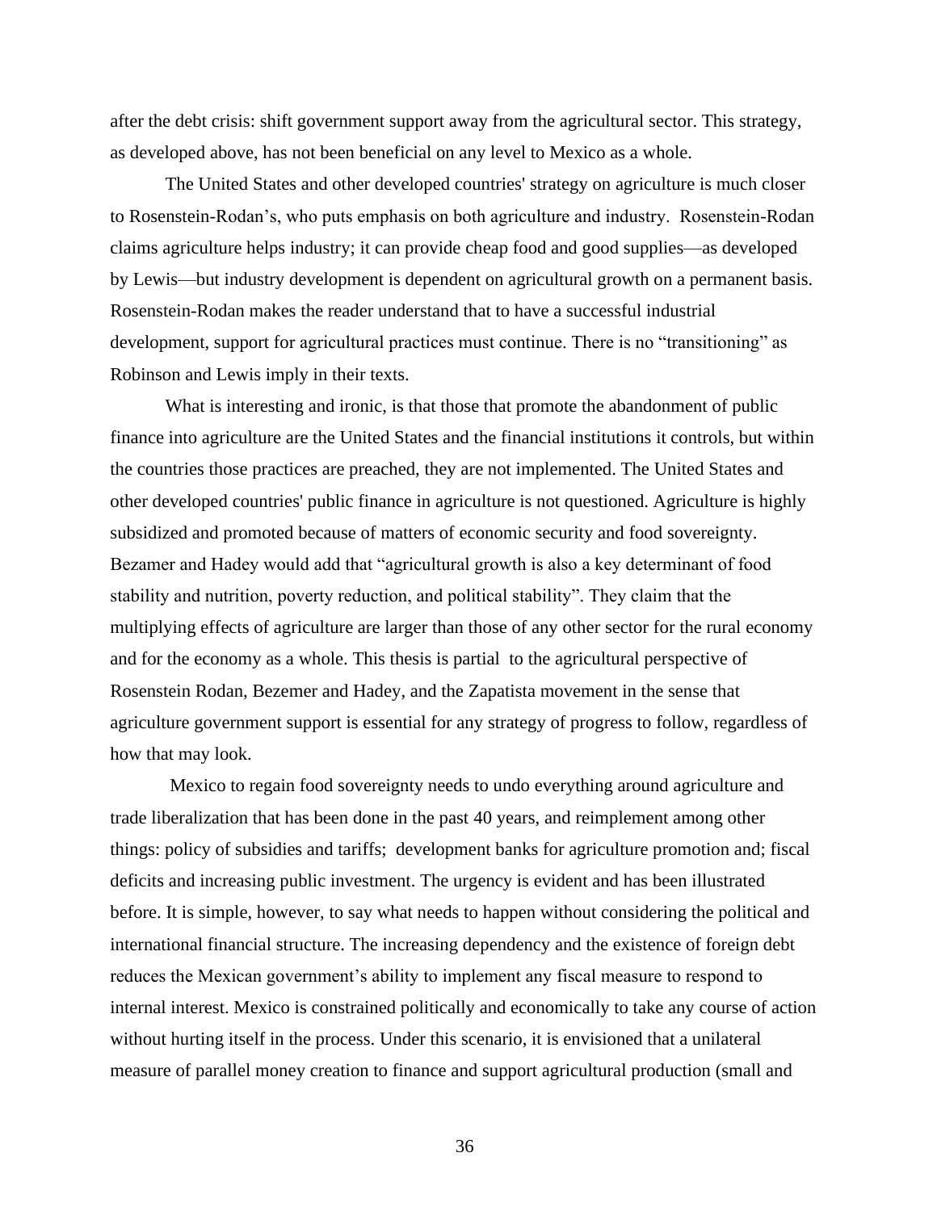after the debt crisis: shift government support away from the agricultural sector. This strategy, as developed above, has not been beneficial on any level to Mexico as a whole.

The United States and other developed countries' strategy on agriculture is much closer to Rosenstein-Rodan's, who puts emphasis on both agriculture and industry. Rosenstein-Rodan claims agriculture helps industry; it can provide cheap food and good supplies—as developed by Lewis—but industry development is dependent on agricultural growth on a permanent basis. Rosenstein-Rodan makes the reader understand that to have a successful industrial development, support for agricultural practices must continue. There is no "transitioning" as Robinson and Lewis imply in their texts.

What is interesting and ironic, is that those that promote the abandonment of public finance into agriculture are the United States and the financial institutions it controls, but within the countries those practices are preached, they are not implemented. The United States and other developed countries' public finance in agriculture is not questioned. Agriculture is highly subsidized and promoted because of matters of economic security and food sovereignty. Bezamer and Hadey would add that "agricultural growth is also a key determinant of food stability and nutrition, poverty reduction, and political stability". They claim that the multiplying effects of agriculture are larger than those of any other sector for the rural economy and for the economy as a whole. This thesis is partial to the agricultural perspective of Rosenstein Rodan, Bezemer and Hadey, and the Zapatista movement in the sense that agriculture government support is essential for any strategy of progress to follow, regardless of how that may look.

Mexico to regain food sovereignty needs to undo everything around agriculture and trade liberalization that has been done in the past 40 years, and reimplement among other things: policy of subsidies and tariffs; development banks for agriculture promotion and; fiscal deficits and increasing public investment. The urgency is evident and has been illustrated before. It is simple, however, to say what needs to happen without considering the political and international financial structure. The increasing dependency and the existence of foreign debt reduces the Mexican government's ability to implement any fiscal measure to respond to internal interest. Mexico is constrained politically and economically to take any course of action without hurting itself in the process. Under this scenario, it is envisioned that a unilateral measure of parallel money creation to finance and support agricultural production (small and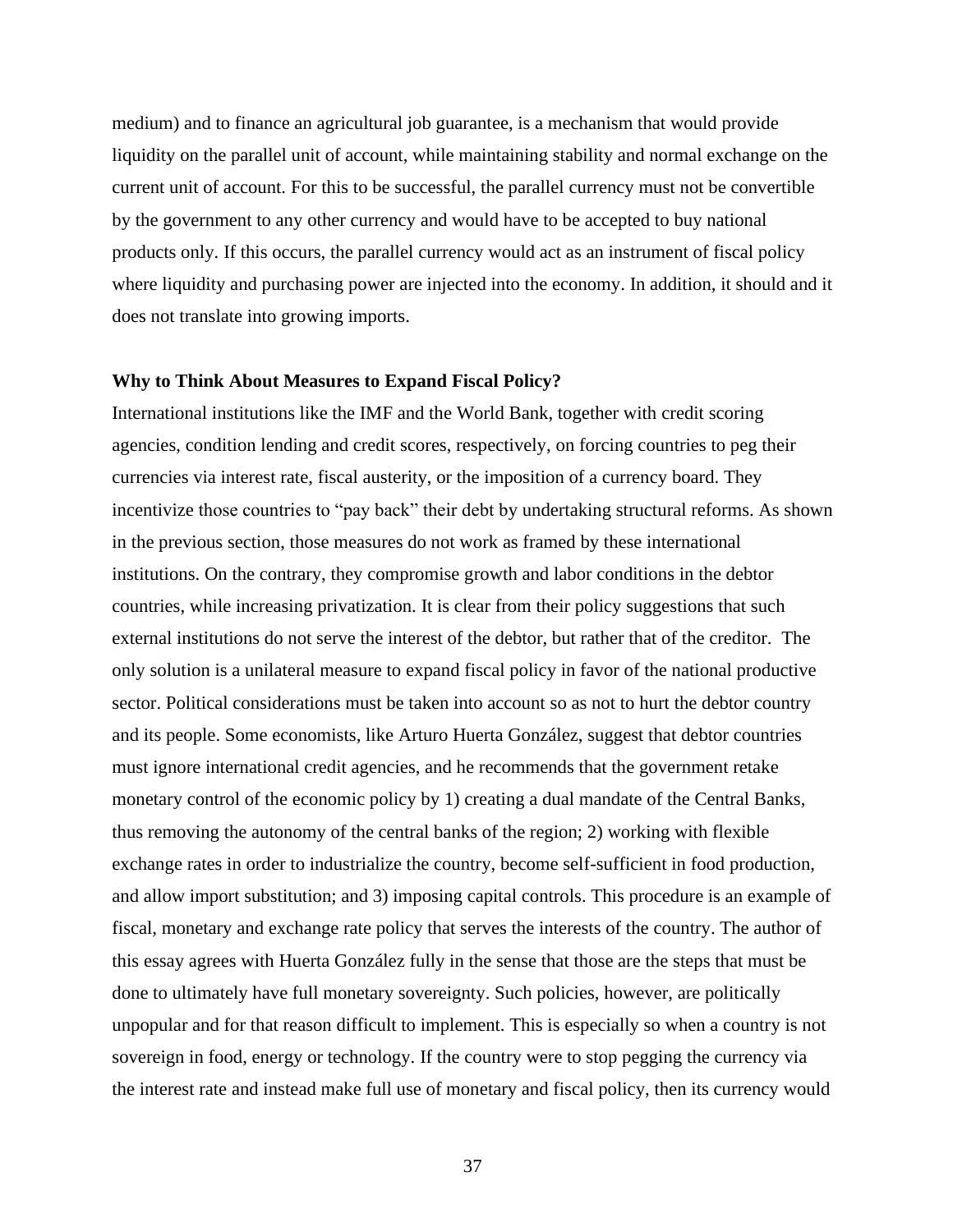medium) and to finance an agricultural job guarantee, is a mechanism that would provide liquidity on the parallel unit of account, while maintaining stability and normal exchange on the current unit of account. For this to be successful, the parallel currency must not be convertible by the government to any other currency and would have to be accepted to buy national products only. If this occurs, the parallel currency would act as an instrument of fiscal policy where liquidity and purchasing power are injected into the economy. In addition, it should and it does not translate into growing imports.

**Why to Think About Measures to Expand Fiscal Policy?**

International institutions like the IMF and the World Bank, together with credit scoring agencies, condition lending and credit scores, respectively, on forcing countries to peg their currencies via interest rate, fiscal austerity, or the imposition of a currency board. They incentivize those countries to "pay back" their debt by undertaking structural reforms. As shown in the previous section, those measures do not work as framed by these international institutions. On the contrary, they compromise growth and labor conditions in the debtor countries, while increasing privatization. It is clear from their policy suggestions that such external institutions do not serve the interest of the debtor, but rather that of the creditor. The only solution is a unilateral measure to expand fiscal policy in favor of the national productive sector. Political considerations must be taken into account so as not to hurt the debtor country and its people. Some economists, like Arturo Huerta González, suggest that debtor countries must ignore international credit agencies, and he recommends that the government retake monetary control of the economic policy by 1) creating a dual mandate of the Central Banks, thus removing the autonomy of the central banks of the region; 2) working with flexible exchange rates in order to industrialize the country, become self-sufficient in food production, and allow import substitution; and 3) imposing capital controls. This procedure is an example of fiscal, monetary and exchange rate policy that serves the interests of the country. The author of this essay agrees with Huerta González fully in the sense that those are the steps that must be done to ultimately have full monetary sovereignty. Such policies, however, are politically unpopular and for that reason difficult to implement. This is especially so when a country is not sovereign in food, energy or technology. If the country were to stop pegging the currency via the interest rate and instead make full use of monetary and fiscal policy, then its currency would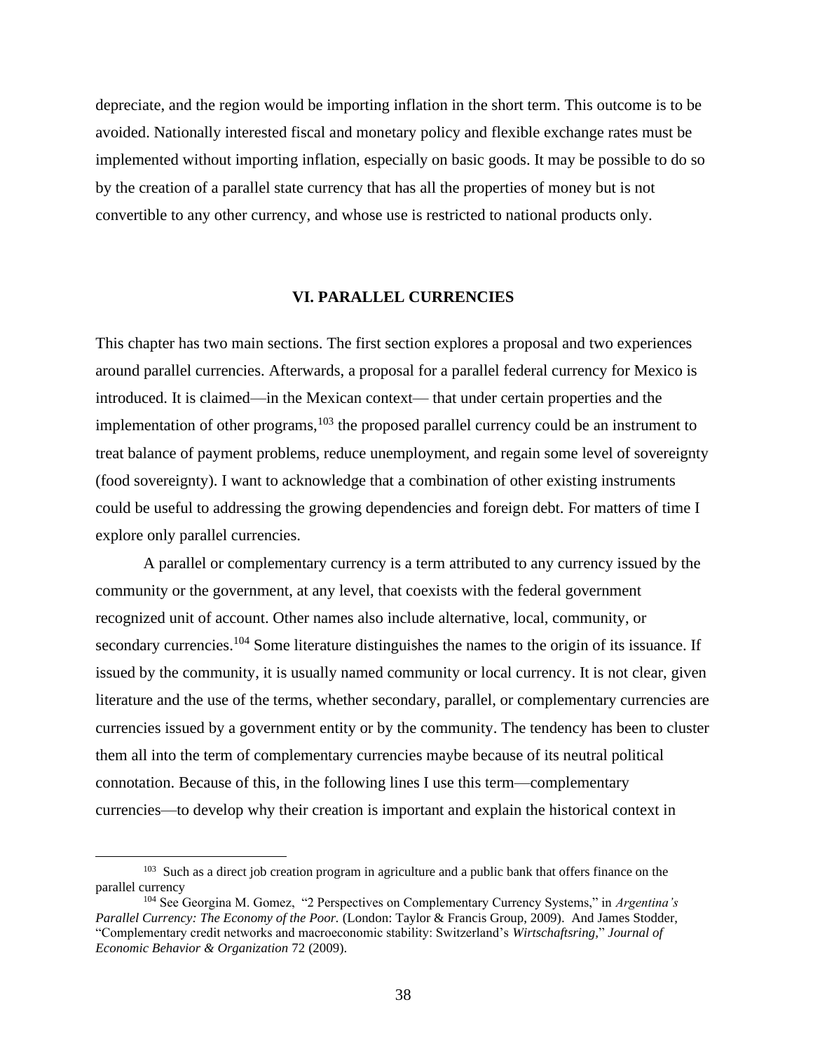depreciate, and the region would be importing inflation in the short term. This outcome is to be avoided. Nationally interested fiscal and monetary policy and flexible exchange rates must be implemented without importing inflation, especially on basic goods. It may be possible to do so by the creation of a parallel state currency that has all the properties of money but is not convertible to any other currency, and whose use is restricted to national products only.

## VI. PARALLEL CURRENCIES

This chapter has two main sections. The first section explores a proposal and two experiences around parallel currencies. Afterwards, a proposal for a parallel federal currency for Mexico is introduced. It is claimed—in the Mexican context— that under certain properties and the implementation of other programs,[103] the proposed parallel currency could be an instrument to treat balance of payment problems, reduce unemployment, and regain some level of sovereignty (food sovereignty). I want to acknowledge that a combination of other existing instruments could be useful to addressing the growing dependencies and foreign debt. For matters of time I explore only parallel currencies.

A parallel or complementary currency is a term attributed to any currency issued by the community or the government, at any level, that coexists with the federal government recognized unit of account. Other names also include alternative, local, community, or secondary currencies.[104] Some literature distinguishes the names to the origin of its issuance. If issued by the community, it is usually named community or local currency. It is not clear, given literature and the use of the terms, whether secondary, parallel, or complementary currencies are currencies issued by a government entity or by the community. The tendency has been to cluster them all into the term of complementary currencies maybe because of its neutral political connotation. Because of this, in the following lines I use this term—complementary currencies—to develop why their creation is important and explain the historical context in

---

[103] Such as a direct job creation program in agriculture and a public bank that offers finance on the parallel currency

[104] See Georgina M. Gomez, "2 Perspectives on Complementary Currency Systems," in *Argentina's Parallel Currency: The Economy of the Poor.* (London: Taylor & Francis Group, 2009). And James Stodder, "Complementary credit networks and macroeconomic stability: Switzerland's *Wirtschaftsring,*" *Journal of Economic Behavior & Organization* 72 (2009).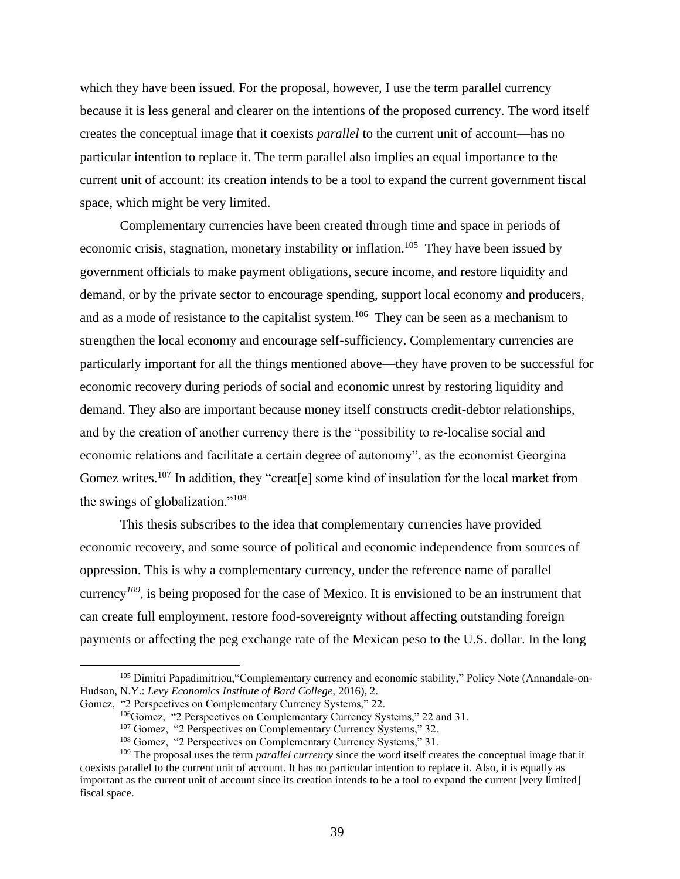which they have been issued. For the proposal, however, I use the term parallel currency because it is less general and clearer on the intentions of the proposed currency. The word itself creates the conceptual image that it coexists *parallel* to the current unit of account—has no particular intention to replace it. The term parallel also implies an equal importance to the current unit of account: its creation intends to be a tool to expand the current government fiscal space, which might be very limited.

Complementary currencies have been created through time and space in periods of economic crisis, stagnation, monetary instability or inflation.[105] They have been issued by government officials to make payment obligations, secure income, and restore liquidity and demand, or by the private sector to encourage spending, support local economy and producers, and as a mode of resistance to the capitalist system.[106] They can be seen as a mechanism to strengthen the local economy and encourage self-sufficiency. Complementary currencies are particularly important for all the things mentioned above—they have proven to be successful for economic recovery during periods of social and economic unrest by restoring liquidity and demand. They also are important because money itself constructs credit-debtor relationships, and by the creation of another currency there is the "possibility to re-localise social and economic relations and facilitate a certain degree of autonomy", as the economist Georgina Gomez writes.[107] In addition, they "creat[e] some kind of insulation for the local market from the swings of globalization."[108]

This thesis subscribes to the idea that complementary currencies have provided economic recovery, and some source of political and economic independence from sources of oppression. This is why a complementary currency, under the reference name of parallel currency[109], is being proposed for the case of Mexico. It is envisioned to be an instrument that can create full employment, restore food-sovereignty without affecting outstanding foreign payments or affecting the peg exchange rate of the Mexican peso to the U.S. dollar. In the long

---

[105] Dimitri Papadimitriou,"Complementary currency and economic stability," Policy Note (Annandale-on-Hudson, N.Y.: *Levy Economics Institute of Bard College,* 2016), 2.
Gomez, "2 Perspectives on Complementary Currency Systems," 22.

[106] Gomez, "2 Perspectives on Complementary Currency Systems," 22 and 31.

[107] Gomez, "2 Perspectives on Complementary Currency Systems," 32.

[108] Gomez, "2 Perspectives on Complementary Currency Systems," 31.

[109] The proposal uses the term *parallel currency* since the word itself creates the conceptual image that it coexists parallel to the current unit of account. It has no particular intention to replace it. Also, it is equally as important as the current unit of account since its creation intends to be a tool to expand the current [very limited] fiscal space.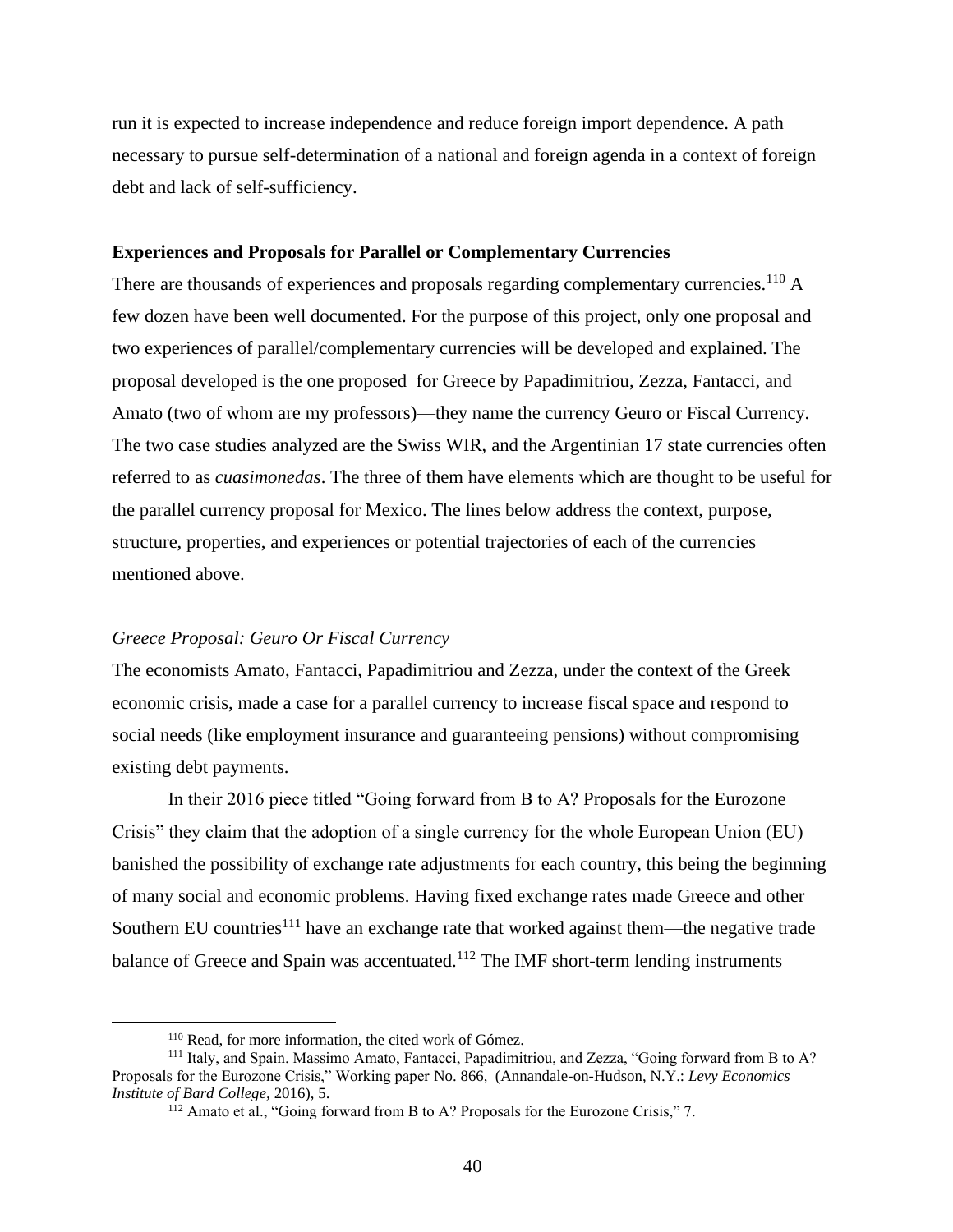run it is expected to increase independence and reduce foreign import dependence. A path necessary to pursue self-determination of a national and foreign agenda in a context of foreign debt and lack of self-sufficiency.

**Experiences and Proposals for Parallel or Complementary Currencies**

There are thousands of experiences and proposals regarding complementary currencies.[110] A few dozen have been well documented. For the purpose of this project, only one proposal and two experiences of parallel/complementary currencies will be developed and explained. The proposal developed is the one proposed for Greece by Papadimitriou, Zezza, Fantacci, and Amato (two of whom are my professors)—they name the currency Geuro or Fiscal Currency. The two case studies analyzed are the Swiss WIR, and the Argentinian 17 state currencies often referred to as *cuasimonedas*. The three of them have elements which are thought to be useful for the parallel currency proposal for Mexico. The lines below address the context, purpose, structure, properties, and experiences or potential trajectories of each of the currencies mentioned above.

*Greece Proposal: Geuro Or Fiscal Currency*

The economists Amato, Fantacci, Papadimitriou and Zezza, under the context of the Greek economic crisis, made a case for a parallel currency to increase fiscal space and respond to social needs (like employment insurance and guaranteeing pensions) without compromising existing debt payments.

In their 2016 piece titled "Going forward from B to A? Proposals for the Eurozone Crisis" they claim that the adoption of a single currency for the whole European Union (EU) banished the possibility of exchange rate adjustments for each country, this being the beginning of many social and economic problems. Having fixed exchange rates made Greece and other Southern EU countries[111] have an exchange rate that worked against them—the negative trade balance of Greece and Spain was accentuated.[112] The IMF short-term lending instruments

---

[110] Read, for more information, the cited work of Gómez.

[111] Italy, and Spain. Massimo Amato, Fantacci, Papadimitriou, and Zezza, "Going forward from B to A? Proposals for the Eurozone Crisis," Working paper No. 866, (Annandale-on-Hudson, N.Y.: *Levy Economics Institute of Bard College,* 2016), 5.

[112] Amato et al., "Going forward from B to A? Proposals for the Eurozone Crisis," 7.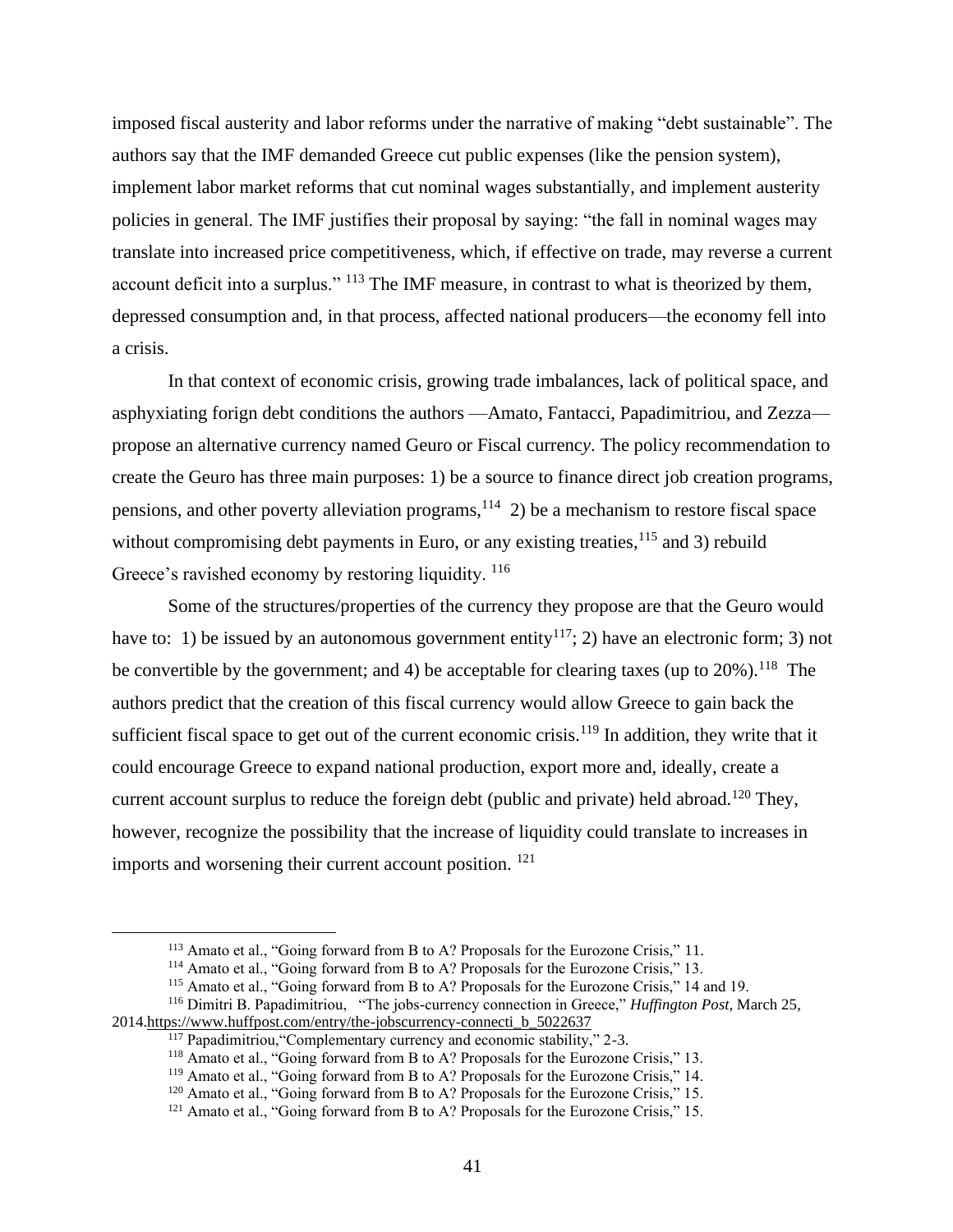imposed fiscal austerity and labor reforms under the narrative of making "debt sustainable". The authors say that the IMF demanded Greece cut public expenses (like the pension system), implement labor market reforms that cut nominal wages substantially, and implement austerity policies in general. The IMF justifies their proposal by saying: "the fall in nominal wages may translate into increased price competitiveness, which, if effective on trade, may reverse a current account deficit into a surplus." [113] The IMF measure, in contrast to what is theorized by them, depressed consumption and, in that process, affected national producers—the economy fell into a crisis.

In that context of economic crisis, growing trade imbalances, lack of political space, and asphyxiating forign debt conditions the authors —Amato, Fantacci, Papadimitriou, and Zezza—propose an alternative currency named Geuro or Fiscal currenc*y*. The policy recommendation to create the Geuro has three main purposes: 1) be a source to finance direct job creation programs, pensions, and other poverty alleviation programs,[114] 2) be a mechanism to restore fiscal space without compromising debt payments in Euro, or any existing treaties,[115] and 3) rebuild Greece's ravished economy by restoring liquidity. [116]

Some of the structures/properties of the currency they propose are that the Geuro would have to: 1) be issued by an autonomous government entity[117]; 2) have an electronic form; 3) not be convertible by the government; and 4) be acceptable for clearing taxes (up to 20%).[118] The authors predict that the creation of this fiscal currency would allow Greece to gain back the sufficient fiscal space to get out of the current economic crisis.[119] In addition, they write that it could encourage Greece to expand national production, export more and, ideally, create a current account surplus to reduce the foreign debt (public and private) held abroad.[120] They, however, recognize the possibility that the increase of liquidity could translate to increases in imports and worsening their current account position. [121]

---

[113] Amato et al., "Going forward from B to A? Proposals for the Eurozone Crisis," 11.

[114] Amato et al., "Going forward from B to A? Proposals for the Eurozone Crisis," 13.

[115] Amato et al., "Going forward from B to A? Proposals for the Eurozone Crisis," 14 and 19.

[116] Dimitri B. Papadimitriou, "The jobs-currency connection in Greece," *Huffington Post,* March 25, 2014.https://www.huffpost.com/entry/the-jobscurrency-connecti_b_5022637

[117] Papadimitriou,"Complementary currency and economic stability," 2-3.

[118] Amato et al., "Going forward from B to A? Proposals for the Eurozone Crisis," 13.

[119] Amato et al., "Going forward from B to A? Proposals for the Eurozone Crisis," 14.

[120] Amato et al., "Going forward from B to A? Proposals for the Eurozone Crisis," 15.

[121] Amato et al., "Going forward from B to A? Proposals for the Eurozone Crisis," 15.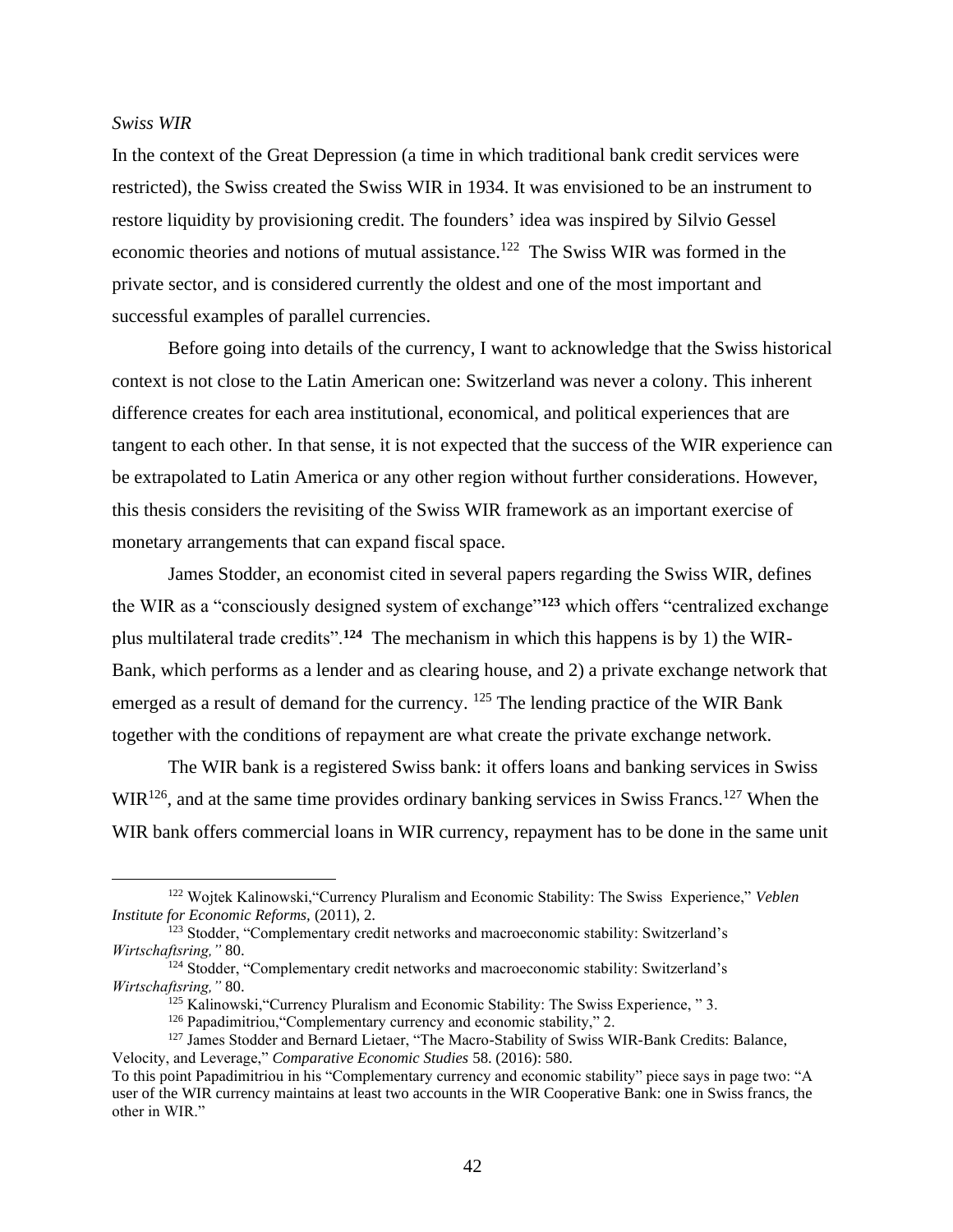*Swiss WIR*

In the context of the Great Depression (a time in which traditional bank credit services were restricted), the Swiss created the Swiss WIR in 1934. It was envisioned to be an instrument to restore liquidity by provisioning credit. The founders' idea was inspired by Silvio Gessel economic theories and notions of mutual assistance.[122] The Swiss WIR was formed in the private sector, and is considered currently the oldest and one of the most important and successful examples of parallel currencies.

Before going into details of the currency, I want to acknowledge that the Swiss historical context is not close to the Latin American one: Switzerland was never a colony. This inherent difference creates for each area institutional, economical, and political experiences that are tangent to each other. In that sense, it is not expected that the success of the WIR experience can be extrapolated to Latin America or any other region without further considerations. However, this thesis considers the revisiting of the Swiss WIR framework as an important exercise of monetary arrangements that can expand fiscal space.

James Stodder, an economist cited in several papers regarding the Swiss WIR, defines the WIR as a "consciously designed system of exchange"[123] which offers "centralized exchange plus multilateral trade credits".[124] The mechanism in which this happens is by 1) the WIR-Bank, which performs as a lender and as clearing house, and 2) a private exchange network that emerged as a result of demand for the currency. [125] The lending practice of the WIR Bank together with the conditions of repayment are what create the private exchange network.

The WIR bank is a registered Swiss bank: it offers loans and banking services in Swiss WIR[126], and at the same time provides ordinary banking services in Swiss Francs.[127] When the WIR bank offers commercial loans in WIR currency, repayment has to be done in the same unit

---

[122] Wojtek Kalinowski,"Currency Pluralism and Economic Stability: The Swiss Experience," *Veblen Institute for Economic Reforms,* (2011), 2.

[123] Stodder, "Complementary credit networks and macroeconomic stability: Switzerland's *Wirtschaftsring,"* 80.

[124] Stodder, "Complementary credit networks and macroeconomic stability: Switzerland's *Wirtschaftsring,"* 80.

[125] Kalinowski,"Currency Pluralism and Economic Stability: The Swiss Experience, " 3.

[126] Papadimitriou,"Complementary currency and economic stability," 2.

[127] James Stodder and Bernard Lietaer, "The Macro-Stability of Swiss WIR-Bank Credits: Balance, Velocity, and Leverage," *Comparative Economic Studies* 58. (2016): 580.

To this point Papadimitriou in his "Complementary currency and economic stability" piece says in page two: "A user of the WIR currency maintains at least two accounts in the WIR Cooperative Bank: one in Swiss francs, the other in WIR."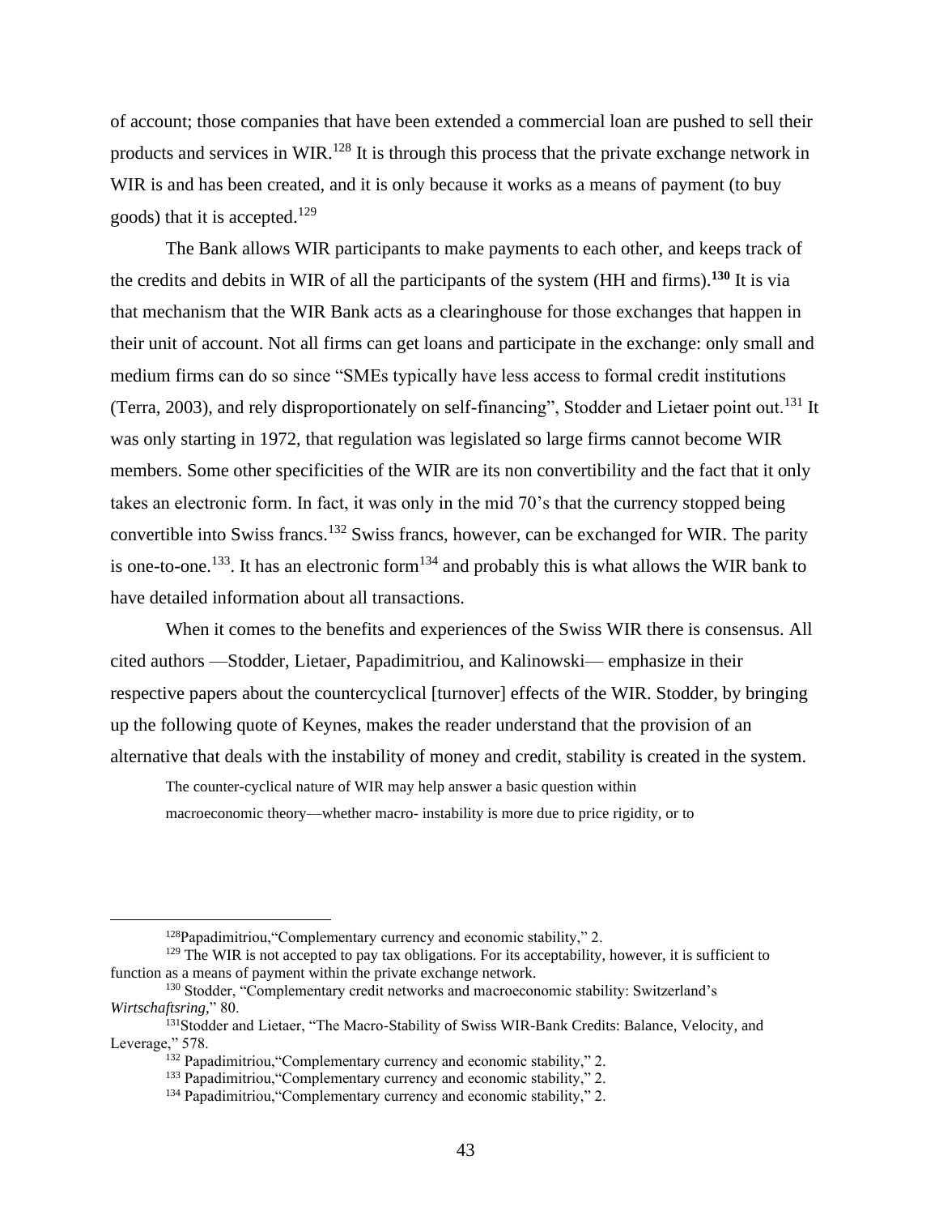of account; those companies that have been extended a commercial loan are pushed to sell their products and services in WIR.[128] It is through this process that the private exchange network in WIR is and has been created, and it is only because it works as a means of payment (to buy goods) that it is accepted.[129]

The Bank allows WIR participants to make payments to each other, and keeps track of the credits and debits in WIR of all the participants of the system (HH and firms).**[130]** It is via that mechanism that the WIR Bank acts as a clearinghouse for those exchanges that happen in their unit of account. Not all firms can get loans and participate in the exchange: only small and medium firms can do so since "SMEs typically have less access to formal credit institutions (Terra, 2003), and rely disproportionately on self-financing", Stodder and Lietaer point out.[131] It was only starting in 1972, that regulation was legislated so large firms cannot become WIR members. Some other specificities of the WIR are its non convertibility and the fact that it only takes an electronic form. In fact, it was only in the mid 70's that the currency stopped being convertible into Swiss francs.[132] Swiss francs, however, can be exchanged for WIR. The parity is one-to-one.[133]. It has an electronic form[134] and probably this is what allows the WIR bank to have detailed information about all transactions.

When it comes to the benefits and experiences of the Swiss WIR there is consensus. All cited authors —Stodder, Lietaer, Papadimitriou, and Kalinowski— emphasize in their respective papers about the countercyclical [turnover] effects of the WIR. Stodder, by bringing up the following quote of Keynes, makes the reader understand that the provision of an alternative that deals with the instability of money and credit, stability is created in the system.

> The counter-cyclical nature of WIR may help answer a basic question within macroeconomic theory—whether macro- instability is more due to price rigidity, or to

---

[128] Papadimitriou,"Complementary currency and economic stability," 2.

[129] The WIR is not accepted to pay tax obligations. For its acceptability, however, it is sufficient to function as a means of payment within the private exchange network.

[130] Stodder, "Complementary credit networks and macroeconomic stability: Switzerland's *Wirtschaftsring,*" 80.

[131] Stodder and Lietaer, "The Macro-Stability of Swiss WIR-Bank Credits: Balance, Velocity, and Leverage," 578.

[132] Papadimitriou,"Complementary currency and economic stability," 2.

[133] Papadimitriou,"Complementary currency and economic stability," 2.

[134] Papadimitriou,"Complementary currency and economic stability," 2.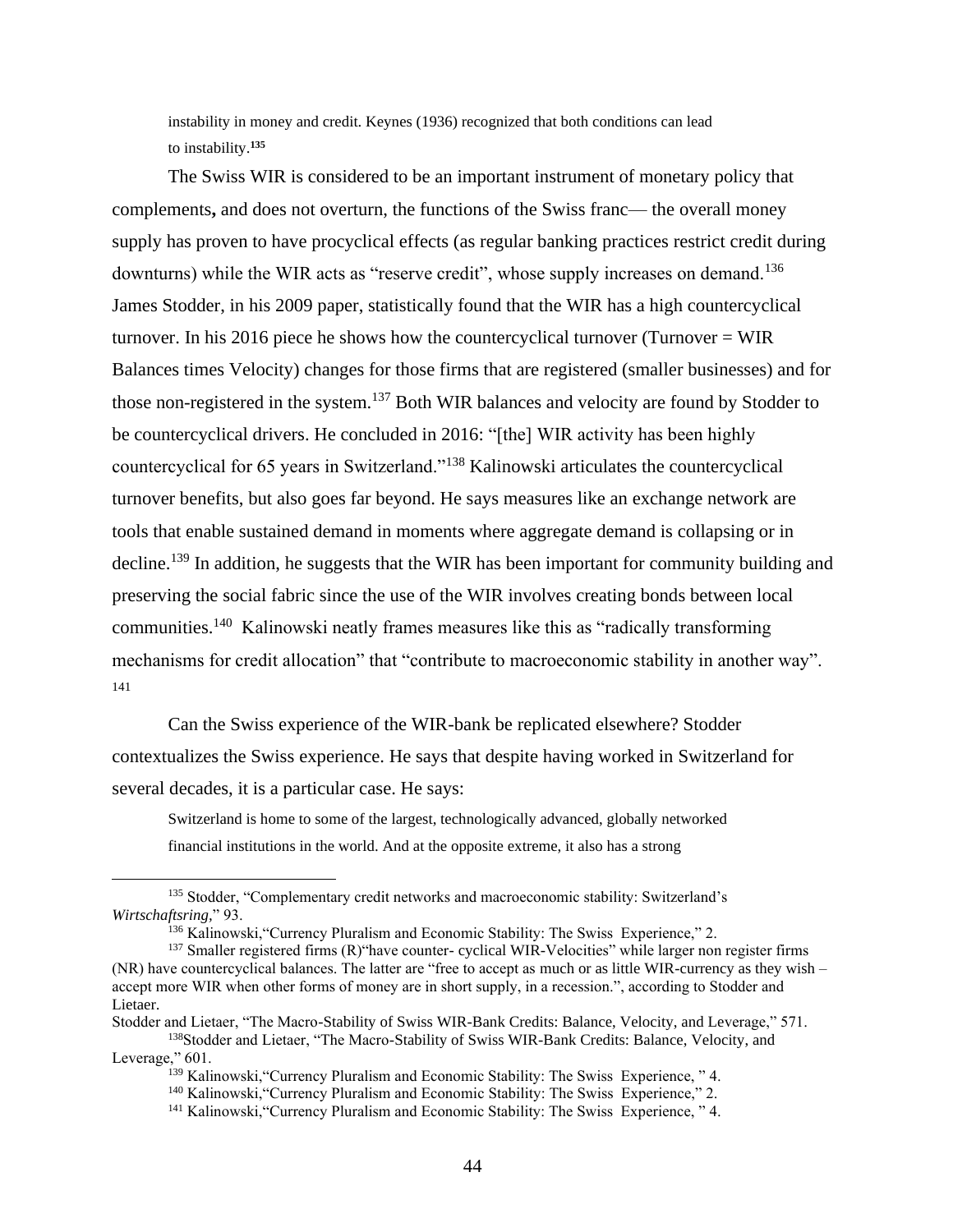instability in money and credit. Keynes (1936) recognized that both conditions can lead to instability.[135]

The Swiss WIR is considered to be an important instrument of monetary policy that complements**,** and does not overturn, the functions of the Swiss franc— the overall money supply has proven to have procyclical effects (as regular banking practices restrict credit during downturns) while the WIR acts as "reserve credit", whose supply increases on demand.[136] James Stodder, in his 2009 paper, statistically found that the WIR has a high countercyclical turnover. In his 2016 piece he shows how the countercyclical turnover (Turnover = WIR Balances times Velocity) changes for those firms that are registered (smaller businesses) and for those non-registered in the system.[137] Both WIR balances and velocity are found by Stodder to be countercyclical drivers. He concluded in 2016: "[the] WIR activity has been highly countercyclical for 65 years in Switzerland."[138] Kalinowski articulates the countercyclical turnover benefits, but also goes far beyond. He says measures like an exchange network are tools that enable sustained demand in moments where aggregate demand is collapsing or in decline.[139] In addition, he suggests that the WIR has been important for community building and preserving the social fabric since the use of the WIR involves creating bonds between local communities.[140] Kalinowski neatly frames measures like this as "radically transforming mechanisms for credit allocation" that "contribute to macroeconomic stability in another way".[141]

Can the Swiss experience of the WIR-bank be replicated elsewhere? Stodder contextualizes the Swiss experience. He says that despite having worked in Switzerland for several decades, it is a particular case. He says:

> Switzerland is home to some of the largest, technologically advanced, globally networked financial institutions in the world. And at the opposite extreme, it also has a strong

---

[135] Stodder, "Complementary credit networks and macroeconomic stability: Switzerland's *Wirtschaftsring*," 93.

[136] Kalinowski,"Currency Pluralism and Economic Stability: The Swiss Experience," 2.

[137] Smaller registered firms (R)"have counter- cyclical WIR-Velocities" while larger non register firms (NR) have countercyclical balances. The latter are "free to accept as much or as little WIR-currency as they wish – accept more WIR when other forms of money are in short supply, in a recession.", according to Stodder and Lietaer.
Stodder and Lietaer, "The Macro-Stability of Swiss WIR-Bank Credits: Balance, Velocity, and Leverage," 571.

[138] Stodder and Lietaer, "The Macro-Stability of Swiss WIR-Bank Credits: Balance, Velocity, and Leverage," 601.

[139] Kalinowski,"Currency Pluralism and Economic Stability: The Swiss Experience, " 4.

[140] Kalinowski,"Currency Pluralism and Economic Stability: The Swiss Experience," 2.

[141] Kalinowski,"Currency Pluralism and Economic Stability: The Swiss Experience, " 4.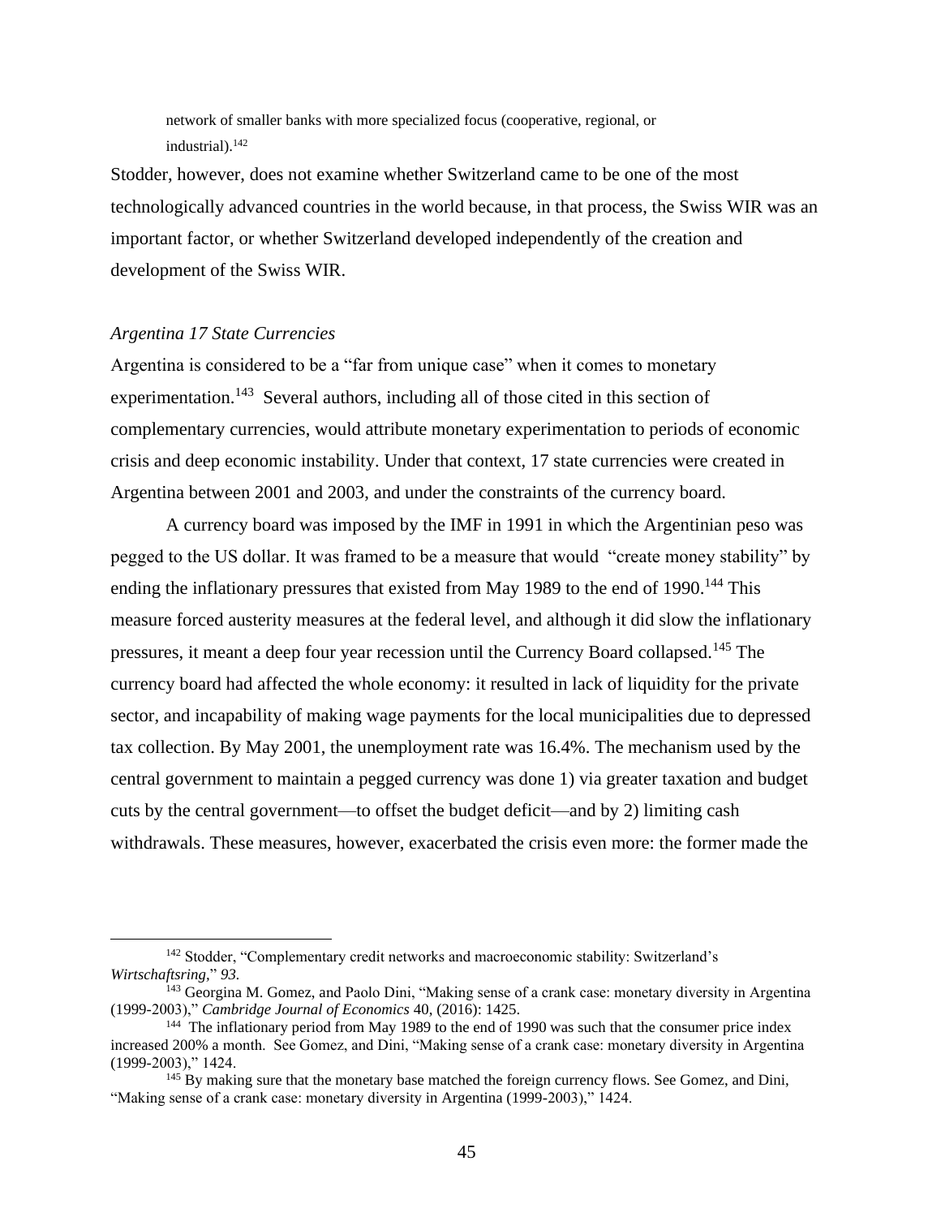network of smaller banks with more specialized focus (cooperative, regional, or industrial).[142]

Stodder, however, does not examine whether Switzerland came to be one of the most technologically advanced countries in the world because, in that process, the Swiss WIR was an important factor, or whether Switzerland developed independently of the creation and development of the Swiss WIR.

*Argentina 17 State Currencies*

Argentina is considered to be a "far from unique case" when it comes to monetary experimentation.[143] Several authors, including all of those cited in this section of complementary currencies, would attribute monetary experimentation to periods of economic crisis and deep economic instability. Under that context, 17 state currencies were created in Argentina between 2001 and 2003, and under the constraints of the currency board.

A currency board was imposed by the IMF in 1991 in which the Argentinian peso was pegged to the US dollar. It was framed to be a measure that would "create money stability" by ending the inflationary pressures that existed from May 1989 to the end of 1990.[144] This measure forced austerity measures at the federal level, and although it did slow the inflationary pressures, it meant a deep four year recession until the Currency Board collapsed.[145] The currency board had affected the whole economy: it resulted in lack of liquidity for the private sector, and incapability of making wage payments for the local municipalities due to depressed tax collection. By May 2001, the unemployment rate was 16.4%. The mechanism used by the central government to maintain a pegged currency was done 1) via greater taxation and budget cuts by the central government—to offset the budget deficit—and by 2) limiting cash withdrawals. These measures, however, exacerbated the crisis even more: the former made the

[142] Stodder, "Complementary credit networks and macroeconomic stability: Switzerland's *Wirtschaftsring*," *93.*

[143] Georgina M. Gomez, and Paolo Dini, "Making sense of a crank case: monetary diversity in Argentina (1999-2003)," *Cambridge Journal of Economics* 40, (2016): 1425.

[144] The inflationary period from May 1989 to the end of 1990 was such that the consumer price index increased 200% a month. See Gomez, and Dini, "Making sense of a crank case: monetary diversity in Argentina (1999-2003)," 1424.

[145] By making sure that the monetary base matched the foreign currency flows. See Gomez, and Dini, "Making sense of a crank case: monetary diversity in Argentina (1999-2003)," 1424.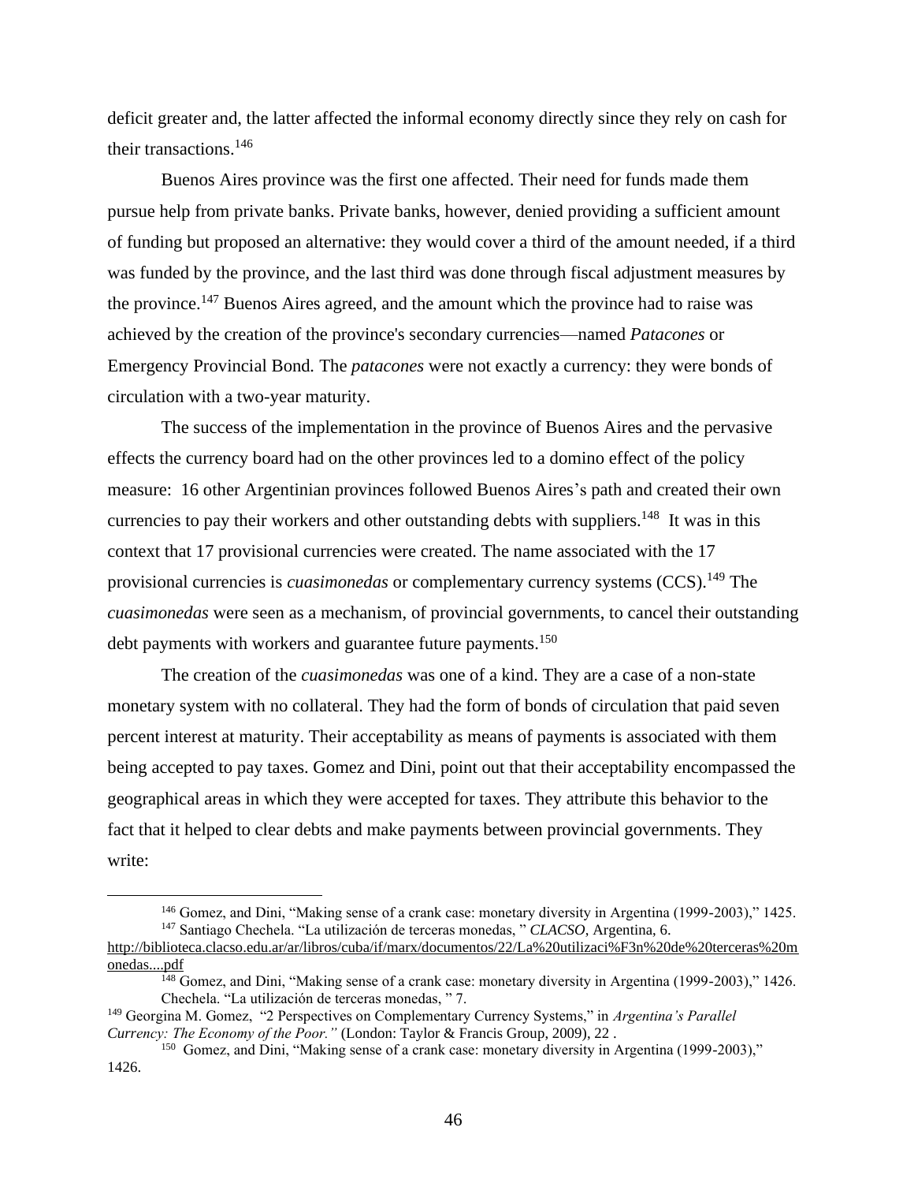deficit greater and, the latter affected the informal economy directly since they rely on cash for their transactions.[146]

Buenos Aires province was the first one affected. Their need for funds made them pursue help from private banks. Private banks, however, denied providing a sufficient amount of funding but proposed an alternative: they would cover a third of the amount needed, if a third was funded by the province, and the last third was done through fiscal adjustment measures by the province.[147] Buenos Aires agreed, and the amount which the province had to raise was achieved by the creation of the province's secondary currencies—named *Patacones* or Emergency Provincial Bond. The *patacones* were not exactly a currency: they were bonds of circulation with a two-year maturity.

The success of the implementation in the province of Buenos Aires and the pervasive effects the currency board had on the other provinces led to a domino effect of the policy measure: 16 other Argentinian provinces followed Buenos Aires's path and created their own currencies to pay their workers and other outstanding debts with suppliers.[148] It was in this context that 17 provisional currencies were created. The name associated with the 17 provisional currencies is *cuasimonedas* or complementary currency systems (CCS).[149] The *cuasimonedas* were seen as a mechanism, of provincial governments, to cancel their outstanding debt payments with workers and guarantee future payments.[150]

The creation of the *cuasimonedas* was one of a kind. They are a case of a non-state monetary system with no collateral. They had the form of bonds of circulation that paid seven percent interest at maturity. Their acceptability as means of payments is associated with them being accepted to pay taxes. Gomez and Dini, point out that their acceptability encompassed the geographical areas in which they were accepted for taxes. They attribute this behavior to the fact that it helped to clear debts and make payments between provincial governments. They write:

---

[146] Gomez, and Dini, "Making sense of a crank case: monetary diversity in Argentina (1999-2003)," 1425.

[147] Santiago Chechela. "La utilización de terceras monedas, " *CLACSO*, Argentina, 6. http://biblioteca.clacso.edu.ar/ar/libros/cuba/if/marx/documentos/22/La%20utilizaci%F3n%20de%20terceras%20monedas....pdf

[148] Gomez, and Dini, "Making sense of a crank case: monetary diversity in Argentina (1999-2003)," 1426. Chechela. "La utilización de terceras monedas, " 7.

[149] Georgina M. Gomez, "2 Perspectives on Complementary Currency Systems," in *Argentina's Parallel Currency: The Economy of the Poor."* (London: Taylor & Francis Group, 2009), 22 .

[150] Gomez, and Dini, "Making sense of a crank case: monetary diversity in Argentina (1999-2003)," 1426.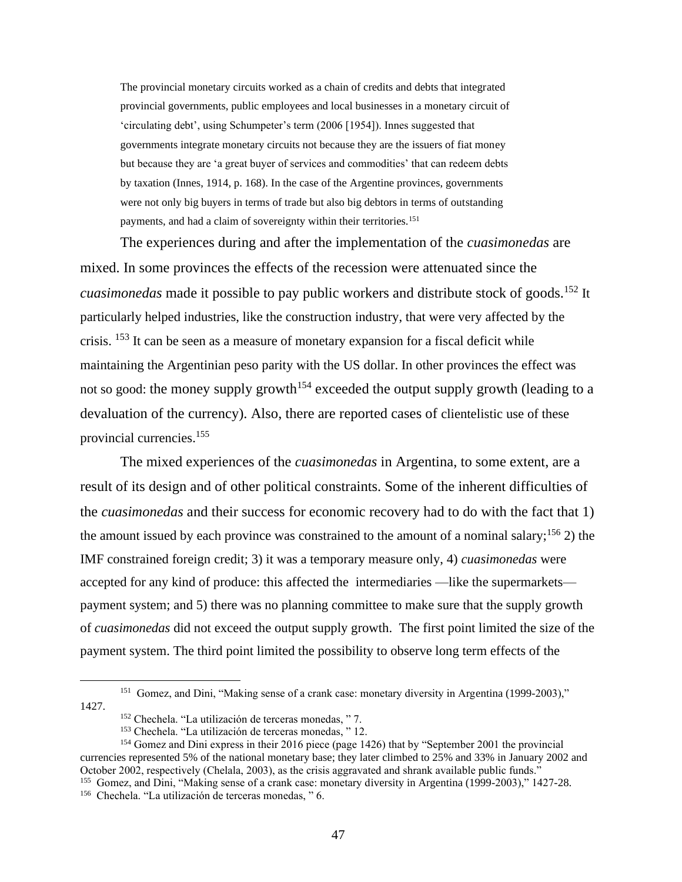> The provincial monetary circuits worked as a chain of credits and debts that integrated provincial governments, public employees and local businesses in a monetary circuit of 'circulating debt', using Schumpeter's term (2006 [1954]). Innes suggested that governments integrate monetary circuits not because they are the issuers of fiat money but because they are 'a great buyer of services and commodities' that can redeem debts by taxation (Innes, 1914, p. 168). In the case of the Argentine provinces, governments were not only big buyers in terms of trade but also big debtors in terms of outstanding payments, and had a claim of sovereignty within their territories.[151]

The experiences during and after the implementation of the *cuasimonedas* are mixed. In some provinces the effects of the recession were attenuated since the *cuasimonedas* made it possible to pay public workers and distribute stock of goods.[152] It particularly helped industries, like the construction industry, that were very affected by the crisis. [153] It can be seen as a measure of monetary expansion for a fiscal deficit while maintaining the Argentinian peso parity with the US dollar. In other provinces the effect was not so good: the money supply growth[154] exceeded the output supply growth (leading to a devaluation of the currency). Also, there are reported cases of clientelistic use of these provincial currencies.[155]

The mixed experiences of the *cuasimonedas* in Argentina, to some extent, are a result of its design and of other political constraints. Some of the inherent difficulties of the *cuasimonedas* and their success for economic recovery had to do with the fact that 1) the amount issued by each province was constrained to the amount of a nominal salary;[156] 2) the IMF constrained foreign credit; 3) it was a temporary measure only, 4) *cuasimonedas* were accepted for any kind of produce: this affected the intermediaries —like the supermarkets— payment system; and 5) there was no planning committee to make sure that the supply growth of *cuasimonedas* did not exceed the output supply growth. The first point limited the size of the payment system. The third point limited the possibility to observe long term effects of the

---

[151] Gomez, and Dini, "Making sense of a crank case: monetary diversity in Argentina (1999-2003)," 1427.

[152] Chechela. "La utilización de terceras monedas, " 7.

[153] Chechela. "La utilización de terceras monedas, " 12.

[154] Gomez and Dini express in their 2016 piece (page 1426) that by "September 2001 the provincial currencies represented 5% of the national monetary base; they later climbed to 25% and 33% in January 2002 and October 2002, respectively (Chelala, 2003), as the crisis aggravated and shrank available public funds."

[155] Gomez, and Dini, "Making sense of a crank case: monetary diversity in Argentina (1999-2003)," 1427-28.

[156] Chechela. "La utilización de terceras monedas, " 6.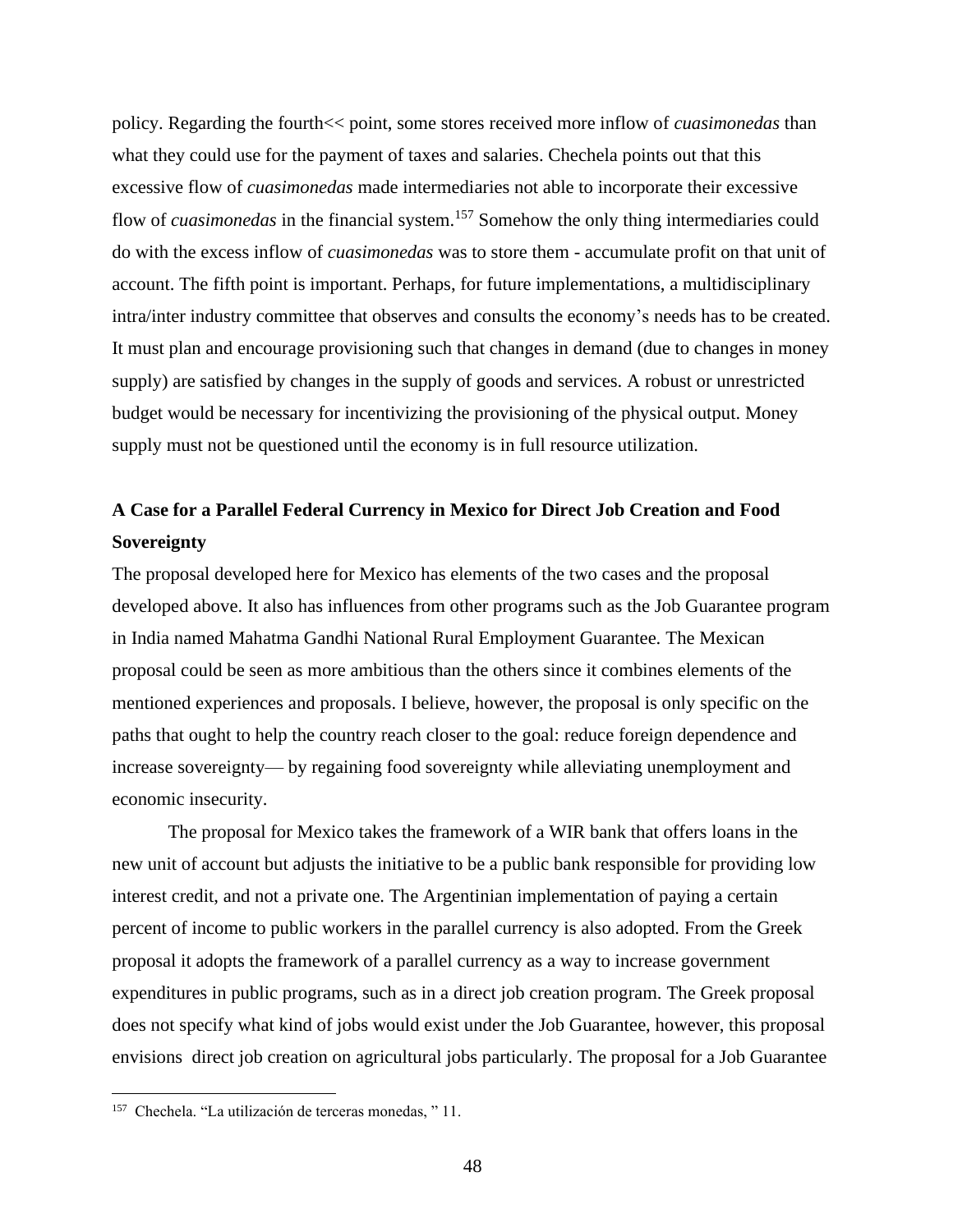policy. Regarding the fourth<< point, some stores received more inflow of *cuasimonedas* than what they could use for the payment of taxes and salaries. Chechela points out that this excessive flow of *cuasimonedas* made intermediaries not able to incorporate their excessive flow of *cuasimonedas* in the financial system.[157] Somehow the only thing intermediaries could do with the excess inflow of *cuasimonedas* was to store them - accumulate profit on that unit of account. The fifth point is important. Perhaps, for future implementations, a multidisciplinary intra/inter industry committee that observes and consults the economy's needs has to be created. It must plan and encourage provisioning such that changes in demand (due to changes in money supply) are satisfied by changes in the supply of goods and services. A robust or unrestricted budget would be necessary for incentivizing the provisioning of the physical output. Money supply must not be questioned until the economy is in full resource utilization.

## A Case for a Parallel Federal Currency in Mexico for Direct Job Creation and Food Sovereignty

The proposal developed here for Mexico has elements of the two cases and the proposal developed above. It also has influences from other programs such as the Job Guarantee program in India named Mahatma Gandhi National Rural Employment Guarantee. The Mexican proposal could be seen as more ambitious than the others since it combines elements of the mentioned experiences and proposals. I believe, however, the proposal is only specific on the paths that ought to help the country reach closer to the goal: reduce foreign dependence and increase sovereignty— by regaining food sovereignty while alleviating unemployment and economic insecurity.

The proposal for Mexico takes the framework of a WIR bank that offers loans in the new unit of account but adjusts the initiative to be a public bank responsible for providing low interest credit, and not a private one. The Argentinian implementation of paying a certain percent of income to public workers in the parallel currency is also adopted. From the Greek proposal it adopts the framework of a parallel currency as a way to increase government expenditures in public programs, such as in a direct job creation program. The Greek proposal does not specify what kind of jobs would exist under the Job Guarantee, however, this proposal envisions direct job creation on agricultural jobs particularly. The proposal for a Job Guarantee

[157] Chechela. "La utilización de terceras monedas, " 11.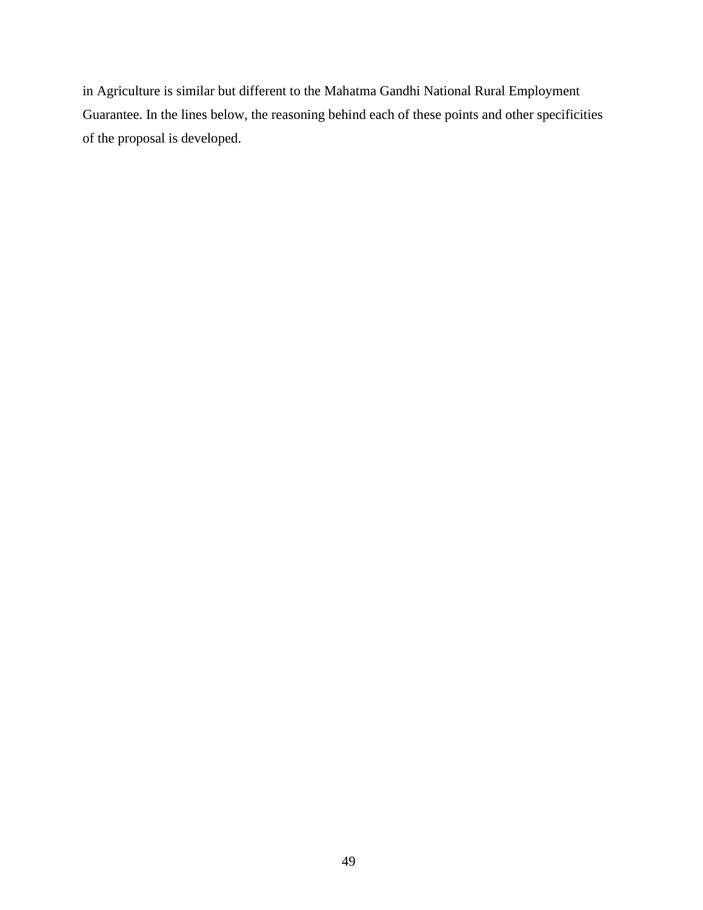in Agriculture is similar but different to the Mahatma Gandhi National Rural Employment Guarantee. In the lines below, the reasoning behind each of these points and other specificities of the proposal is developed.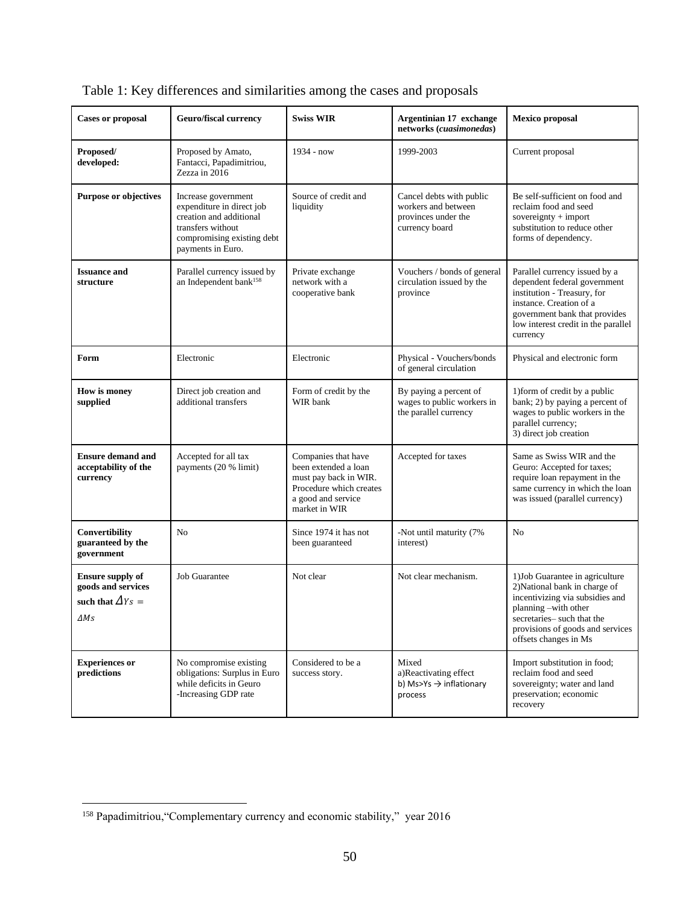Table 1: Key differences and similarities among the cases and proposals

| Cases or proposal | Geuro/fiscal currency | Swiss WIR | Argentinian 17 exchange networks (*cuasimonedas*) | Mexico proposal |
|---|---|---|---|---|
| **Proposed/ developed:** | Proposed by Amato, Fantacci, Papadimitriou, Zezza in 2016 | 1934 - now | 1999-2003 | Current proposal |
| **Purpose or objectives** | Increase government expenditure in direct job creation and additional transfers without compromising existing debt payments in Euro. | Source of credit and liquidity | Cancel debts with public workers and between provinces under the currency board | Be self-sufficient on food and reclaim food and seed sovereignty + import substitution to reduce other forms of dependency. |
| **Issuance and structure** | Parallel currency issued by an Independent bank[158] | Private exchange network with a cooperative bank | Vouchers / bonds of general circulation issued by the province | Parallel currency issued by a dependent federal government institution - Treasury, for instance. Creation of a government bank that provides low interest credit in the parallel currency |
| **Form** | Electronic | Electronic | Physical - Vouchers/bonds of general circulation | Physical and electronic form |
| **How is money supplied** | Direct job creation and additional transfers | Form of credit by the WIR bank | By paying a percent of wages to public workers in the parallel currency | 1)form of credit by a public bank; 2) by paying a percent of wages to public workers in the parallel currency; 3) direct job creation |
| **Ensure demand and acceptability of the currency** | Accepted for all tax payments (20 % limit) | Companies that have been extended a loan must pay back in WIR. Procedure which creates a good and service market in WIR | Accepted for taxes | Same as Swiss WIR and the Geuro: Accepted for taxes; require loan repayment in the same currency in which the loan was issued (parallel currency) |
| **Convertibility guaranteed by the government** | No | Since 1974 it has not been guaranteed | -Not until maturity (7% interest) | No |
| **Ensure supply of goods and services such that $\Delta Ys = \Delta Ms$** | Job Guarantee | Not clear | Not clear mechanism. | 1)Job Guarantee in agriculture 2)National bank in charge of incentivizing via subsidies and planning –with other secretaries– such that the provisions of goods and services offsets changes in Ms |
| **Experiences or predictions** | No compromise existing obligations: Surplus in Euro while deficits in Geuro -Increasing GDP rate | Considered to be a success story. | Mixed a)Reactivating effect b) Ms>Ys → inflationary process | Import substitution in food; reclaim food and seed sovereignty; water and land preservation; economic recovery |

[158] Papadimitriou,"Complementary currency and economic stability," year 2016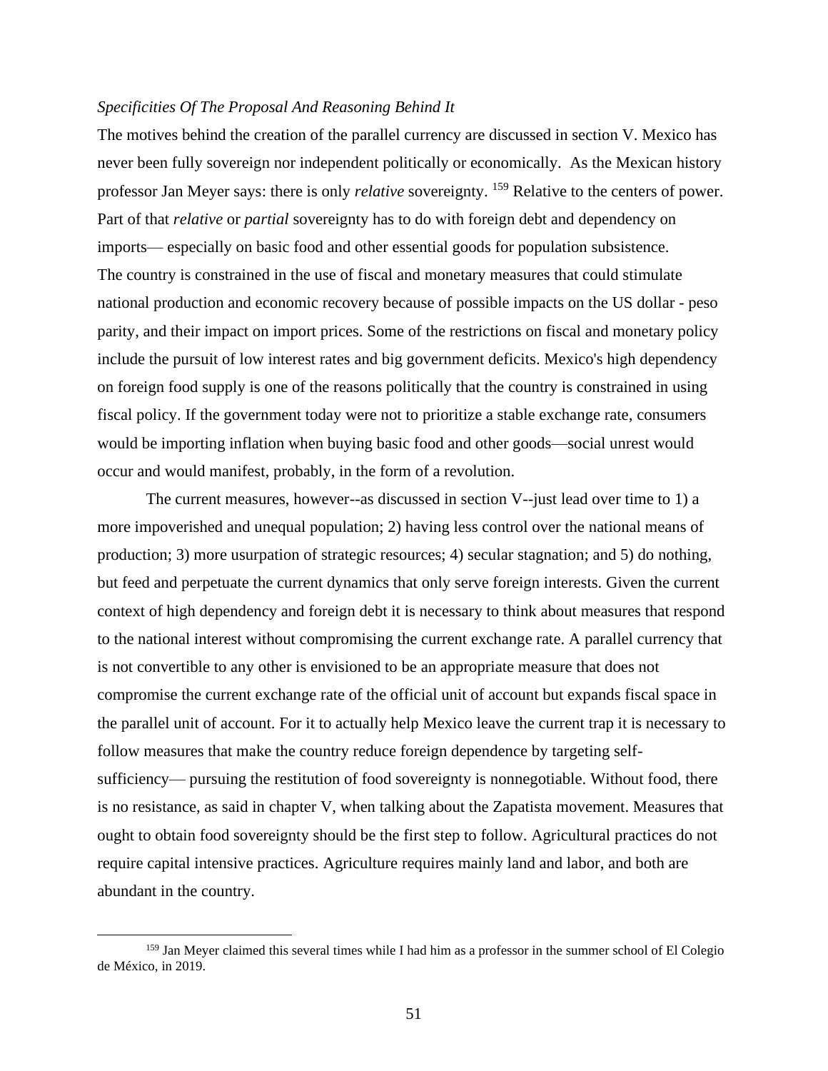*Specificities Of The Proposal And Reasoning Behind It*

The motives behind the creation of the parallel currency are discussed in section V. Mexico has never been fully sovereign nor independent politically or economically. As the Mexican history professor Jan Meyer says: there is only *relative* sovereignty. [159] Relative to the centers of power. Part of that *relative* or *partial* sovereignty has to do with foreign debt and dependency on imports— especially on basic food and other essential goods for population subsistence. The country is constrained in the use of fiscal and monetary measures that could stimulate national production and economic recovery because of possible impacts on the US dollar - peso parity, and their impact on import prices. Some of the restrictions on fiscal and monetary policy include the pursuit of low interest rates and big government deficits. Mexico's high dependency on foreign food supply is one of the reasons politically that the country is constrained in using fiscal policy. If the government today were not to prioritize a stable exchange rate, consumers would be importing inflation when buying basic food and other goods—social unrest would occur and would manifest, probably, in the form of a revolution.

The current measures, however--as discussed in section V--just lead over time to 1) a more impoverished and unequal population; 2) having less control over the national means of production; 3) more usurpation of strategic resources; 4) secular stagnation; and 5) do nothing, but feed and perpetuate the current dynamics that only serve foreign interests. Given the current context of high dependency and foreign debt it is necessary to think about measures that respond to the national interest without compromising the current exchange rate. A parallel currency that is not convertible to any other is envisioned to be an appropriate measure that does not compromise the current exchange rate of the official unit of account but expands fiscal space in the parallel unit of account. For it to actually help Mexico leave the current trap it is necessary to follow measures that make the country reduce foreign dependence by targeting self-sufficiency— pursuing the restitution of food sovereignty is nonnegotiable. Without food, there is no resistance, as said in chapter V, when talking about the Zapatista movement. Measures that ought to obtain food sovereignty should be the first step to follow. Agricultural practices do not require capital intensive practices. Agriculture requires mainly land and labor, and both are abundant in the country.

[159] Jan Meyer claimed this several times while I had him as a professor in the summer school of El Colegio de México, in 2019.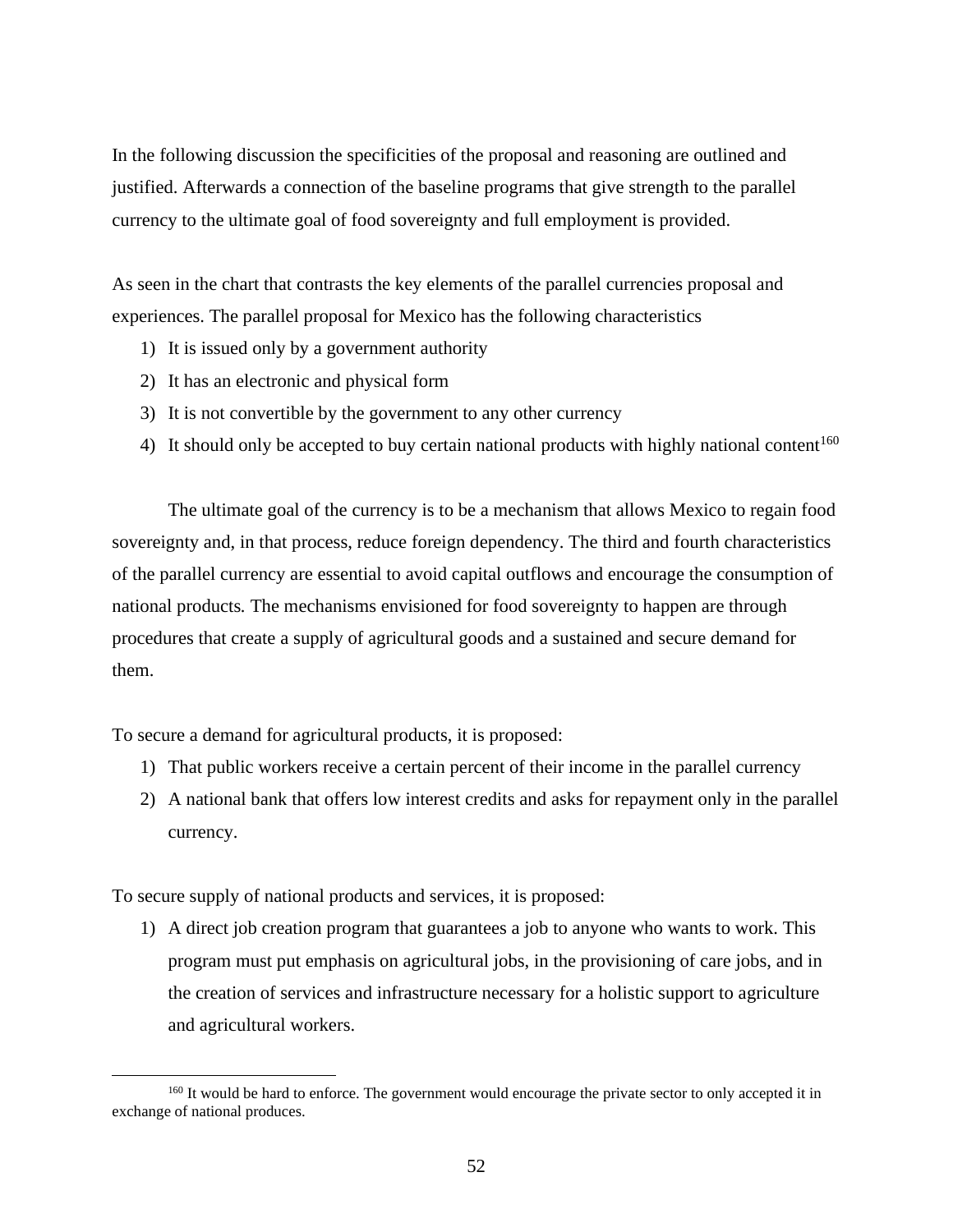In the following discussion the specificities of the proposal and reasoning are outlined and justified. Afterwards a connection of the baseline programs that give strength to the parallel currency to the ultimate goal of food sovereignty and full employment is provided.

As seen in the chart that contrasts the key elements of the parallel currencies proposal and experiences. The parallel proposal for Mexico has the following characteristics

1) It is issued only by a government authority
2) It has an electronic and physical form
3) It is not convertible by the government to any other currency
4) It should only be accepted to buy certain national products with highly national content[160]

The ultimate goal of the currency is to be a mechanism that allows Mexico to regain food sovereignty and, in that process, reduce foreign dependency. The third and fourth characteristics of the parallel currency are essential to avoid capital outflows and encourage the consumption of national products. The mechanisms envisioned for food sovereignty to happen are through procedures that create a supply of agricultural goods and a sustained and secure demand for them.

To secure a demand for agricultural products, it is proposed:

1) That public workers receive a certain percent of their income in the parallel currency
2) A national bank that offers low interest credits and asks for repayment only in the parallel currency.

To secure supply of national products and services, it is proposed:

1) A direct job creation program that guarantees a job to anyone who wants to work. This program must put emphasis on agricultural jobs, in the provisioning of care jobs, and in the creation of services and infrastructure necessary for a holistic support to agriculture and agricultural workers.

---

[160] It would be hard to enforce. The government would encourage the private sector to only accepted it in exchange of national produces.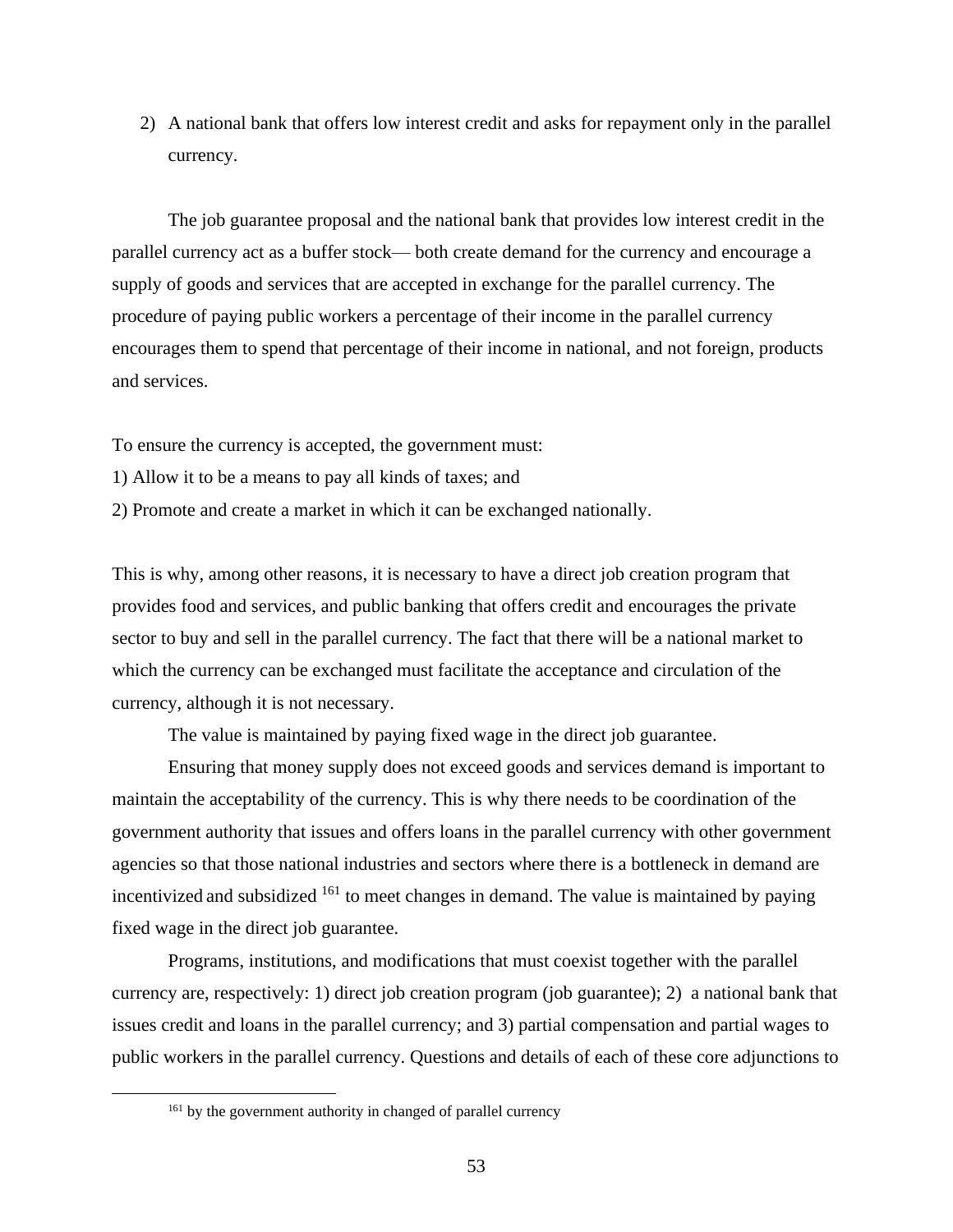2) A national bank that offers low interest credit and asks for repayment only in the parallel currency.

The job guarantee proposal and the national bank that provides low interest credit in the parallel currency act as a buffer stock— both create demand for the currency and encourage a supply of goods and services that are accepted in exchange for the parallel currency. The procedure of paying public workers a percentage of their income in the parallel currency encourages them to spend that percentage of their income in national, and not foreign, products and services.

To ensure the currency is accepted, the government must:

1) Allow it to be a means to pay all kinds of taxes; and

2) Promote and create a market in which it can be exchanged nationally.

This is why, among other reasons, it is necessary to have a direct job creation program that provides food and services, and public banking that offers credit and encourages the private sector to buy and sell in the parallel currency. The fact that there will be a national market to which the currency can be exchanged must facilitate the acceptance and circulation of the currency, although it is not necessary.

The value is maintained by paying fixed wage in the direct job guarantee.

Ensuring that money supply does not exceed goods and services demand is important to maintain the acceptability of the currency. This is why there needs to be coordination of the government authority that issues and offers loans in the parallel currency with other government agencies so that those national industries and sectors where there is a bottleneck in demand are incentivized and subsidized [161] to meet changes in demand. The value is maintained by paying fixed wage in the direct job guarantee.

Programs, institutions, and modifications that must coexist together with the parallel currency are, respectively: 1) direct job creation program (job guarantee); 2) a national bank that issues credit and loans in the parallel currency; and 3) partial compensation and partial wages to public workers in the parallel currency. Questions and details of each of these core adjunctions to

[161] by the government authority in changed of parallel currency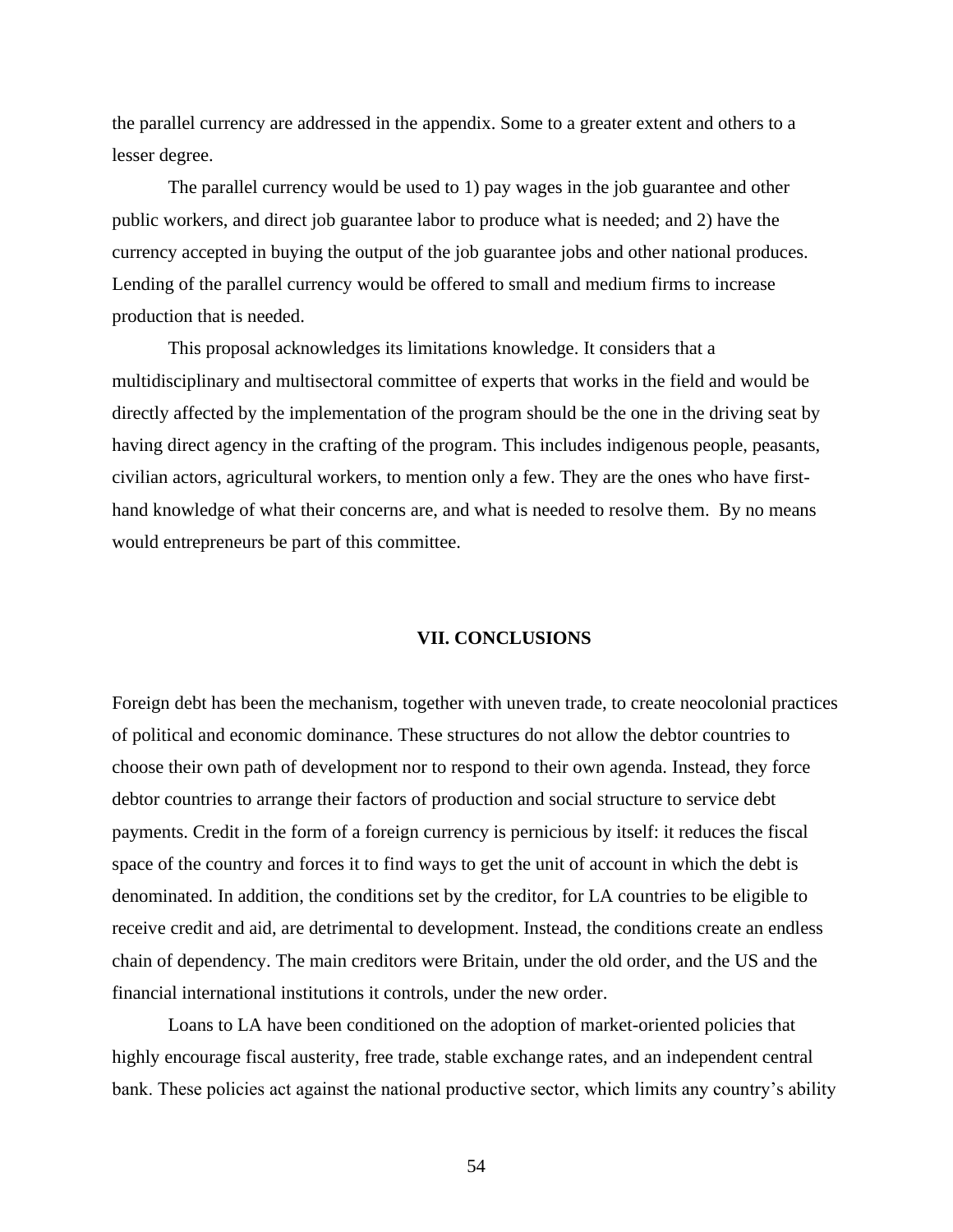the parallel currency are addressed in the appendix. Some to a greater extent and others to a lesser degree.

The parallel currency would be used to 1) pay wages in the job guarantee and other public workers, and direct job guarantee labor to produce what is needed; and 2) have the currency accepted in buying the output of the job guarantee jobs and other national produces. Lending of the parallel currency would be offered to small and medium firms to increase production that is needed.

This proposal acknowledges its limitations knowledge. It considers that a multidisciplinary and multisectoral committee of experts that works in the field and would be directly affected by the implementation of the program should be the one in the driving seat by having direct agency in the crafting of the program. This includes indigenous people, peasants, civilian actors, agricultural workers, to mention only a few. They are the ones who have first-hand knowledge of what their concerns are, and what is needed to resolve them. By no means would entrepreneurs be part of this committee.

## VII. CONCLUSIONS

Foreign debt has been the mechanism, together with uneven trade, to create neocolonial practices of political and economic dominance. These structures do not allow the debtor countries to choose their own path of development nor to respond to their own agenda. Instead, they force debtor countries to arrange their factors of production and social structure to service debt payments. Credit in the form of a foreign currency is pernicious by itself: it reduces the fiscal space of the country and forces it to find ways to get the unit of account in which the debt is denominated. In addition, the conditions set by the creditor, for LA countries to be eligible to receive credit and aid, are detrimental to development. Instead, the conditions create an endless chain of dependency. The main creditors were Britain, under the old order, and the US and the financial international institutions it controls, under the new order.

Loans to LA have been conditioned on the adoption of market-oriented policies that highly encourage fiscal austerity, free trade, stable exchange rates, and an independent central bank. These policies act against the national productive sector, which limits any country's ability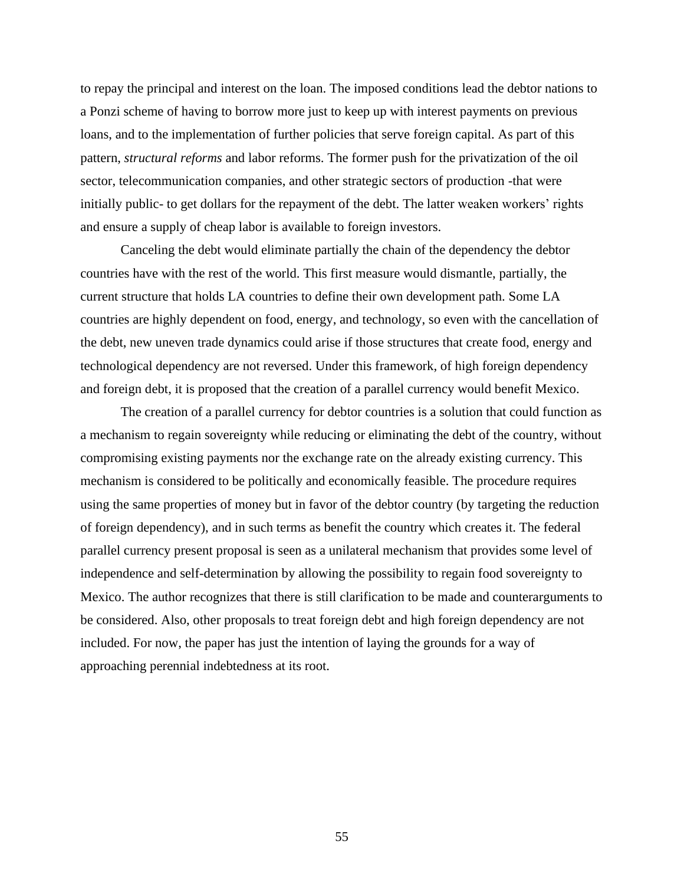to repay the principal and interest on the loan. The imposed conditions lead the debtor nations to a Ponzi scheme of having to borrow more just to keep up with interest payments on previous loans, and to the implementation of further policies that serve foreign capital. As part of this pattern, *structural reforms* and labor reforms. The former push for the privatization of the oil sector, telecommunication companies, and other strategic sectors of production -that were initially public- to get dollars for the repayment of the debt. The latter weaken workers' rights and ensure a supply of cheap labor is available to foreign investors.

Canceling the debt would eliminate partially the chain of the dependency the debtor countries have with the rest of the world. This first measure would dismantle, partially, the current structure that holds LA countries to define their own development path. Some LA countries are highly dependent on food, energy, and technology, so even with the cancellation of the debt, new uneven trade dynamics could arise if those structures that create food, energy and technological dependency are not reversed. Under this framework, of high foreign dependency and foreign debt, it is proposed that the creation of a parallel currency would benefit Mexico.

The creation of a parallel currency for debtor countries is a solution that could function as a mechanism to regain sovereignty while reducing or eliminating the debt of the country, without compromising existing payments nor the exchange rate on the already existing currency. This mechanism is considered to be politically and economically feasible. The procedure requires using the same properties of money but in favor of the debtor country (by targeting the reduction of foreign dependency), and in such terms as benefit the country which creates it. The federal parallel currency present proposal is seen as a unilateral mechanism that provides some level of independence and self-determination by allowing the possibility to regain food sovereignty to Mexico. The author recognizes that there is still clarification to be made and counterarguments to be considered. Also, other proposals to treat foreign debt and high foreign dependency are not included. For now, the paper has just the intention of laying the grounds for a way of approaching perennial indebtedness at its root.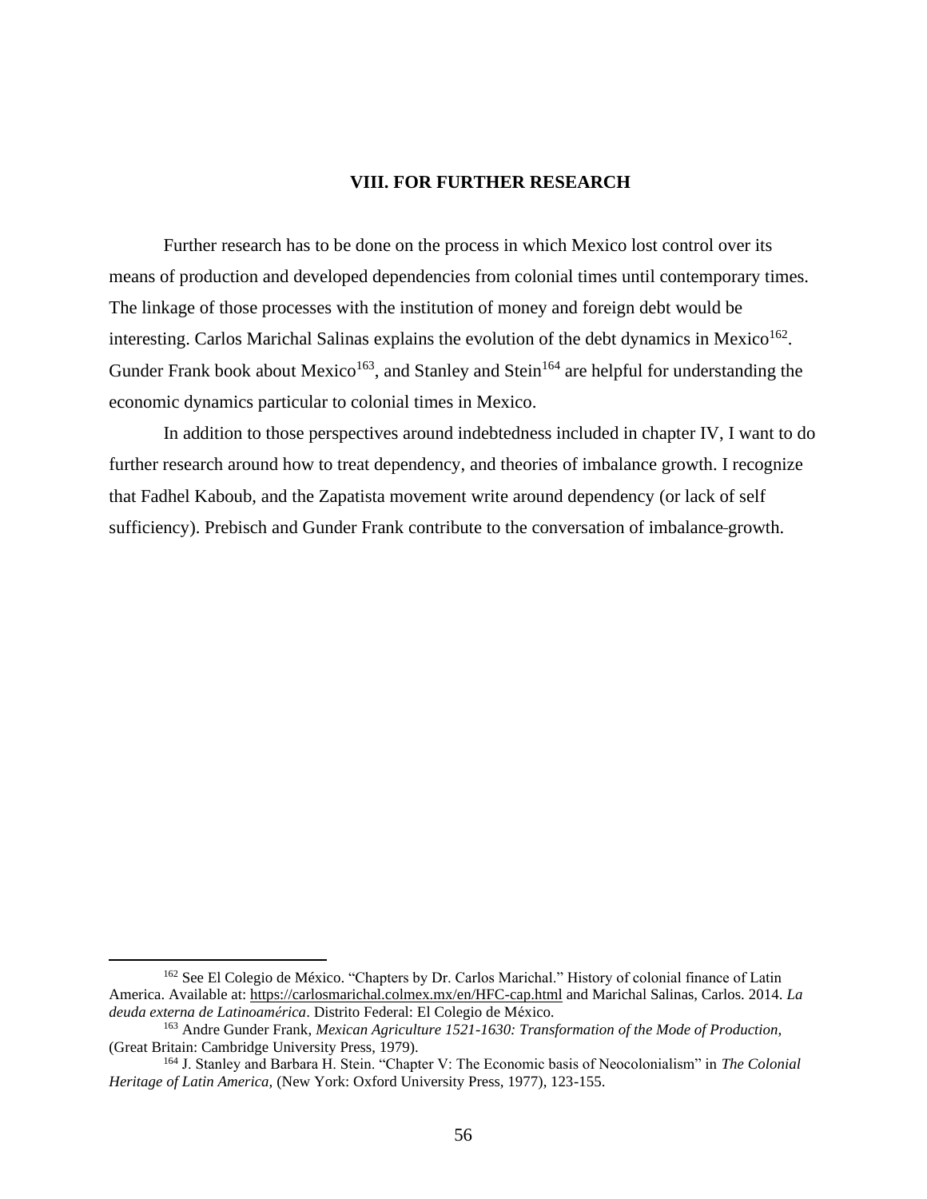## VIII. FOR FURTHER RESEARCH

Further research has to be done on the process in which Mexico lost control over its means of production and developed dependencies from colonial times until contemporary times. The linkage of those processes with the institution of money and foreign debt would be interesting. Carlos Marichal Salinas explains the evolution of the debt dynamics in Mexico[162]. Gunder Frank book about Mexico[163], and Stanley and Stein[164] are helpful for understanding the economic dynamics particular to colonial times in Mexico.

In addition to those perspectives around indebtedness included in chapter IV, I want to do further research around how to treat dependency, and theories of imbalance growth. I recognize that Fadhel Kaboub, and the Zapatista movement write around dependency (or lack of self sufficiency). Prebisch and Gunder Frank contribute to the conversation of imbalance-growth.

---

[162] See El Colegio de México. "Chapters by Dr. Carlos Marichal." History of colonial finance of Latin America. Available at: https://carlosmarichal.colmex.mx/en/HFC-cap.html and Marichal Salinas, Carlos. 2014. *La deuda externa de Latinoamérica*. Distrito Federal: El Colegio de México.

[163] Andre Gunder Frank, *Mexican Agriculture 1521-1630: Transformation of the Mode of Production*, (Great Britain: Cambridge University Press, 1979).

[164] J. Stanley and Barbara H. Stein. "Chapter V: The Economic basis of Neocolonialism" in *The Colonial Heritage of Latin America*, (New York: Oxford University Press, 1977), 123-155.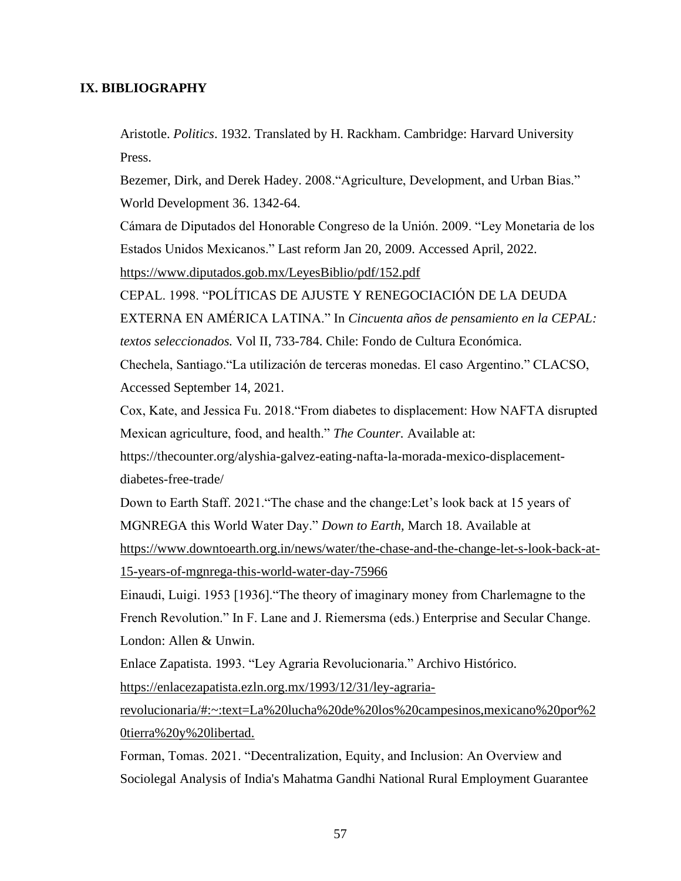## IX. BIBLIOGRAPHY

Aristotle. *Politics*. 1932. Translated by H. Rackham. Cambridge: Harvard University Press.

Bezemer, Dirk, and Derek Hadey. 2008."Agriculture, Development, and Urban Bias." World Development 36. 1342-64.

Cámara de Diputados del Honorable Congreso de la Unión. 2009. "Ley Monetaria de los Estados Unidos Mexicanos." Last reform Jan 20, 2009. Accessed April, 2022. https://www.diputados.gob.mx/LeyesBiblio/pdf/152.pdf

CEPAL. 1998. "POLÍTICAS DE AJUSTE Y RENEGOCIACIÓN DE LA DEUDA EXTERNA EN AMÉRICA LATINA." In *Cincuenta años de pensamiento en la CEPAL: textos seleccionados.* Vol II, 733-784. Chile: Fondo de Cultura Económica.

Chechela, Santiago."La utilización de terceras monedas. El caso Argentino." CLACSO, Accessed September 14, 2021.

Cox, Kate, and Jessica Fu. 2018."From diabetes to displacement: How NAFTA disrupted Mexican agriculture, food, and health." *The Counter.* Available at: https://thecounter.org/alyshia-galvez-eating-nafta-la-morada-mexico-displacement-diabetes-free-trade/

Down to Earth Staff. 2021."The chase and the change:Let's look back at 15 years of MGNREGA this World Water Day." *Down to Earth*, March 18. Available at https://www.downtoearth.org.in/news/water/the-chase-and-the-change-let-s-look-back-at-15-years-of-mgnrega-this-world-water-day-75966

Einaudi, Luigi. 1953 [1936]."The theory of imaginary money from Charlemagne to the French Revolution." In F. Lane and J. Riemersma (eds.) Enterprise and Secular Change. London: Allen & Unwin.

Enlace Zapatista. 1993. "Ley Agraria Revolucionaria." Archivo Histórico. https://enlacezapatista.ezln.org.mx/1993/12/31/ley-agraria-revolucionaria/#:~:text=La%20lucha%20de%20los%20campesinos,mexicano%20por%20tierra%20y%20libertad.

Forman, Tomas. 2021. "Decentralization, Equity, and Inclusion: An Overview and Sociolegal Analysis of India's Mahatma Gandhi National Rural Employment Guarantee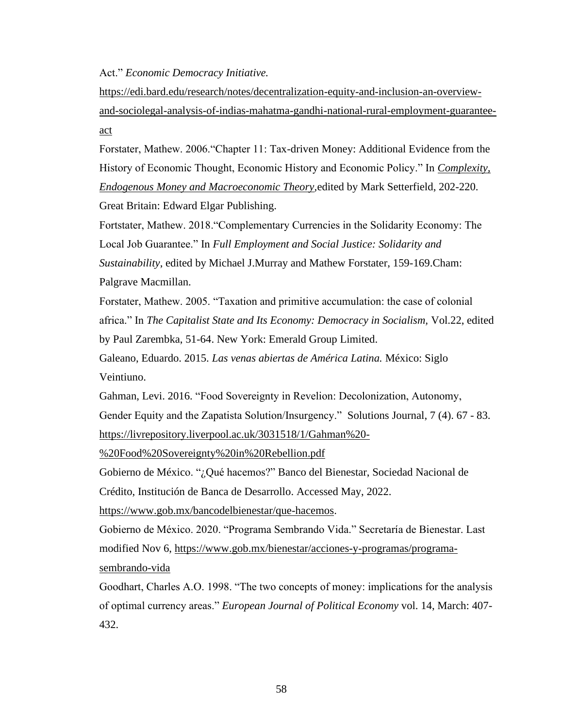Act." *Economic Democracy Initiative.* https://edi.bard.edu/research/notes/decentralization-equity-and-inclusion-an-overview-and-sociolegal-analysis-of-indias-mahatma-gandhi-national-rural-employment-guarantee-act

Forstater, Mathew. 2006."Chapter 11: Tax-driven Money: Additional Evidence from the History of Economic Thought, Economic History and Economic Policy." In *Complexity, Endogenous Money and Macroeconomic Theory*,edited by Mark Setterfield, 202-220. Great Britain: Edward Elgar Publishing.

Fortstater, Mathew. 2018."Complementary Currencies in the Solidarity Economy: The Local Job Guarantee." In *Full Employment and Social Justice: Solidarity and Sustainability*, edited by Michael J.Murray and Mathew Forstater, 159-169.Cham: Palgrave Macmillan.

Forstater, Mathew. 2005. "Taxation and primitive accumulation: the case of colonial africa." In *The Capitalist State and Its Economy: Democracy in Socialism,* Vol.22, edited by Paul Zarembka, 51-64. New York: Emerald Group Limited.

Galeano, Eduardo. 2015. *Las venas abiertas de América Latina.* México: Siglo Veintiuno.

Gahman, Levi. 2016. "Food Sovereignty in Revelion: Decolonization, Autonomy, Gender Equity and the Zapatista Solution/Insurgency." Solutions Journal, 7 (4). 67 - 83. https://livrepository.liverpool.ac.uk/3031518/1/Gahman%20-%20Food%20Sovereignty%20in%20Rebellion.pdf

Gobierno de México. "¿Qué hacemos?" Banco del Bienestar, Sociedad Nacional de Crédito, Institución de Banca de Desarrollo. Accessed May, 2022. https://www.gob.mx/bancodelbienestar/que-hacemos.

Gobierno de México. 2020. "Programa Sembrando Vida." Secretaría de Bienestar. Last modified Nov 6, https://www.gob.mx/bienestar/acciones-y-programas/programa-sembrando-vida

Goodhart, Charles A.O. 1998. "The two concepts of money: implications for the analysis of optimal currency areas." *European Journal of Political Economy* vol. 14, March: 407-432.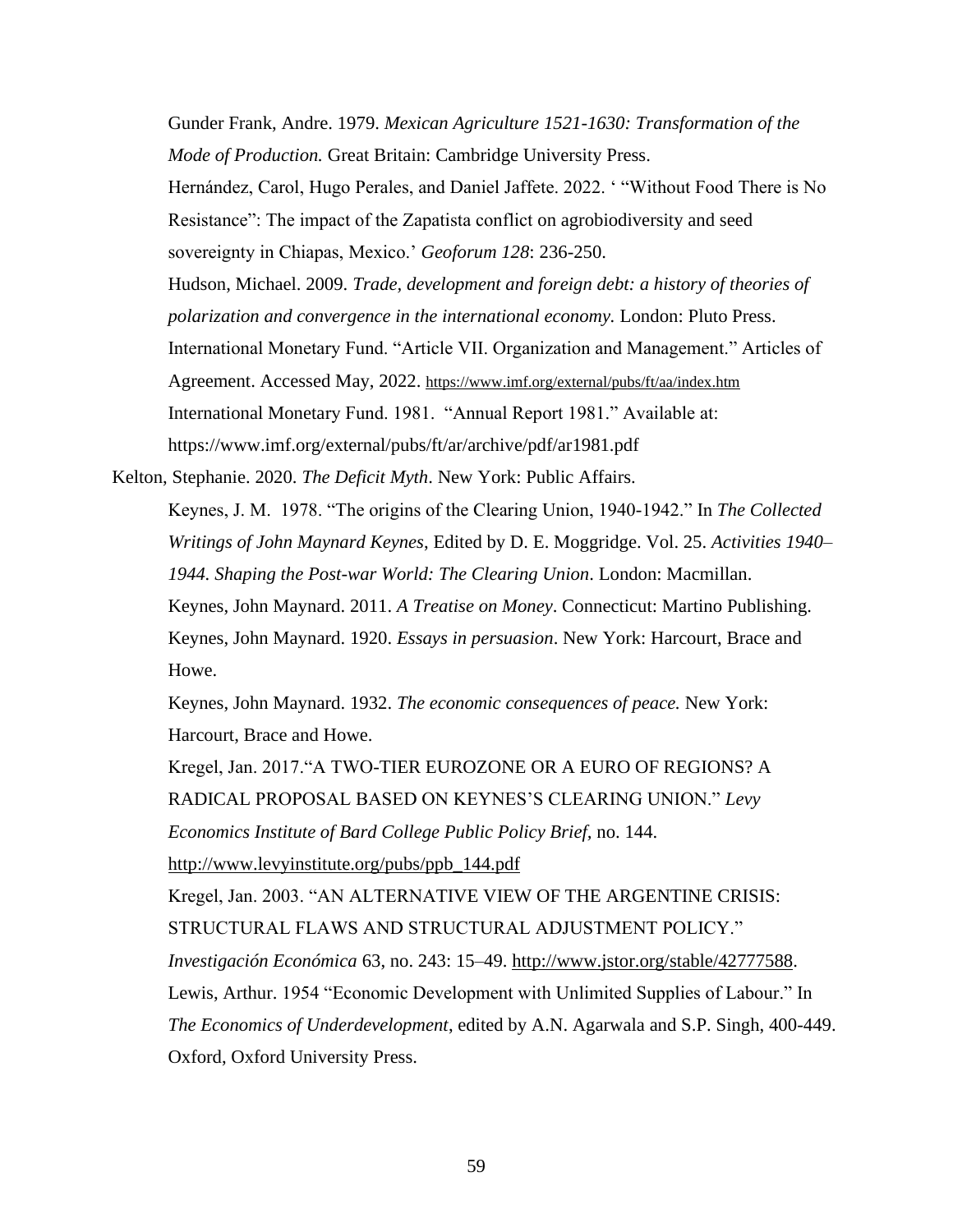Gunder Frank, Andre. 1979. *Mexican Agriculture 1521-1630: Transformation of the Mode of Production.* Great Britain: Cambridge University Press.

Hernández, Carol, Hugo Perales, and Daniel Jaffete. 2022. ' "Without Food There is No Resistance": The impact of the Zapatista conflict on agrobiodiversity and seed sovereignty in Chiapas, Mexico.' *Geoforum 128*: 236-250.

Hudson, Michael. 2009. *Trade, development and foreign debt: a history of theories of polarization and convergence in the international economy.* London: Pluto Press.

International Monetary Fund. "Article VII. Organization and Management." Articles of Agreement. Accessed May, 2022. https://www.imf.org/external/pubs/ft/aa/index.htm

International Monetary Fund. 1981. "Annual Report 1981." Available at: https://www.imf.org/external/pubs/ft/ar/archive/pdf/ar1981.pdf

Kelton, Stephanie. 2020. *The Deficit Myth*. New York: Public Affairs.

Keynes, J. M. 1978. "The origins of the Clearing Union, 1940-1942." In *The Collected Writings of John Maynard Keynes*, Edited by D. E. Moggridge. Vol. 25. *Activities 1940–1944. Shaping the Post-war World: The Clearing Union*. London: Macmillan.

Keynes, John Maynard. 2011. *A Treatise on Money*. Connecticut: Martino Publishing.

Keynes, John Maynard. 1920. *Essays in persuasion*. New York: Harcourt, Brace and Howe.

Keynes, John Maynard. 1932. *The economic consequences of peace.* New York: Harcourt, Brace and Howe.

Kregel, Jan. 2017."A TWO-TIER EUROZONE OR A EURO OF REGIONS? A RADICAL PROPOSAL BASED ON KEYNES'S CLEARING UNION." *Levy Economics Institute of Bard College Public Policy Brief,* no. 144. http://www.levyinstitute.org/pubs/ppb_144.pdf

Kregel, Jan. 2003. "AN ALTERNATIVE VIEW OF THE ARGENTINE CRISIS: STRUCTURAL FLAWS AND STRUCTURAL ADJUSTMENT POLICY." *Investigación Económica* 63, no. 243: 15–49. http://www.jstor.org/stable/42777588.

Lewis, Arthur. 1954 "Economic Development with Unlimited Supplies of Labour." In *The Economics of Underdevelopment*, edited by A.N. Agarwala and S.P. Singh, 400-449. Oxford, Oxford University Press.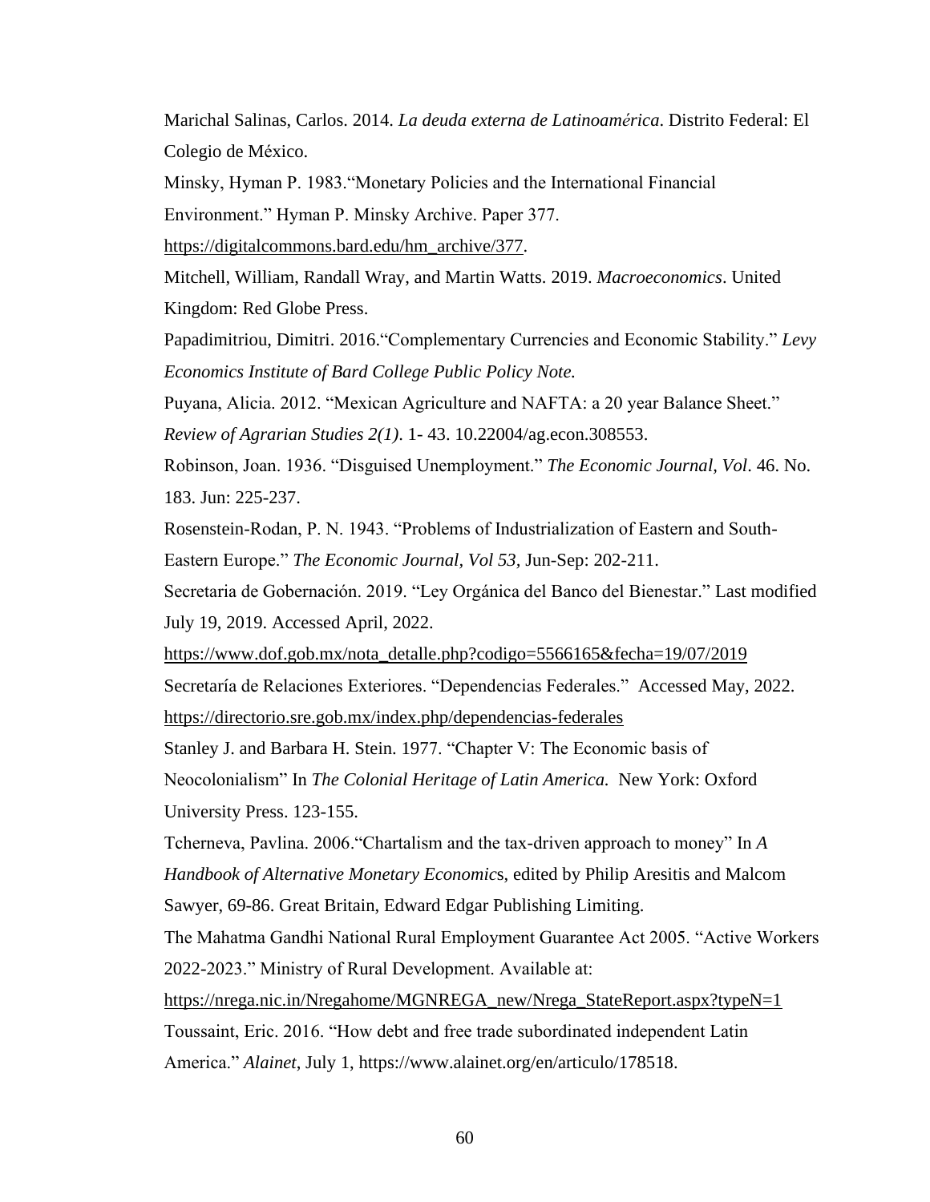Marichal Salinas, Carlos. 2014. *La deuda externa de Latinoamérica*. Distrito Federal: El Colegio de México.

Minsky, Hyman P. 1983."Monetary Policies and the International Financial Environment." Hyman P. Minsky Archive. Paper 377. https://digitalcommons.bard.edu/hm_archive/377.

Mitchell, William, Randall Wray, and Martin Watts. 2019. *Macroeconomics*. United Kingdom: Red Globe Press.

Papadimitriou, Dimitri. 2016."Complementary Currencies and Economic Stability." *Levy Economics Institute of Bard College Public Policy Note.*

Puyana, Alicia. 2012. "Mexican Agriculture and NAFTA: a 20 year Balance Sheet." *Review of Agrarian Studies 2(1)*. 1- 43. 10.22004/ag.econ.308553.

Robinson, Joan. 1936. "Disguised Unemployment." *The Economic Journal, Vol*. 46. No. 183. Jun: 225-237.

Rosenstein-Rodan, P. N. 1943. "Problems of Industrialization of Eastern and South-Eastern Europe." *The Economic Journal, Vol 53,* Jun-Sep: 202-211.

Secretaria de Gobernación. 2019. "Ley Orgánica del Banco del Bienestar." Last modified July 19, 2019. Accessed April, 2022. https://www.dof.gob.mx/nota_detalle.php?codigo=5566165&fecha=19/07/2019

Secretaría de Relaciones Exteriores. "Dependencias Federales." Accessed May, 2022. https://directorio.sre.gob.mx/index.php/dependencias-federales

Stanley J. and Barbara H. Stein. 1977. "Chapter V: The Economic basis of Neocolonialism" In *The Colonial Heritage of Latin America.* New York: Oxford University Press. 123-155.

Tcherneva, Pavlina. 2006."Chartalism and the tax-driven approach to money" In *A Handbook of Alternative Monetary Economic*s, edited by Philip Aresitis and Malcom Sawyer, 69-86. Great Britain, Edward Edgar Publishing Limiting.

The Mahatma Gandhi National Rural Employment Guarantee Act 2005. "Active Workers 2022-2023." Ministry of Rural Development. Available at: https://nrega.nic.in/Nregahome/MGNREGA_new/Nrega_StateReport.aspx?typeN=1

Toussaint, Eric. 2016. "How debt and free trade subordinated independent Latin America." *Alainet*, July 1, https://www.alainet.org/en/articulo/178518.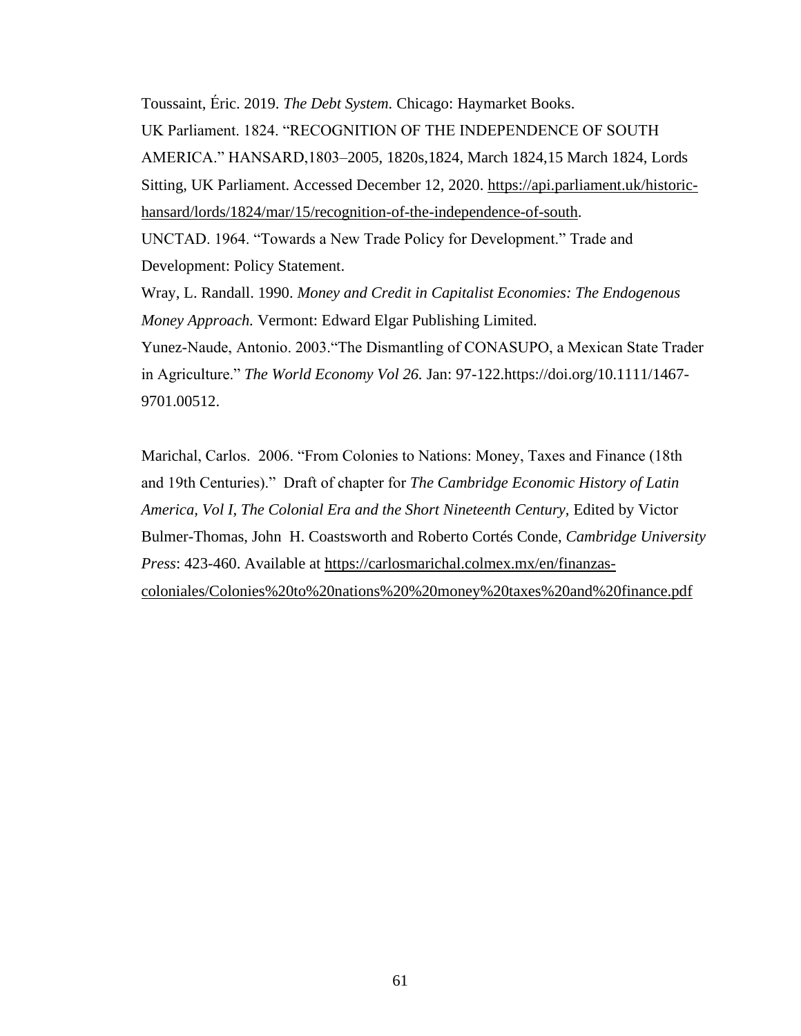Toussaint, Éric. 2019. *The Debt System*. Chicago: Haymarket Books.

UK Parliament. 1824. "RECOGNITION OF THE INDEPENDENCE OF SOUTH AMERICA." HANSARD,1803–2005, 1820s,1824, March 1824,15 March 1824, Lords Sitting, UK Parliament. Accessed December 12, 2020. https://api.parliament.uk/historic-hansard/lords/1824/mar/15/recognition-of-the-independence-of-south.

UNCTAD. 1964. "Towards a New Trade Policy for Development." Trade and Development: Policy Statement.

Wray, L. Randall. 1990. *Money and Credit in Capitalist Economies: The Endogenous Money Approach.* Vermont: Edward Elgar Publishing Limited.

Yunez-Naude, Antonio. 2003."The Dismantling of CONASUPO, a Mexican State Trader in Agriculture." *The World Economy Vol 26.* Jan: 97-122.https://doi.org/10.1111/1467-9701.00512.

Marichal, Carlos. 2006. "From Colonies to Nations: Money, Taxes and Finance (18th and 19th Centuries)." Draft of chapter for *The Cambridge Economic History of Latin America, Vol I, The Colonial Era and the Short Nineteenth Century,* Edited by Victor Bulmer-Thomas, John H. Coastsworth and Roberto Cortés Conde, *Cambridge University Press*: 423-460. Available at https://carlosmarichal.colmex.mx/en/finanzas-coloniales/Colonies%20to%20nations%20%20money%20taxes%20and%20finance.pdf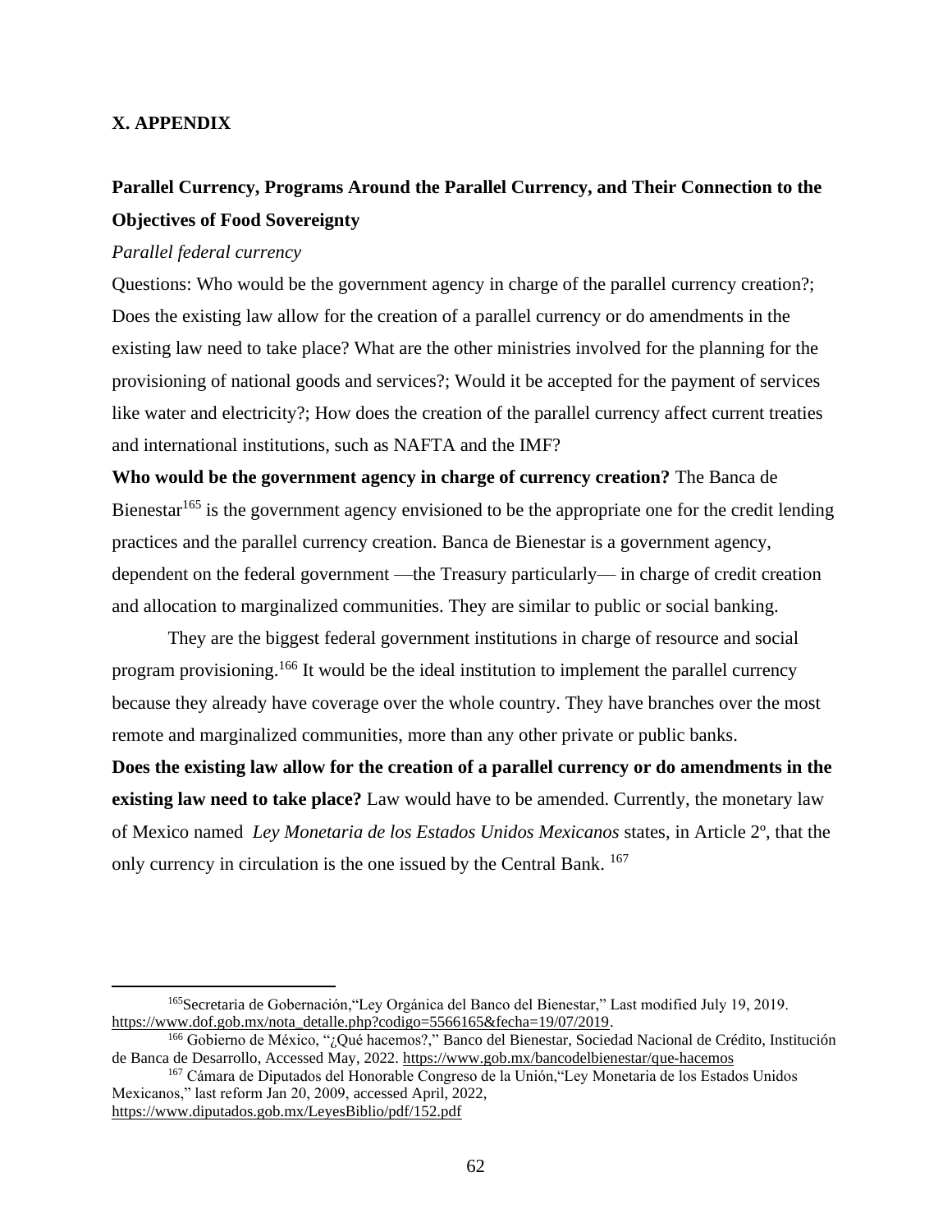## X. APPENDIX

### Parallel Currency, Programs Around the Parallel Currency, and Their Connection to the Objectives of Food Sovereignty

*Parallel federal currency*

Questions: Who would be the government agency in charge of the parallel currency creation?; Does the existing law allow for the creation of a parallel currency or do amendments in the existing law need to take place? What are the other ministries involved for the planning for the provisioning of national goods and services?; Would it be accepted for the payment of services like water and electricity?; How does the creation of the parallel currency affect current treaties and international institutions, such as NAFTA and the IMF?

**Who would be the government agency in charge of currency creation?** The Banca de Bienestar[165] is the government agency envisioned to be the appropriate one for the credit lending practices and the parallel currency creation. Banca de Bienestar is a government agency, dependent on the federal government —the Treasury particularly— in charge of credit creation and allocation to marginalized communities. They are similar to public or social banking.

They are the biggest federal government institutions in charge of resource and social program provisioning.[166] It would be the ideal institution to implement the parallel currency because they already have coverage over the whole country. They have branches over the most remote and marginalized communities, more than any other private or public banks.

**Does the existing law allow for the creation of a parallel currency or do amendments in the existing law need to take place?** Law would have to be amended. Currently, the monetary law of Mexico named *Ley Monetaria de los Estados Unidos Mexicanos* states, in Article 2º, that the only currency in circulation is the one issued by the Central Bank. [167]

---

[165] Secretaria de Gobernación,"Ley Orgánica del Banco del Bienestar," Last modified July 19, 2019. https://www.dof.gob.mx/nota_detalle.php?codigo=5566165&fecha=19/07/2019.

[166] Gobierno de México, "¿Qué hacemos?," Banco del Bienestar, Sociedad Nacional de Crédito, Institución de Banca de Desarrollo, Accessed May, 2022. https://www.gob.mx/bancodelbienestar/que-hacemos

[167] Cámara de Diputados del Honorable Congreso de la Unión,"Ley Monetaria de los Estados Unidos Mexicanos," last reform Jan 20, 2009, accessed April, 2022, https://www.diputados.gob.mx/LeyesBiblio/pdf/152.pdf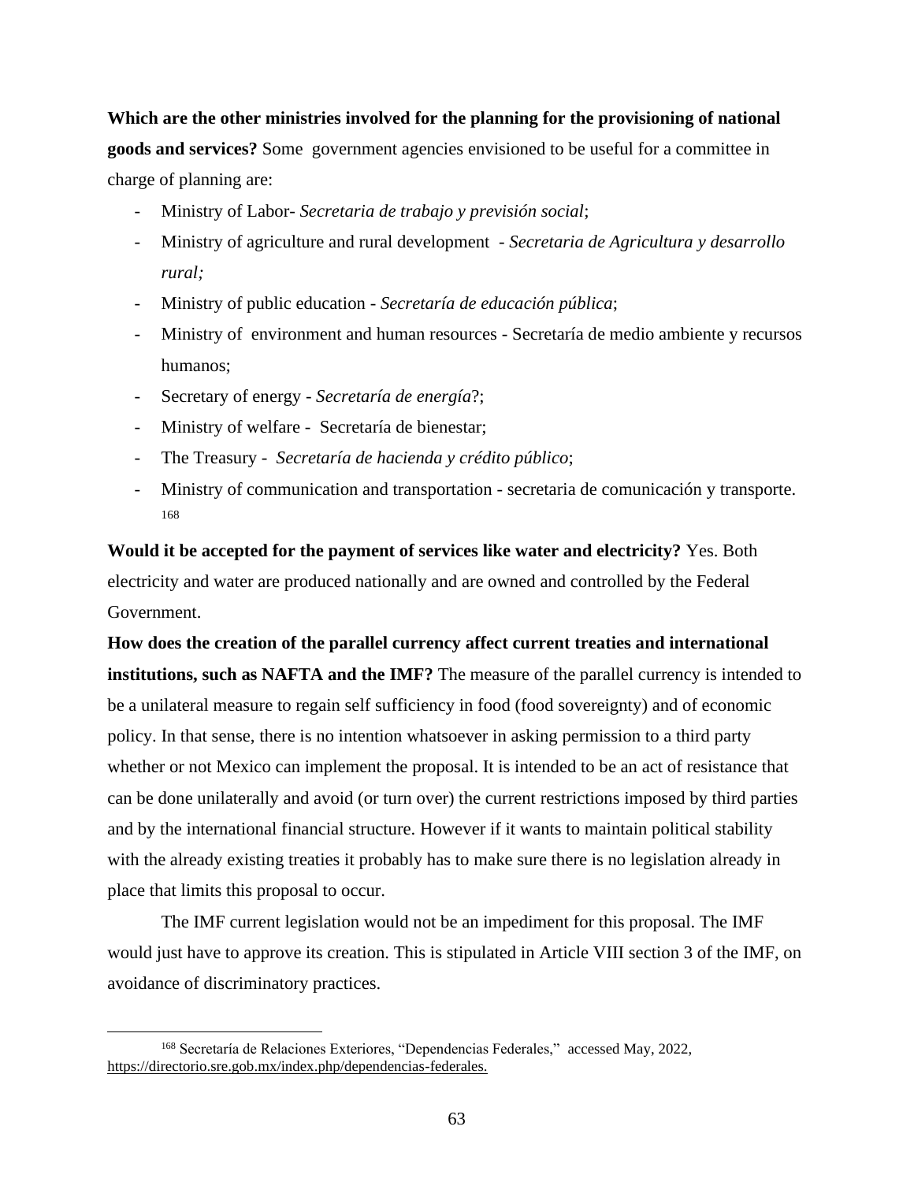**Which are the other ministries involved for the planning for the provisioning of national goods and services?** Some government agencies envisioned to be useful for a committee in charge of planning are:

- Ministry of Labor- *Secretaria de trabajo y previsión social*;
- Ministry of agriculture and rural development - *Secretaria de Agricultura y desarrollo rural;*
- Ministry of public education - *Secretaría de educación pública*;
- Ministry of environment and human resources - Secretaría de medio ambiente y recursos humanos;
- Secretary of energy - *Secretaría de energía*?;
- Ministry of welfare - Secretaría de bienestar;
- The Treasury - *Secretaría de hacienda y crédito público*;
- Ministry of communication and transportation - secretaria de comunicación y transporte.[168]

**Would it be accepted for the payment of services like water and electricity?** Yes. Both electricity and water are produced nationally and are owned and controlled by the Federal Government.

**How does the creation of the parallel currency affect current treaties and international institutions, such as NAFTA and the IMF?** The measure of the parallel currency is intended to be a unilateral measure to regain self sufficiency in food (food sovereignty) and of economic policy. In that sense, there is no intention whatsoever in asking permission to a third party whether or not Mexico can implement the proposal. It is intended to be an act of resistance that can be done unilaterally and avoid (or turn over) the current restrictions imposed by third parties and by the international financial structure. However if it wants to maintain political stability with the already existing treaties it probably has to make sure there is no legislation already in place that limits this proposal to occur.

The IMF current legislation would not be an impediment for this proposal. The IMF would just have to approve its creation. This is stipulated in Article VIII section 3 of the IMF, on avoidance of discriminatory practices.

[168] Secretaría de Relaciones Exteriores, "Dependencias Federales," accessed May, 2022, https://directorio.sre.gob.mx/index.php/dependencias-federales.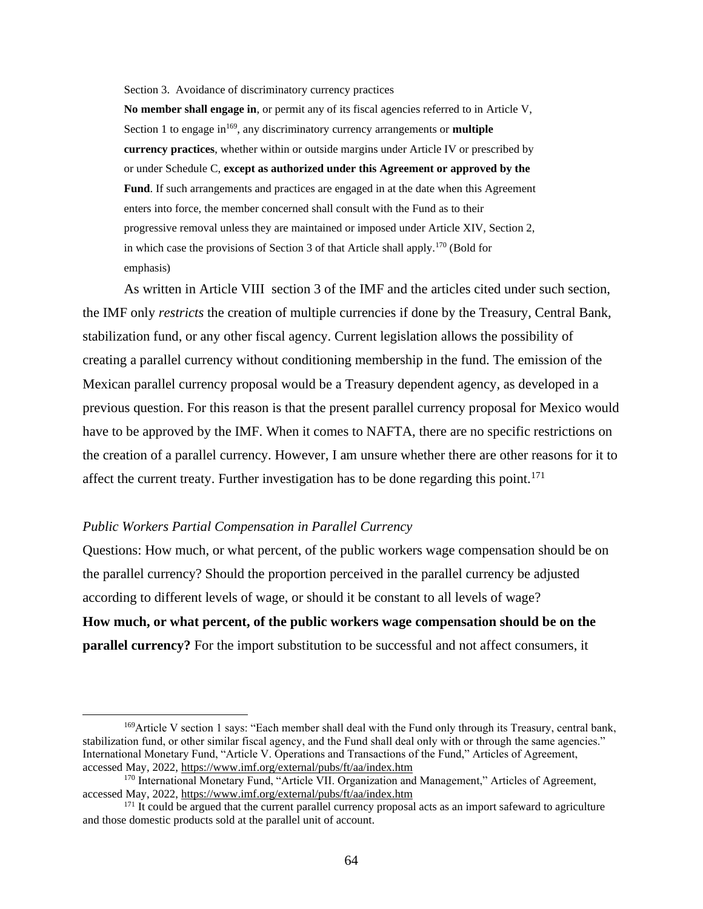> Section 3. Avoidance of discriminatory currency practices
>
> **No member shall engage in**, or permit any of its fiscal agencies referred to in Article V, Section 1 to engage in[169], any discriminatory currency arrangements or **multiple currency practices**, whether within or outside margins under Article IV or prescribed by or under Schedule C, **except as authorized under this Agreement or approved by the Fund**. If such arrangements and practices are engaged in at the date when this Agreement enters into force, the member concerned shall consult with the Fund as to their progressive removal unless they are maintained or imposed under Article XIV, Section 2, in which case the provisions of Section 3 of that Article shall apply.[170] (Bold for emphasis)

As written in Article VIII section 3 of the IMF and the articles cited under such section, the IMF only *restricts* the creation of multiple currencies if done by the Treasury, Central Bank, stabilization fund, or any other fiscal agency. Current legislation allows the possibility of creating a parallel currency without conditioning membership in the fund. The emission of the Mexican parallel currency proposal would be a Treasury dependent agency, as developed in a previous question. For this reason is that the present parallel currency proposal for Mexico would have to be approved by the IMF. When it comes to NAFTA, there are no specific restrictions on the creation of a parallel currency. However, I am unsure whether there are other reasons for it to affect the current treaty. Further investigation has to be done regarding this point.[171]

*Public Workers Partial Compensation in Parallel Currency*

Questions: How much, or what percent, of the public workers wage compensation should be on the parallel currency? Should the proportion perceived in the parallel currency be adjusted according to different levels of wage, or should it be constant to all levels of wage?

**How much, or what percent, of the public workers wage compensation should be on the parallel currency?** For the import substitution to be successful and not affect consumers, it

---

[169] Article V section 1 says: "Each member shall deal with the Fund only through its Treasury, central bank, stabilization fund, or other similar fiscal agency, and the Fund shall deal only with or through the same agencies." International Monetary Fund, "Article V. Operations and Transactions of the Fund," Articles of Agreement, accessed May, 2022, https://www.imf.org/external/pubs/ft/aa/index.htm

[170] International Monetary Fund, "Article VII. Organization and Management," Articles of Agreement, accessed May, 2022, https://www.imf.org/external/pubs/ft/aa/index.htm

[171] It could be argued that the current parallel currency proposal acts as an import safeward to agriculture and those domestic products sold at the parallel unit of account.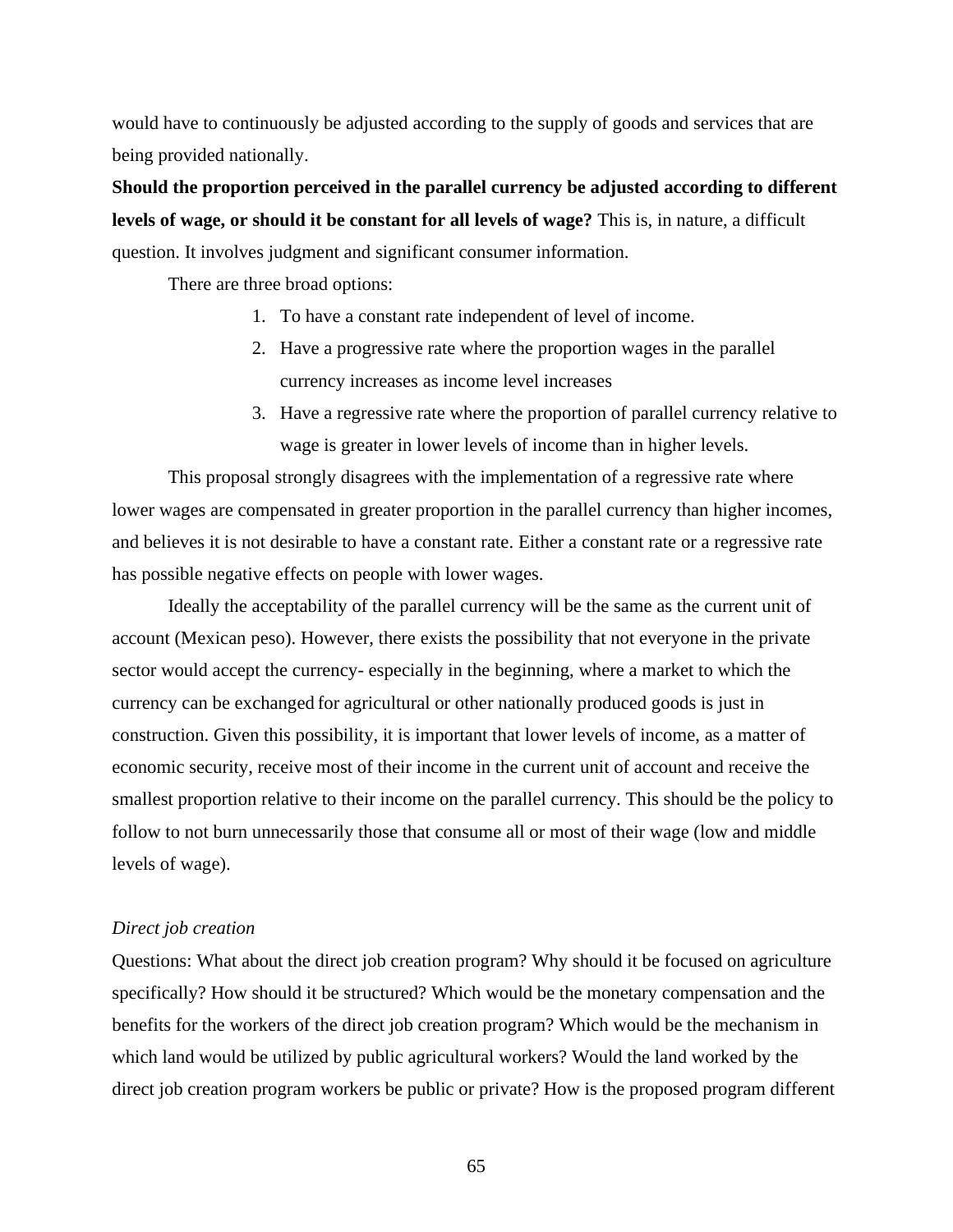would have to continuously be adjusted according to the supply of goods and services that are being provided nationally.

**Should the proportion perceived in the parallel currency be adjusted according to different levels of wage, or should it be constant for all levels of wage?** This is, in nature, a difficult question. It involves judgment and significant consumer information.

There are three broad options:

1. To have a constant rate independent of level of income.
2. Have a progressive rate where the proportion wages in the parallel currency increases as income level increases
3. Have a regressive rate where the proportion of parallel currency relative to wage is greater in lower levels of income than in higher levels.

This proposal strongly disagrees with the implementation of a regressive rate where lower wages are compensated in greater proportion in the parallel currency than higher incomes, and believes it is not desirable to have a constant rate. Either a constant rate or a regressive rate has possible negative effects on people with lower wages.

Ideally the acceptability of the parallel currency will be the same as the current unit of account (Mexican peso). However, there exists the possibility that not everyone in the private sector would accept the currency- especially in the beginning, where a market to which the currency can be exchanged for agricultural or other nationally produced goods is just in construction. Given this possibility, it is important that lower levels of income, as a matter of economic security, receive most of their income in the current unit of account and receive the smallest proportion relative to their income on the parallel currency. This should be the policy to follow to not burn unnecessarily those that consume all or most of their wage (low and middle levels of wage).

*Direct job creation*

Questions: What about the direct job creation program? Why should it be focused on agriculture specifically? How should it be structured? Which would be the monetary compensation and the benefits for the workers of the direct job creation program? Which would be the mechanism in which land would be utilized by public agricultural workers? Would the land worked by the direct job creation program workers be public or private? How is the proposed program different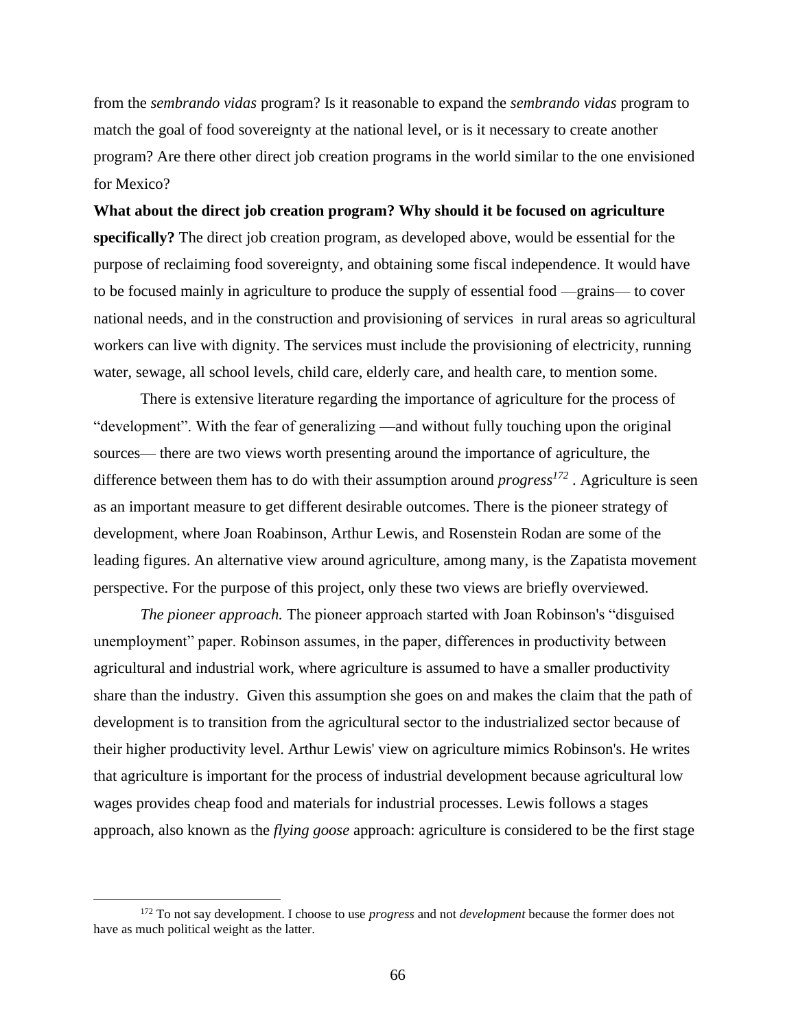from the *sembrando vidas* program? Is it reasonable to expand the *sembrando vidas* program to match the goal of food sovereignty at the national level, or is it necessary to create another program? Are there other direct job creation programs in the world similar to the one envisioned for Mexico?

**What about the direct job creation program? Why should it be focused on agriculture specifically?** The direct job creation program, as developed above, would be essential for the purpose of reclaiming food sovereignty, and obtaining some fiscal independence. It would have to be focused mainly in agriculture to produce the supply of essential food —grains— to cover national needs, and in the construction and provisioning of services in rural areas so agricultural workers can live with dignity. The services must include the provisioning of electricity, running water, sewage, all school levels, child care, elderly care, and health care, to mention some.

There is extensive literature regarding the importance of agriculture for the process of "development". With the fear of generalizing —and without fully touching upon the original sources— there are two views worth presenting around the importance of agriculture, the difference between them has to do with their assumption around *progress*[172] . Agriculture is seen as an important measure to get different desirable outcomes. There is the pioneer strategy of development, where Joan Roabinson, Arthur Lewis, and Rosenstein Rodan are some of the leading figures. An alternative view around agriculture, among many, is the Zapatista movement perspective. For the purpose of this project, only these two views are briefly overviewed.

*The pioneer approach.* The pioneer approach started with Joan Robinson's "disguised unemployment" paper. Robinson assumes, in the paper, differences in productivity between agricultural and industrial work, where agriculture is assumed to have a smaller productivity share than the industry. Given this assumption she goes on and makes the claim that the path of development is to transition from the agricultural sector to the industrialized sector because of their higher productivity level. Arthur Lewis' view on agriculture mimics Robinson's. He writes that agriculture is important for the process of industrial development because agricultural low wages provides cheap food and materials for industrial processes. Lewis follows a stages approach, also known as the *flying goose* approach: agriculture is considered to be the first stage

[172] To not say development. I choose to use *progress* and not *development* because the former does not have as much political weight as the latter.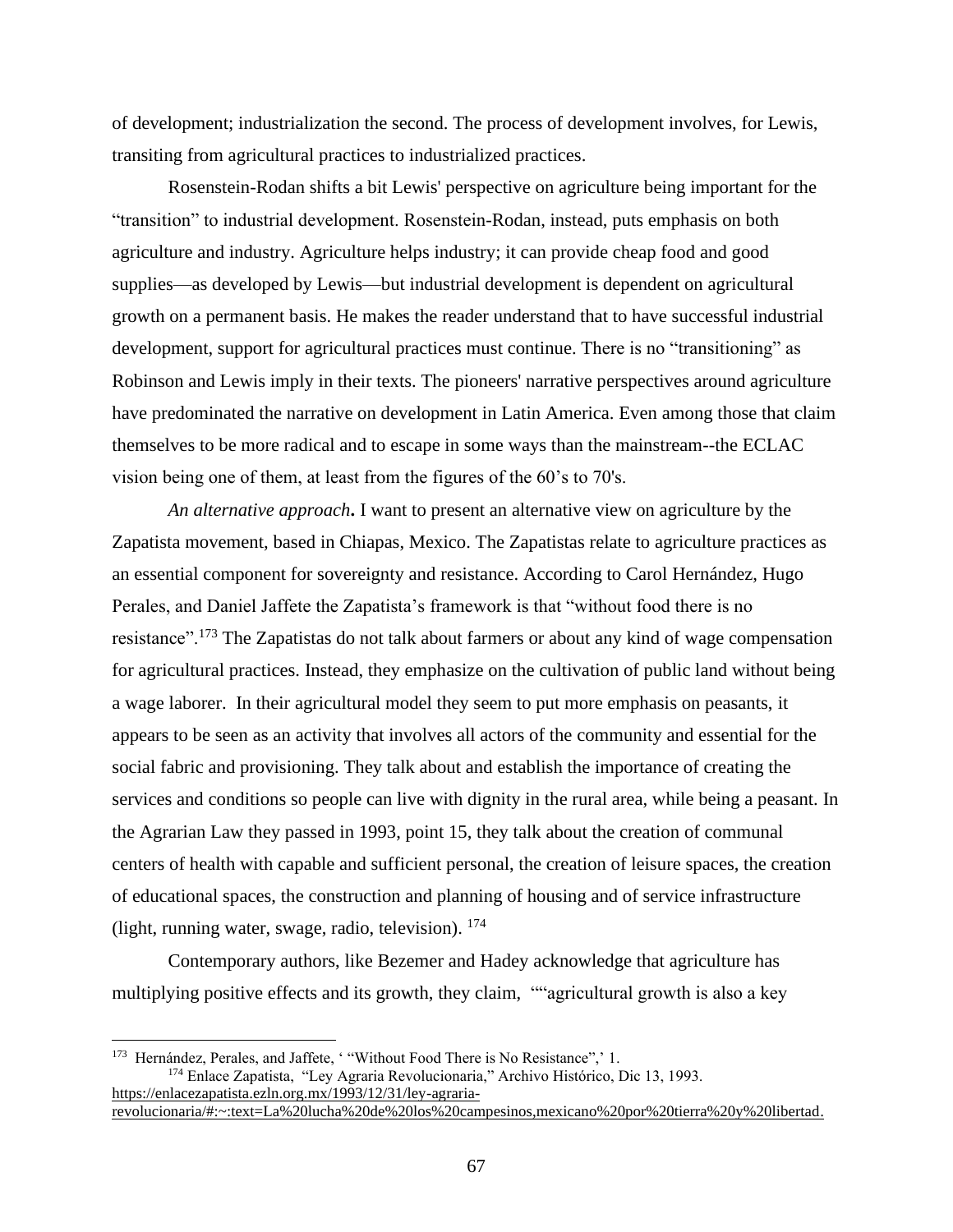of development; industrialization the second. The process of development involves, for Lewis, transiting from agricultural practices to industrialized practices.

Rosenstein-Rodan shifts a bit Lewis' perspective on agriculture being important for the "transition" to industrial development. Rosenstein-Rodan, instead, puts emphasis on both agriculture and industry. Agriculture helps industry; it can provide cheap food and good supplies—as developed by Lewis—but industrial development is dependent on agricultural growth on a permanent basis. He makes the reader understand that to have successful industrial development, support for agricultural practices must continue. There is no "transitioning" as Robinson and Lewis imply in their texts. The pioneers' narrative perspectives around agriculture have predominated the narrative on development in Latin America. Even among those that claim themselves to be more radical and to escape in some ways than the mainstream--the ECLAC vision being one of them, at least from the figures of the 60's to 70's.

*An alternative approach***.** I want to present an alternative view on agriculture by the Zapatista movement, based in Chiapas, Mexico. The Zapatistas relate to agriculture practices as an essential component for sovereignty and resistance. According to Carol Hernández, Hugo Perales, and Daniel Jaffete the Zapatista's framework is that "without food there is no resistance".[173] The Zapatistas do not talk about farmers or about any kind of wage compensation for agricultural practices. Instead, they emphasize on the cultivation of public land without being a wage laborer. In their agricultural model they seem to put more emphasis on peasants, it appears to be seen as an activity that involves all actors of the community and essential for the social fabric and provisioning. They talk about and establish the importance of creating the services and conditions so people can live with dignity in the rural area, while being a peasant. In the Agrarian Law they passed in 1993, point 15, they talk about the creation of communal centers of health with capable and sufficient personal, the creation of leisure spaces, the creation of educational spaces, the construction and planning of housing and of service infrastructure (light, running water, swage, radio, television). [174]

Contemporary authors, like Bezemer and Hadey acknowledge that agriculture has multiplying positive effects and its growth, they claim, ""agricultural growth is also a key

---

[173] Hernández, Perales, and Jaffete, ' "Without Food There is No Resistance",' 1.

[174] Enlace Zapatista, "Ley Agraria Revolucionaria," Archivo Histórico, Dic 13, 1993. https://enlacezapatista.ezln.org.mx/1993/12/31/ley-agraria-revolucionaria/#:~:text=La%20lucha%20de%20los%20campesinos,mexicano%20por%20tierra%20y%20libertad.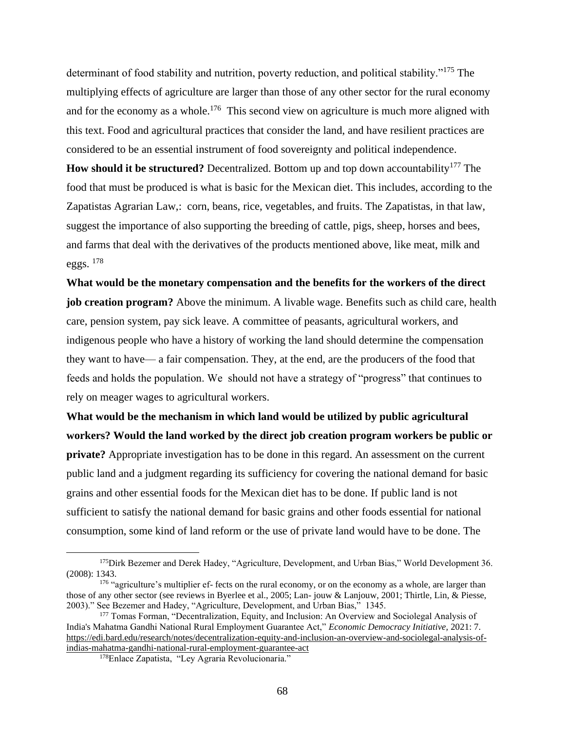determinant of food stability and nutrition, poverty reduction, and political stability."[175] The multiplying effects of agriculture are larger than those of any other sector for the rural economy and for the economy as a whole.[176] This second view on agriculture is much more aligned with this text. Food and agricultural practices that consider the land, and have resilient practices are considered to be an essential instrument of food sovereignty and political independence.

**How should it be structured?** Decentralized. Bottom up and top down accountability[177] The food that must be produced is what is basic for the Mexican diet. This includes, according to the Zapatistas Agrarian Law,: corn, beans, rice, vegetables, and fruits. The Zapatistas, in that law, suggest the importance of also supporting the breeding of cattle, pigs, sheep, horses and bees, and farms that deal with the derivatives of the products mentioned above, like meat, milk and eggs. [178]

**What would be the monetary compensation and the benefits for the workers of the direct job creation program?** Above the minimum. A livable wage. Benefits such as child care, health care, pension system, pay sick leave. A committee of peasants, agricultural workers, and indigenous people who have a history of working the land should determine the compensation they want to have— a fair compensation. They, at the end, are the producers of the food that feeds and holds the population. We should not have a strategy of "progress" that continues to rely on meager wages to agricultural workers.

**What would be the mechanism in which land would be utilized by public agricultural workers? Would the land worked by the direct job creation program workers be public or private?** Appropriate investigation has to be done in this regard. An assessment on the current public land and a judgment regarding its sufficiency for covering the national demand for basic grains and other essential foods for the Mexican diet has to be done. If public land is not sufficient to satisfy the national demand for basic grains and other foods essential for national consumption, some kind of land reform or the use of private land would have to be done. The

---

[175] Dirk Bezemer and Derek Hadey, "Agriculture, Development, and Urban Bias," World Development 36. (2008): 1343.

[176] "agriculture's multiplier ef- fects on the rural economy, or on the economy as a whole, are larger than those of any other sector (see reviews in Byerlee et al., 2005; Lan- jouw & Lanjouw, 2001; Thirtle, Lin, & Piesse, 2003)." See Bezemer and Hadey, "Agriculture, Development, and Urban Bias," 1345.

[177] Tomas Forman, "Decentralization, Equity, and Inclusion: An Overview and Sociolegal Analysis of India's Mahatma Gandhi National Rural Employment Guarantee Act," *Economic Democracy Initiative,* 2021: 7. https://edi.bard.edu/research/notes/decentralization-equity-and-inclusion-an-overview-and-sociolegal-analysis-of-indias-mahatma-gandhi-national-rural-employment-guarantee-act

[178] Enlace Zapatista, "Ley Agraria Revolucionaria."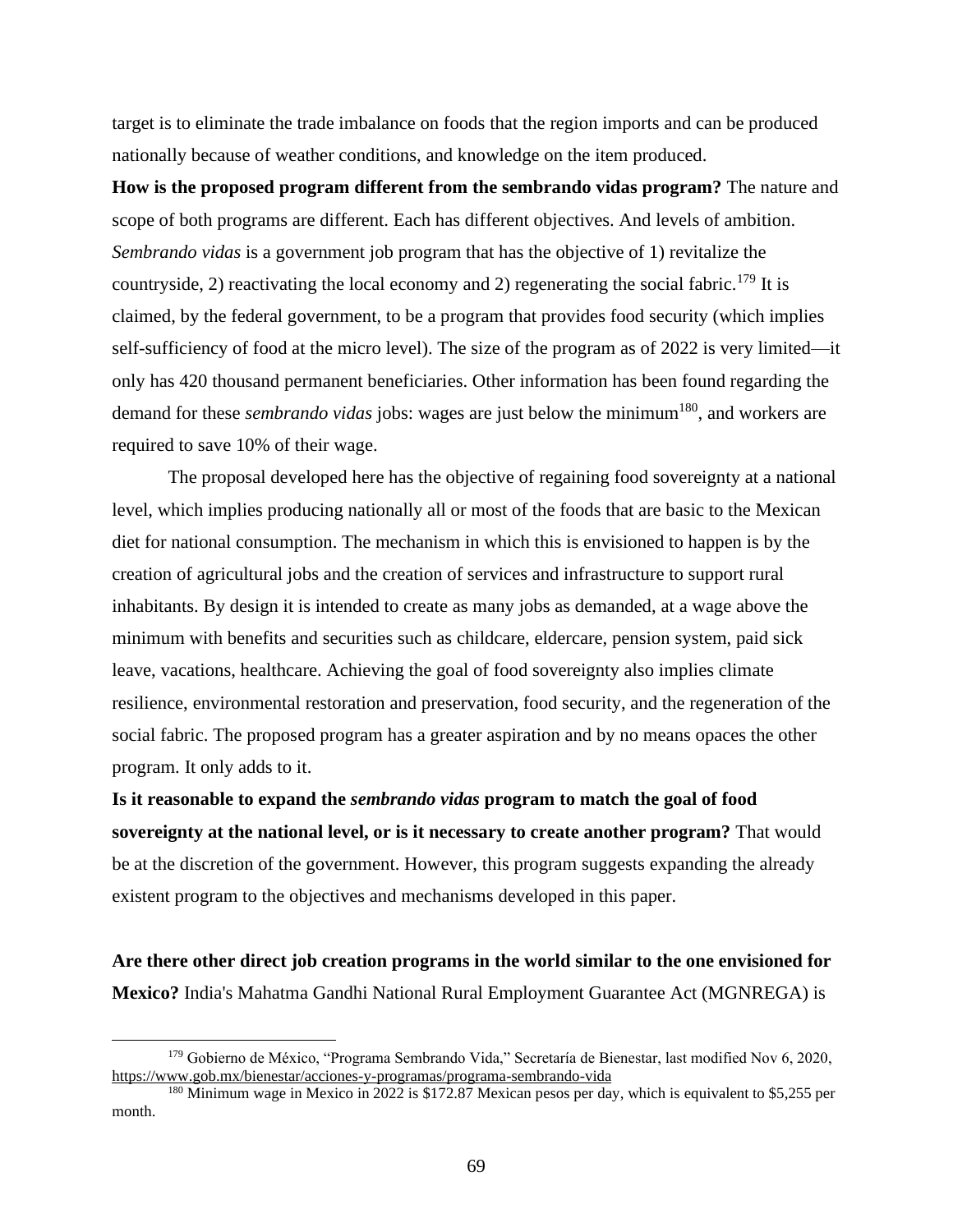target is to eliminate the trade imbalance on foods that the region imports and can be produced nationally because of weather conditions, and knowledge on the item produced.

**How is the proposed program different from the sembrando vidas program?** The nature and scope of both programs are different. Each has different objectives. And levels of ambition. *Sembrando vidas* is a government job program that has the objective of 1) revitalize the countryside, 2) reactivating the local economy and 2) regenerating the social fabric.[179] It is claimed, by the federal government, to be a program that provides food security (which implies self-sufficiency of food at the micro level). The size of the program as of 2022 is very limited—it only has 420 thousand permanent beneficiaries. Other information has been found regarding the demand for these *sembrando vidas* jobs: wages are just below the minimum[180], and workers are required to save 10% of their wage.

The proposal developed here has the objective of regaining food sovereignty at a national level, which implies producing nationally all or most of the foods that are basic to the Mexican diet for national consumption. The mechanism in which this is envisioned to happen is by the creation of agricultural jobs and the creation of services and infrastructure to support rural inhabitants. By design it is intended to create as many jobs as demanded, at a wage above the minimum with benefits and securities such as childcare, eldercare, pension system, paid sick leave, vacations, healthcare. Achieving the goal of food sovereignty also implies climate resilience, environmental restoration and preservation, food security, and the regeneration of the social fabric. The proposed program has a greater aspiration and by no means opaces the other program. It only adds to it.

**Is it reasonable to expand the *sembrando vidas* program to match the goal of food sovereignty at the national level, or is it necessary to create another program?** That would be at the discretion of the government. However, this program suggests expanding the already existent program to the objectives and mechanisms developed in this paper.

**Are there other direct job creation programs in the world similar to the one envisioned for Mexico?** India's Mahatma Gandhi National Rural Employment Guarantee Act (MGNREGA) is

---

[179] Gobierno de México, "Programa Sembrando Vida," Secretaría de Bienestar, last modified Nov 6, 2020, https://www.gob.mx/bienestar/acciones-y-programas/programa-sembrando-vida

[180] Minimum wage in Mexico in 2022 is $172.87 Mexican pesos per day, which is equivalent to $5,255 per month.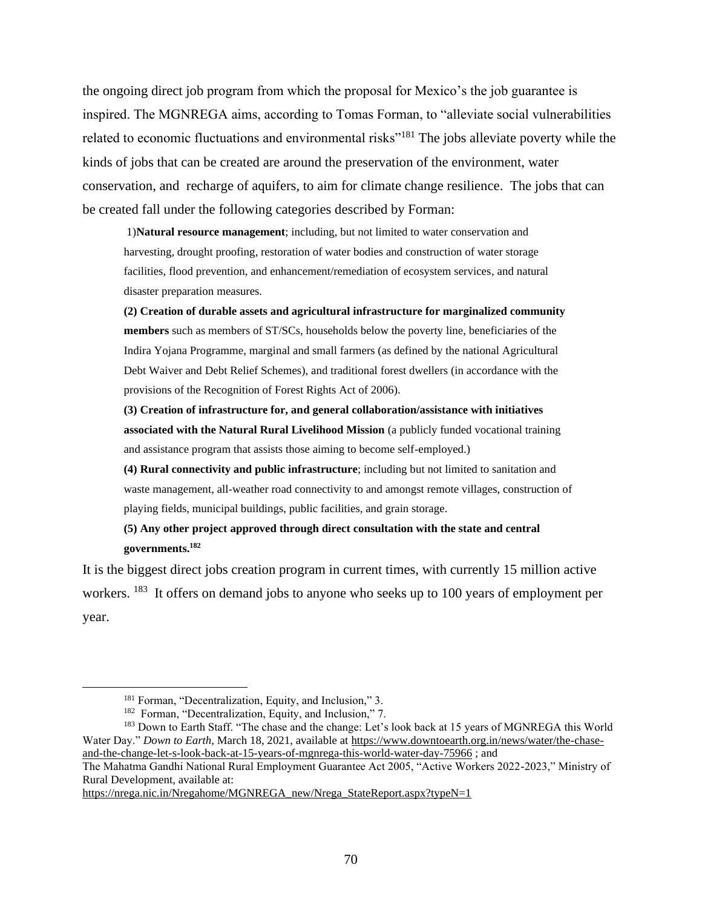the ongoing direct job program from which the proposal for Mexico's the job guarantee is inspired. The MGNREGA aims, according to Tomas Forman, to "alleviate social vulnerabilities related to economic fluctuations and environmental risks"[181] The jobs alleviate poverty while the kinds of jobs that can be created are around the preservation of the environment, water conservation, and recharge of aquifers, to aim for climate change resilience. The jobs that can be created fall under the following categories described by Forman:

> 1)**Natural resource management**; including, but not limited to water conservation and harvesting, drought proofing, restoration of water bodies and construction of water storage facilities, flood prevention, and enhancement/remediation of ecosystem services, and natural disaster preparation measures.
>
> **(2) Creation of durable assets and agricultural infrastructure for marginalized community members** such as members of ST/SCs, households below the poverty line, beneficiaries of the Indira Yojana Programme, marginal and small farmers (as defined by the national Agricultural Debt Waiver and Debt Relief Schemes), and traditional forest dwellers (in accordance with the provisions of the Recognition of Forest Rights Act of 2006).
>
> **(3) Creation of infrastructure for, and general collaboration/assistance with initiatives associated with the Natural Rural Livelihood Mission** (a publicly funded vocational training and assistance program that assists those aiming to become self-employed.)
>
> **(4) Rural connectivity and public infrastructure**; including but not limited to sanitation and waste management, all-weather road connectivity to and amongst remote villages, construction of playing fields, municipal buildings, public facilities, and grain storage.
>
> **(5) Any other project approved through direct consultation with the state and central governments.**[182]

It is the biggest direct jobs creation program in current times, with currently 15 million active workers. [183] It offers on demand jobs to anyone who seeks up to 100 years of employment per year.

---

[181] Forman, "Decentralization, Equity, and Inclusion," 3.

[182] Forman, "Decentralization, Equity, and Inclusion," 7.

[183] Down to Earth Staff. "The chase and the change: Let's look back at 15 years of MGNREGA this World Water Day." *Down to Earth*, March 18, 2021, available at https://www.downtoearth.org.in/news/water/the-chase-and-the-change-let-s-look-back-at-15-years-of-mgnrega-this-world-water-day-75966 ; and The Mahatma Gandhi National Rural Employment Guarantee Act 2005, "Active Workers 2022-2023," Ministry of Rural Development, available at: https://nrega.nic.in/Nregahome/MGNREGA_new/Nrega_StateReport.aspx?typeN=1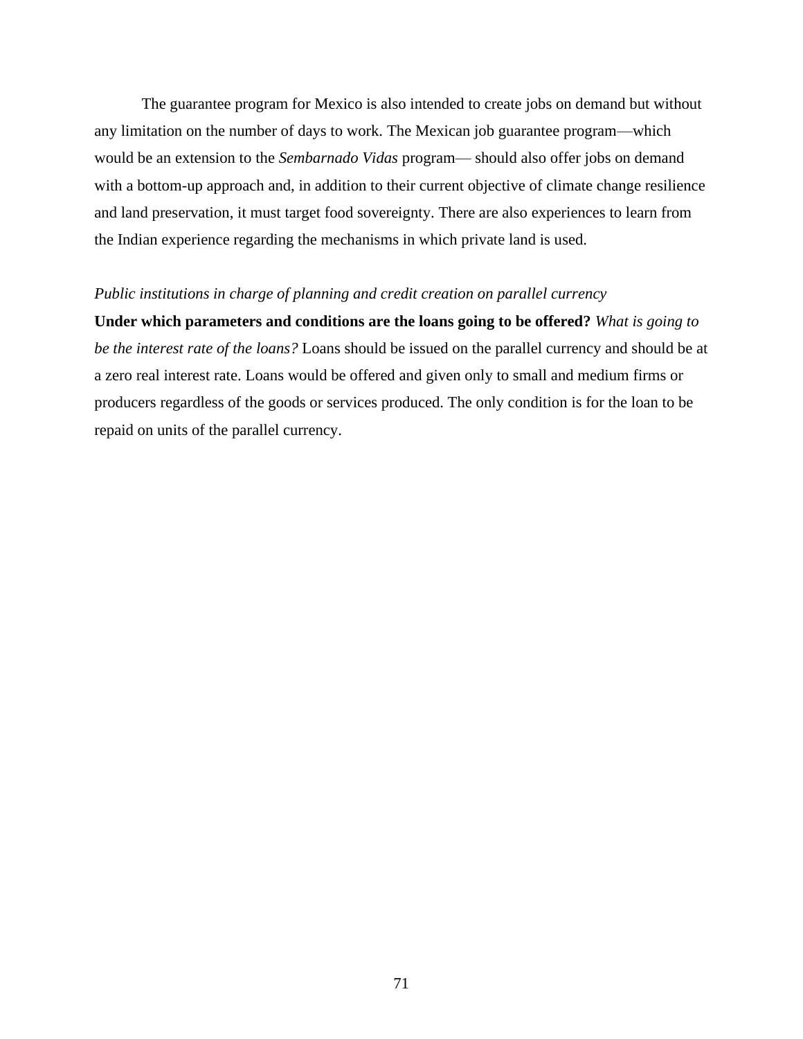The guarantee program for Mexico is also intended to create jobs on demand but without any limitation on the number of days to work. The Mexican job guarantee program—which would be an extension to the *Sembarnado Vidas* program— should also offer jobs on demand with a bottom-up approach and, in addition to their current objective of climate change resilience and land preservation, it must target food sovereignty. There are also experiences to learn from the Indian experience regarding the mechanisms in which private land is used.

*Public institutions in charge of planning and credit creation on parallel currency*

**Under which parameters and conditions are the loans going to be offered?** *What is going to be the interest rate of the loans?* Loans should be issued on the parallel currency and should be at a zero real interest rate. Loans would be offered and given only to small and medium firms or producers regardless of the goods or services produced. The only condition is for the loan to be repaid on units of the parallel currency.